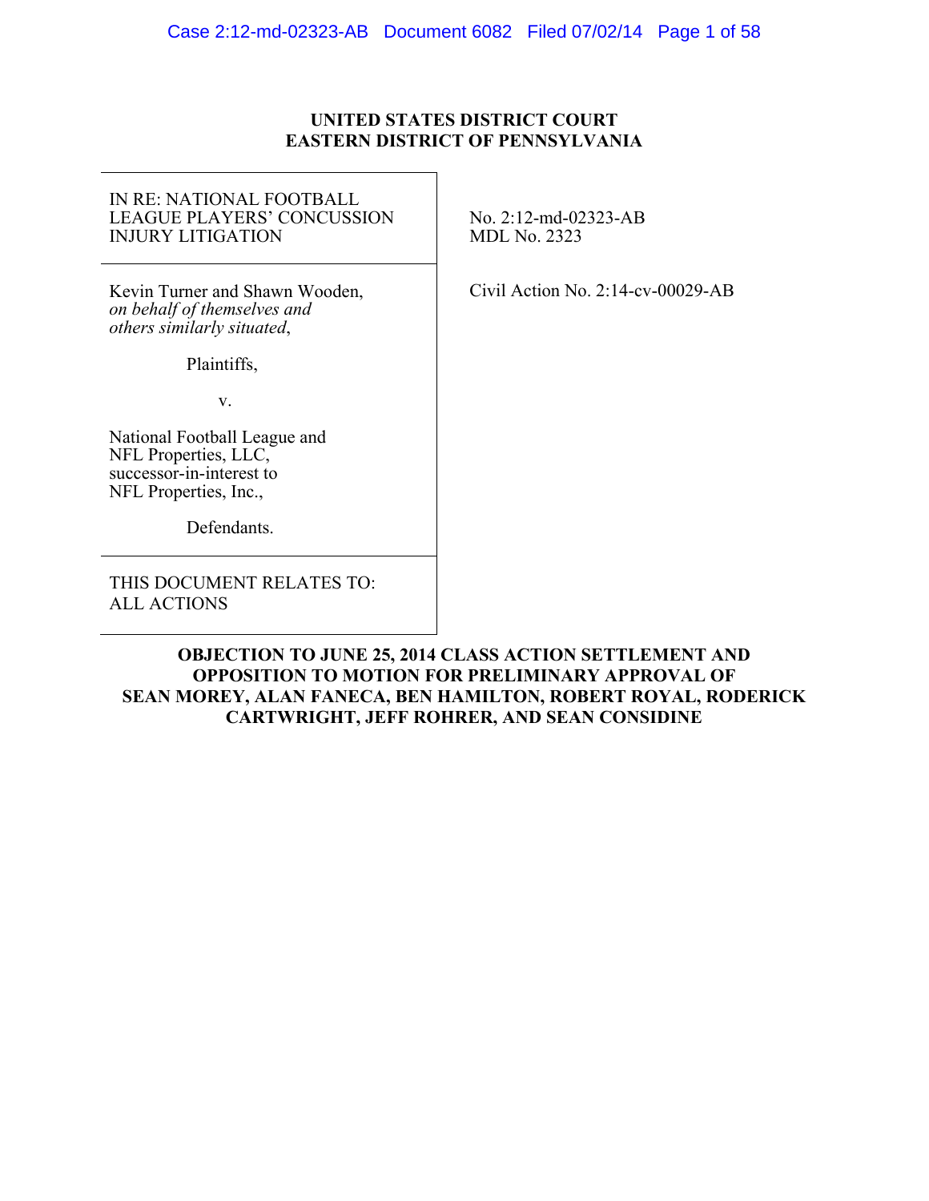**UNITED STATES DISTRICT COURT**
**EASTERN DISTRICT OF PENNSYLVANIA**

| | |
|---|---|
| IN RE: NATIONAL FOOTBALL LEAGUE PLAYERS' CONCUSSION INJURY LITIGATION | No. 2:12-md-02323-AB<br>MDL No. 2323 |
| Kevin Turner and Shawn Wooden, *on behalf of themselves and others similarly situated*,<br><br>Plaintiffs,<br><br>v.<br><br>National Football League and NFL Properties, LLC, successor-in-interest to NFL Properties, Inc.,<br><br>Defendants. | Civil Action No. 2:14-cv-00029-AB |
| THIS DOCUMENT RELATES TO: ALL ACTIONS | |

**OBJECTION TO JUNE 25, 2014 CLASS ACTION SETTLEMENT AND OPPOSITION TO MOTION FOR PRELIMINARY APPROVAL OF SEAN MOREY, ALAN FANECA, BEN HAMILTON, ROBERT ROYAL, RODERICK CARTWRIGHT, JEFF ROHRER, AND SEAN CONSIDINE**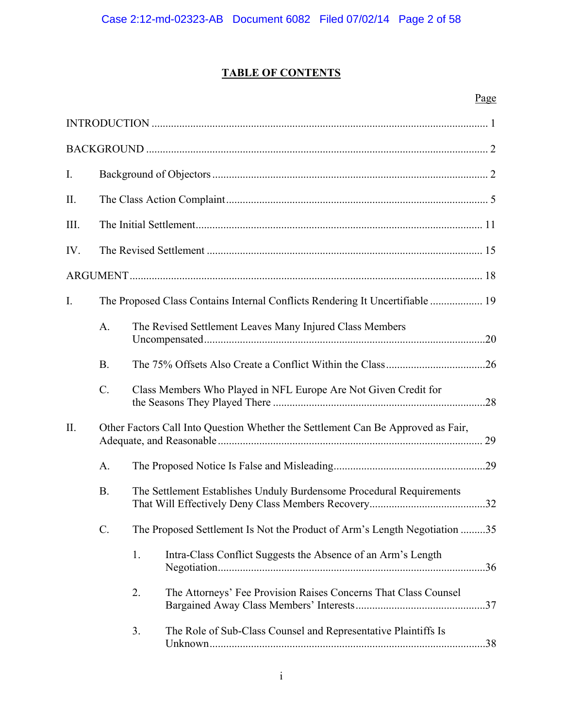# TABLE OF CONTENTS

Page

INTRODUCTION ........................................................................................................................ 1

BACKGROUND .......................................................................................................................... 2

I. Background of Objectors ................................................................................................... 2

II. The Class Action Complaint .............................................................................................. 5

III. The Initial Settlement ....................................................................................................... 11

IV. The Revised Settlement ................................................................................................... 15

ARGUMENT ............................................................................................................................... 18

I. The Proposed Class Contains Internal Conflicts Rendering It Uncertifiable ................... 19

- A. The Revised Settlement Leaves Many Injured Class Members Uncompensated .....................................................................................................20
- B. The 75% Offsets Also Create a Conflict Within the Class ....................................26
- C. Class Members Who Played in NFL Europe Are Not Given Credit for the Seasons They Played There ............................................................................28

II. Other Factors Call Into Question Whether the Settlement Can Be Approved as Fair, Adequate, and Reasonable ............................................................................................... 29

- A. The Proposed Notice Is False and Misleading.......................................................29
- B. The Settlement Establishes Unduly Burdensome Procedural Requirements That Will Effectively Deny Class Members Recovery..........................................32
- C. The Proposed Settlement Is Not the Product of Arm's Length Negotiation .........35
  - 1. Intra-Class Conflict Suggests the Absence of an Arm's Length Negotiation................................................................................................36
  - 2. The Attorneys' Fee Provision Raises Concerns That Class Counsel Bargained Away Class Members' Interests...............................................37
  - 3. The Role of Sub-Class Counsel and Representative Plaintiffs Is Unknown...................................................................................................38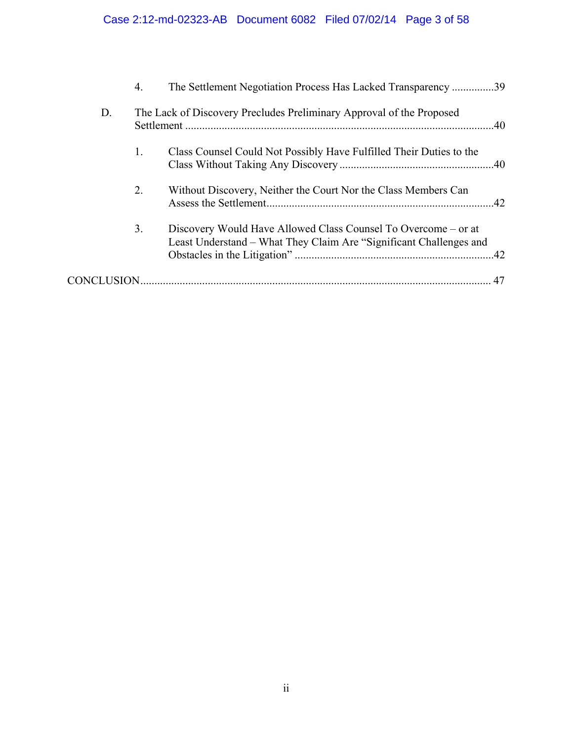4. The Settlement Negotiation Process Has Lacked Transparency ...............39

D. The Lack of Discovery Precludes Preliminary Approval of the Proposed Settlement ............................................................................................................40

1. Class Counsel Could Not Possibly Have Fulfilled Their Duties to the Class Without Taking Any Discovery ......................................................40

2. Without Discovery, Neither the Court Nor the Class Members Can Assess the Settlement................................................................................42

3. Discovery Would Have Allowed Class Counsel To Overcome – or at Least Understand – What They Claim Are "Significant Challenges and Obstacles in the Litigation" ......................................................................42

CONCLUSION............................................................................................................................ 47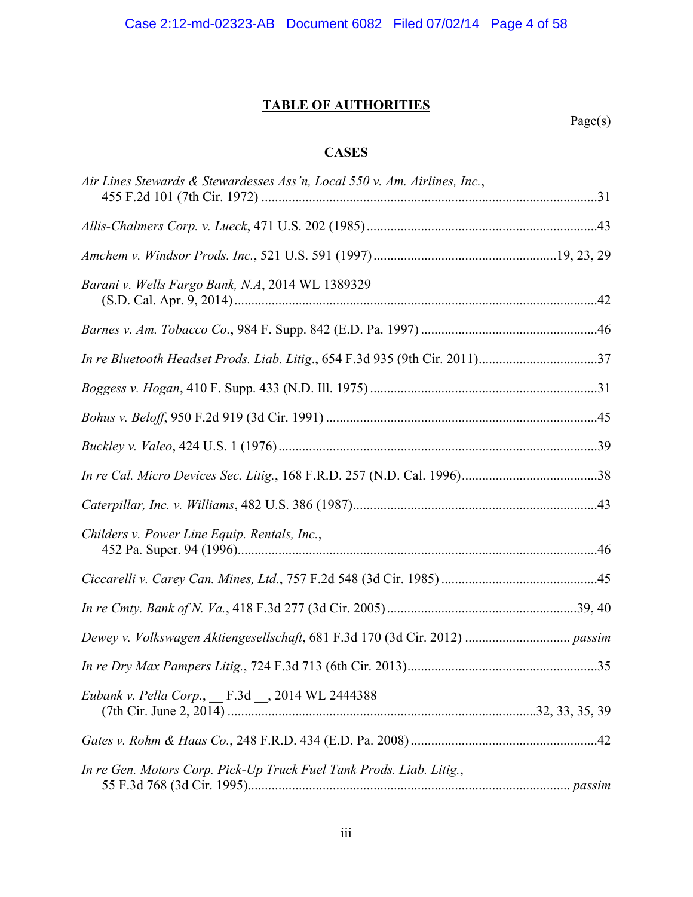# TABLE OF AUTHORITIES

Page(s)

## CASES

*Air Lines Stewards & Stewardesses Ass'n, Local 550 v. Am. Airlines, Inc.*, 455 F.2d 101 (7th Cir. 1972) ....................................................................................................31

*Allis-Chalmers Corp. v. Lueck*, 471 U.S. 202 (1985)....................................................................43

*Amchem v. Windsor Prods. Inc.*, 521 U.S. 591 (1997).....................................................19, 23, 29

*Barani v. Wells Fargo Bank, N.A*, 2014 WL 1389329 (S.D. Cal. Apr. 9, 2014)............................................................................................................42

*Barnes v. Am. Tobacco Co.*, 984 F. Supp. 842 (E.D. Pa. 1997) ....................................................46

*In re Bluetooth Headset Prods. Liab. Litig.*, 654 F.3d 935 (9th Cir. 2011)...................................37

*Boggess v. Hogan*, 410 F. Supp. 433 (N.D. Ill. 1975) ...................................................................31

*Bohus v. Beloff*, 950 F.2d 919 (3d Cir. 1991) ................................................................................45

*Buckley v. Valeo*, 424 U.S. 1 (1976)..............................................................................................39

*In re Cal. Micro Devices Sec. Litig.*, 168 F.R.D. 257 (N.D. Cal. 1996)........................................38

*Caterpillar, Inc. v. Williams*, 482 U.S. 386 (1987).......................................................................43

*Childers v. Power Line Equip. Rentals, Inc.*, 452 Pa. Super. 94 (1996).........................................................................................................46

*Ciccarelli v. Carey Can. Mines, Ltd.*, 757 F.2d 548 (3d Cir. 1985) ..............................................45

*In re Cmty. Bank of N. Va.*, 418 F.3d 277 (3d Cir. 2005)........................................................39, 40

*Dewey v. Volkswagen Aktiengesellschaft*, 681 F.3d 170 (3d Cir. 2012) ............................... *passim*

*In re Dry Max Pampers Litig.*, 724 F.3d 713 (6th Cir. 2013).......................................................35

*Eubank v. Pella Corp.*, __ F.3d __, 2014 WL 2444388 (7th Cir. June 2, 2014) ..........................................................................................32, 33, 35, 39

*Gates v. Rohm & Haas Co.*, 248 F.R.D. 434 (E.D. Pa. 2008).......................................................42

*In re Gen. Motors Corp. Pick-Up Truck Fuel Tank Prods. Liab. Litig.*, 55 F.3d 768 (3d Cir. 1995)............................................................................................. *passim*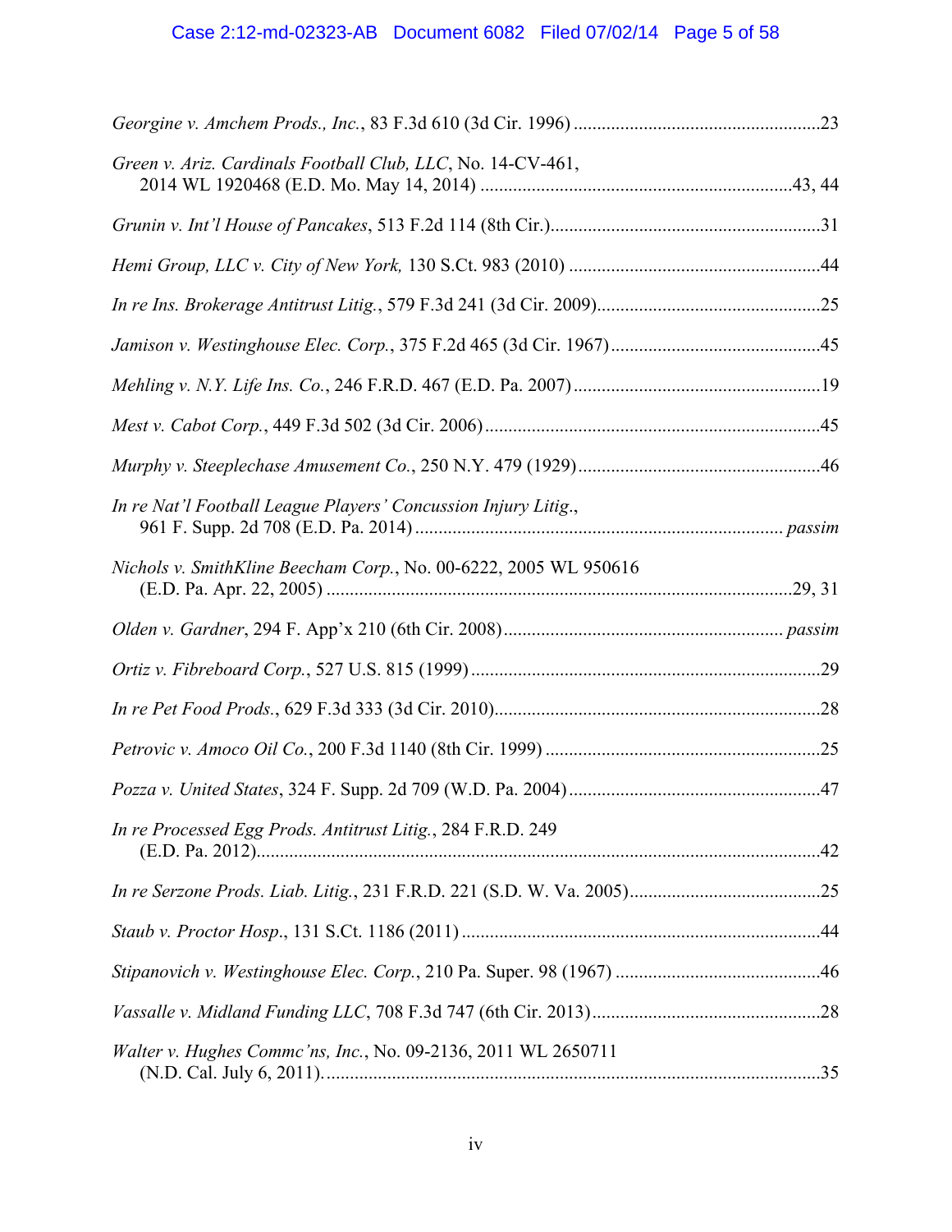*Georgine v. Amchem Prods., Inc.*, 83 F.3d 610 (3d Cir. 1996) ....................................................23

*Green v. Ariz. Cardinals Football Club, LLC*, No. 14-CV-461, 2014 WL 1920468 (E.D. Mo. May 14, 2014) ..................................................................43, 44

*Grunin v. Int'l House of Pancakes*, 513 F.2d 114 (8th Cir.)..........................................................31

*Hemi Group, LLC v. City of New York,* 130 S.Ct. 983 (2010) .....................................................44

*In re Ins. Brokerage Antitrust Litig.*, 579 F.3d 241 (3d Cir. 2009)................................................25

*Jamison v. Westinghouse Elec. Corp.*, 375 F.2d 465 (3d Cir. 1967)............................................45

*Mehling v. N.Y. Life Ins. Co.*, 246 F.R.D. 467 (E.D. Pa. 2007)....................................................19

*Mest v. Cabot Corp.*, 449 F.3d 502 (3d Cir. 2006).......................................................................45

*Murphy v. Steeplechase Amusement Co.*, 250 N.Y. 479 (1929)...................................................46

*In re Nat'l Football League Players' Concussion Injury Litig.*, 961 F. Supp. 2d 708 (E.D. Pa. 2014) .............................................................................. *passim*

*Nichols v. SmithKline Beecham Corp.*, No. 00-6222, 2005 WL 950616 (E.D. Pa. Apr. 22, 2005) ..................................................................................................29, 31

*Olden v. Gardner*, 294 F. App'x 210 (6th Cir. 2008)........................................................... *passim*

*Ortiz v. Fibreboard Corp.*, 527 U.S. 815 (1999) ...........................................................................29

*In re Pet Food Prods.*, 629 F.3d 333 (3d Cir. 2010)......................................................................28

*Petrovic v. Amoco Oil Co.*, 200 F.3d 1140 (8th Cir. 1999) ...........................................................25

*Pozza v. United States*, 324 F. Supp. 2d 709 (W.D. Pa. 2004)......................................................47

*In re Processed Egg Prods. Antitrust Litig.*, 284 F.R.D. 249 (E.D. Pa. 2012)..........................................................................................................................42

*In re Serzone Prods. Liab. Litig.*, 231 F.R.D. 221 (S.D. W. Va. 2005).........................................25

*Staub v. Proctor Hosp*., 131 S.Ct. 1186 (2011) ............................................................................44

*Stipanovich v. Westinghouse Elec. Corp.*, 210 Pa. Super. 98 (1967) ............................................46

*Vassalle v. Midland Funding LLC*, 708 F.3d 747 (6th Cir. 2013).................................................28

*Walter v. Hughes Commc'ns, Inc.*, No. 09-2136, 2011 WL 2650711 (N.D. Cal. July 6, 2011)..........................................................................................................35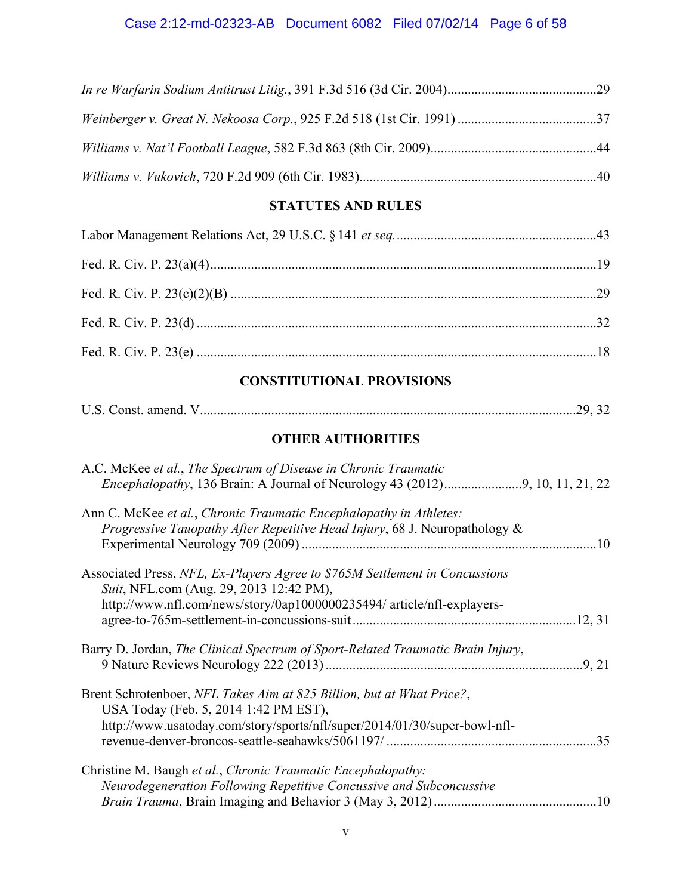*In re Warfarin Sodium Antitrust Litig.*, 391 F.3d 516 (3d Cir. 2004)...........................................29

*Weinberger v. Great N. Nekoosa Corp.*, 925 F.2d 518 (1st Cir. 1991) .........................................37

*Williams v. Nat'l Football League*, 582 F.3d 863 (8th Cir. 2009)................................................44

*Williams v. Vukovich*, 720 F.2d 909 (6th Cir. 1983).....................................................................40

## STATUTES AND RULES

Labor Management Relations Act, 29 U.S.C. § 141 *et seq.*..........................................................43

Fed. R. Civ. P. 23(a)(4).................................................................................................................19

Fed. R. Civ. P. 23(c)(2)(B) ...........................................................................................................29

Fed. R. Civ. P. 23(d) .....................................................................................................................32

Fed. R. Civ. P. 23(e) .....................................................................................................................18

## CONSTITUTIONAL PROVISIONS

U.S. Const. amend. V.............................................................................................................29, 32

## OTHER AUTHORITIES

A.C. McKee *et al.*, *The Spectrum of Disease in Chronic Traumatic Encephalopathy*, 136 Brain: A Journal of Neurology 43 (2012).......................9, 10, 11, 21, 22

Ann C. McKee *et al.*, *Chronic Traumatic Encephalopathy in Athletes: Progressive Tauopathy After Repetitive Head Injury*, 68 J. Neuropathology & Experimental Neurology 709 (2009) .......................................................................................10

Associated Press, *NFL, Ex-Players Agree to $765M Settlement in Concussions Suit*, NFL.com (Aug. 29, 2013 12:42 PM), http://www.nfl.com/news/story/0ap1000000235494/ article/nfl-explayers-agree-to-765m-settlement-in-concussions-suit.................................................................12, 31

Barry D. Jordan, *The Clinical Spectrum of Sport-Related Traumatic Brain Injury*, 9 Nature Reviews Neurology 222 (2013) ...........................................................................9, 21

Brent Schrotenboer, *NFL Takes Aim at $25 Billion, but at What Price?*, USA Today (Feb. 5, 2014 1:42 PM EST), http://www.usatoday.com/story/sports/nfl/super/2014/01/30/super-bowl-nfl-revenue-denver-broncos-seattle-seahawks/5061197/ .............................................................35

Christine M. Baugh *et al.*, *Chronic Traumatic Encephalopathy: Neurodegeneration Following Repetitive Concussive and Subconcussive Brain Trauma*, Brain Imaging and Behavior 3 (May 3, 2012)................................................10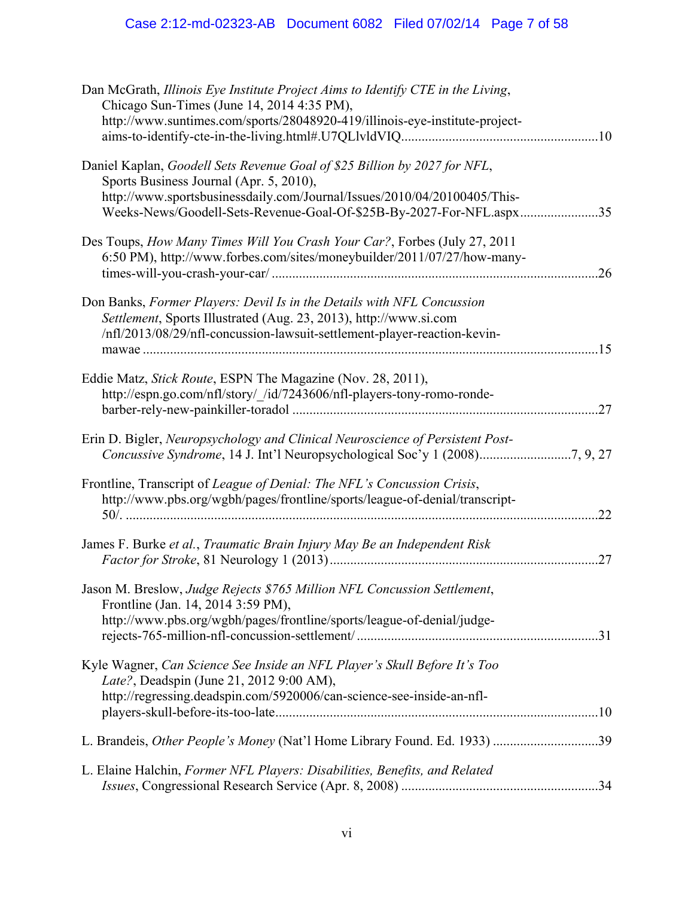Dan McGrath, *Illinois Eye Institute Project Aims to Identify CTE in the Living*, Chicago Sun-Times (June 14, 2014 4:35 PM), http://www.suntimes.com/sports/28048920-419/illinois-eye-institute-project-aims-to-identify-cte-in-the-living.html#.U7QLlvldVIQ .........................................................10

Daniel Kaplan, *Goodell Sets Revenue Goal of $25 Billion by 2027 for NFL*, Sports Business Journal (Apr. 5, 2010), http://www.sportsbusinessdaily.com/Journal/Issues/2010/04/20100405/This-Weeks-News/Goodell-Sets-Revenue-Goal-Of-$25B-By-2027-For-NFL.aspx.......................35

Des Toups, *How Many Times Will You Crash Your Car?*, Forbes (July 27, 2011 6:50 PM), http://www.forbes.com/sites/moneybuilder/2011/07/27/how-many-times-will-you-crash-your-car/ ...............................................................................................26

Don Banks, *Former Players: Devil Is in the Details with NFL Concussion Settlement*, Sports Illustrated (Aug. 23, 2013), http://www.si.com /nfl/2013/08/29/nfl-concussion-lawsuit-settlement-player-reaction-kevin-mawae ......................................................................................................................15

Eddie Matz, *Stick Route*, ESPN The Magazine (Nov. 28, 2011), http://espn.go.com/nfl/story/_/id/7243606/nfl-players-tony-romo-ronde-barber-rely-new-painkiller-toradol ..........................................................................................27

Erin D. Bigler, *Neuropsychology and Clinical Neuroscience of Persistent Post-Concussive Syndrome*, 14 J. Int'l Neuropsychological Soc'y 1 (2008)...........................7, 9, 27

Frontline, Transcript of *League of Denial: The NFL's Concussion Crisis*, http://www.pbs.org/wgbh/pages/frontline/sports/league-of-denial/transcript-50/. ..........................................................................................................................22

James F. Burke *et al.*, *Traumatic Brain Injury May Be an Independent Risk Factor for Stroke*, 81 Neurology 1 (2013)..............................................................................27

Jason M. Breslow, *Judge Rejects $765 Million NFL Concussion Settlement*, Frontline (Jan. 14, 2014 3:59 PM), http://www.pbs.org/wgbh/pages/frontline/sports/league-of-denial/judge-rejects-765-million-nfl-concussion-settlement/ ......................................................................31

Kyle Wagner, *Can Science See Inside an NFL Player's Skull Before It's Too Late?*, Deadspin (June 21, 2012 9:00 AM), http://regressing.deadspin.com/5920006/can-science-see-inside-an-nfl-players-skull-before-its-too-late.............................................................................................10

L. Brandeis, *Other People's Money* (Nat'l Home Library Found. Ed. 1933) ...............................39

L. Elaine Halchin, *Former NFL Players: Disabilities, Benefits, and Related Issues*, Congressional Research Service (Apr. 8, 2008) ..........................................................34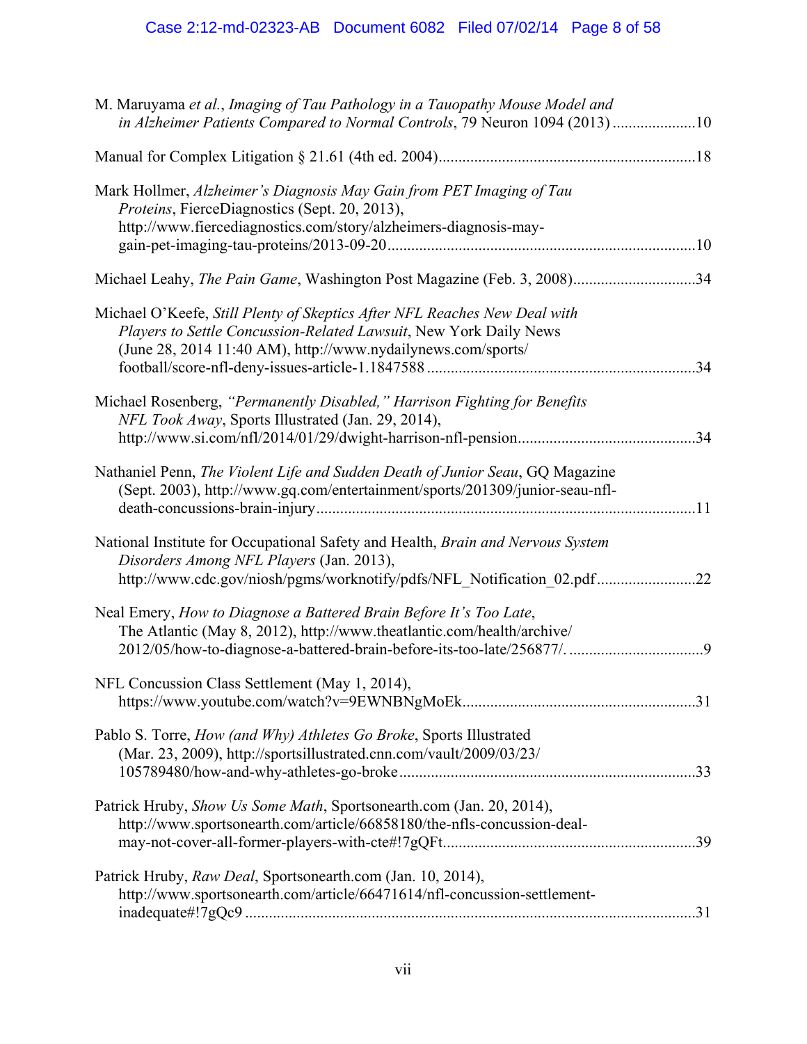M. Maruyama *et al.*, *Imaging of Tau Pathology in a Tauopathy Mouse Model and in Alzheimer Patients Compared to Normal Controls*, 79 Neuron 1094 (2013) .....................10

Manual for Complex Litigation § 21.61 (4th ed. 2004)................................................................18

Mark Hollmer, *Alzheimer's Diagnosis May Gain from PET Imaging of Tau Proteins*, FierceDiagnostics (Sept. 20, 2013), http://www.fiercediagnostics.com/story/alzheimers-diagnosis-may-gain-pet-imaging-tau-proteins/2013-09-20............................................................................10

Michael Leahy, *The Pain Game*, Washington Post Magazine (Feb. 3, 2008)..............................34

Michael O'Keefe, *Still Plenty of Skeptics After NFL Reaches New Deal with Players to Settle Concussion-Related Lawsuit*, New York Daily News (June 28, 2014 11:40 AM), http://www.nydailynews.com/sports/football/score-nfl-deny-issues-article-1.1847588 ...................................................................34

Michael Rosenberg, *"Permanently Disabled," Harrison Fighting for Benefits NFL Took Away*, Sports Illustrated (Jan. 29, 2014), http://www.si.com/nfl/2014/01/29/dwight-harrison-nfl-pension............................................34

Nathaniel Penn, *The Violent Life and Sudden Death of Junior Seau*, GQ Magazine (Sept. 2003), http://www.gq.com/entertainment/sports/201309/junior-seau-nfl-death-concussions-brain-injury...............................................................................................11

National Institute for Occupational Safety and Health, *Brain and Nervous System Disorders Among NFL Players* (Jan. 2013), http://www.cdc.gov/niosh/pgms/worknotify/pdfs/NFL_Notification_02.pdf........................22

Neal Emery, *How to Diagnose a Battered Brain Before It's Too Late*, The Atlantic (May 8, 2012), http://www.theatlantic.com/health/archive/2012/05/how-to-diagnose-a-battered-brain-before-its-too-late/256877/. .................................9

NFL Concussion Class Settlement (May 1, 2014), https://www.youtube.com/watch?v=9EWNBNgMoEk..........................................................31

Pablo S. Torre, *How (and Why) Athletes Go Broke*, Sports Illustrated (Mar. 23, 2009), http://sportsillustrated.cnn.com/vault/2009/03/23/105789480/how-and-why-athletes-go-broke..........................................................................33

Patrick Hruby, *Show Us Some Math*, Sportsonearth.com (Jan. 20, 2014), http://www.sportsonearth.com/article/66858180/the-nfls-concussion-deal-may-not-cover-all-former-players-with-cte#!7gQFt...............................................................39

Patrick Hruby, *Raw Deal*, Sportsonearth.com (Jan. 10, 2014), http://www.sportsonearth.com/article/66471614/nfl-concussion-settlement-inadequate#!7gQc9 .................................................................................................................31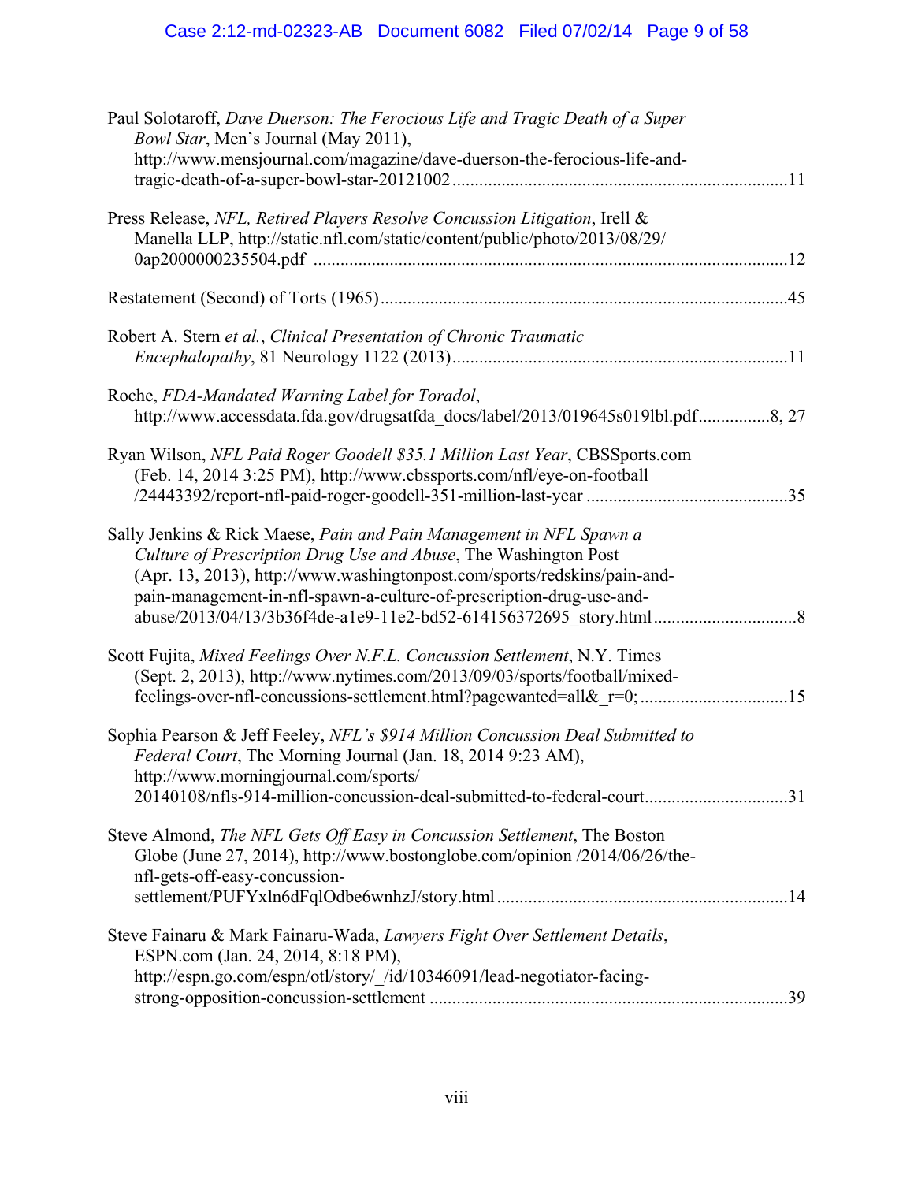Paul Solotaroff, *Dave Duerson: The Ferocious Life and Tragic Death of a Super Bowl Star*, Men's Journal (May 2011), http://www.mensjournal.com/magazine/dave-duerson-the-ferocious-life-and-tragic-death-of-a-super-bowl-star-20121002 ..........11

Press Release, *NFL, Retired Players Resolve Concussion Litigation*, Irell & Manella LLP, http://static.nfl.com/static/content/public/photo/2013/08/29/0ap2000000235504.pdf ..........12

Restatement (Second) of Torts (1965) ..........45

Robert A. Stern *et al.*, *Clinical Presentation of Chronic Traumatic Encephalopathy*, 81 Neurology 1122 (2013) ..........11

Roche, *FDA-Mandated Warning Label for Toradol*, http://www.accessdata.fda.gov/drugsatfda_docs/label/2013/019645s019lbl.pdf..........8, 27

Ryan Wilson, *NFL Paid Roger Goodell $35.1 Million Last Year*, CBSSports.com (Feb. 14, 2014 3:25 PM), http://www.cbssports.com/nfl/eye-on-football/24443392/report-nfl-paid-roger-goodell-351-million-last-year ..........35

Sally Jenkins & Rick Maese, *Pain and Pain Management in NFL Spawn a Culture of Prescription Drug Use and Abuse*, The Washington Post (Apr. 13, 2013), http://www.washingtonpost.com/sports/redskins/pain-and-pain-management-in-nfl-spawn-a-culture-of-prescription-drug-use-and-abuse/2013/04/13/3b36f4de-a1e9-11e2-bd52-614156372695_story.html ..........8

Scott Fujita, *Mixed Feelings Over N.F.L. Concussion Settlement*, N.Y. Times (Sept. 2, 2013), http://www.nytimes.com/2013/09/03/sports/football/mixed-feelings-over-nfl-concussions-settlement.html?pagewanted=all&_r=0; ..........15

Sophia Pearson & Jeff Feeley, *NFL's $914 Million Concussion Deal Submitted to Federal Court*, The Morning Journal (Jan. 18, 2014 9:23 AM), http://www.morningjournal.com/sports/20140108/nfls-914-million-concussion-deal-submitted-to-federal-court..........31

Steve Almond, *The NFL Gets Off Easy in Concussion Settlement*, The Boston Globe (June 27, 2014), http://www.bostonglobe.com/opinion /2014/06/26/the-nfl-gets-off-easy-concussion-settlement/PUFYxln6dFqlOdbe6wnhzJ/story.html ..........14

Steve Fainaru & Mark Fainaru-Wada, *Lawyers Fight Over Settlement Details*, ESPN.com (Jan. 24, 2014, 8:18 PM), http://espn.go.com/espn/otl/story/_/id/10346091/lead-negotiator-facing-strong-opposition-concussion-settlement ..........39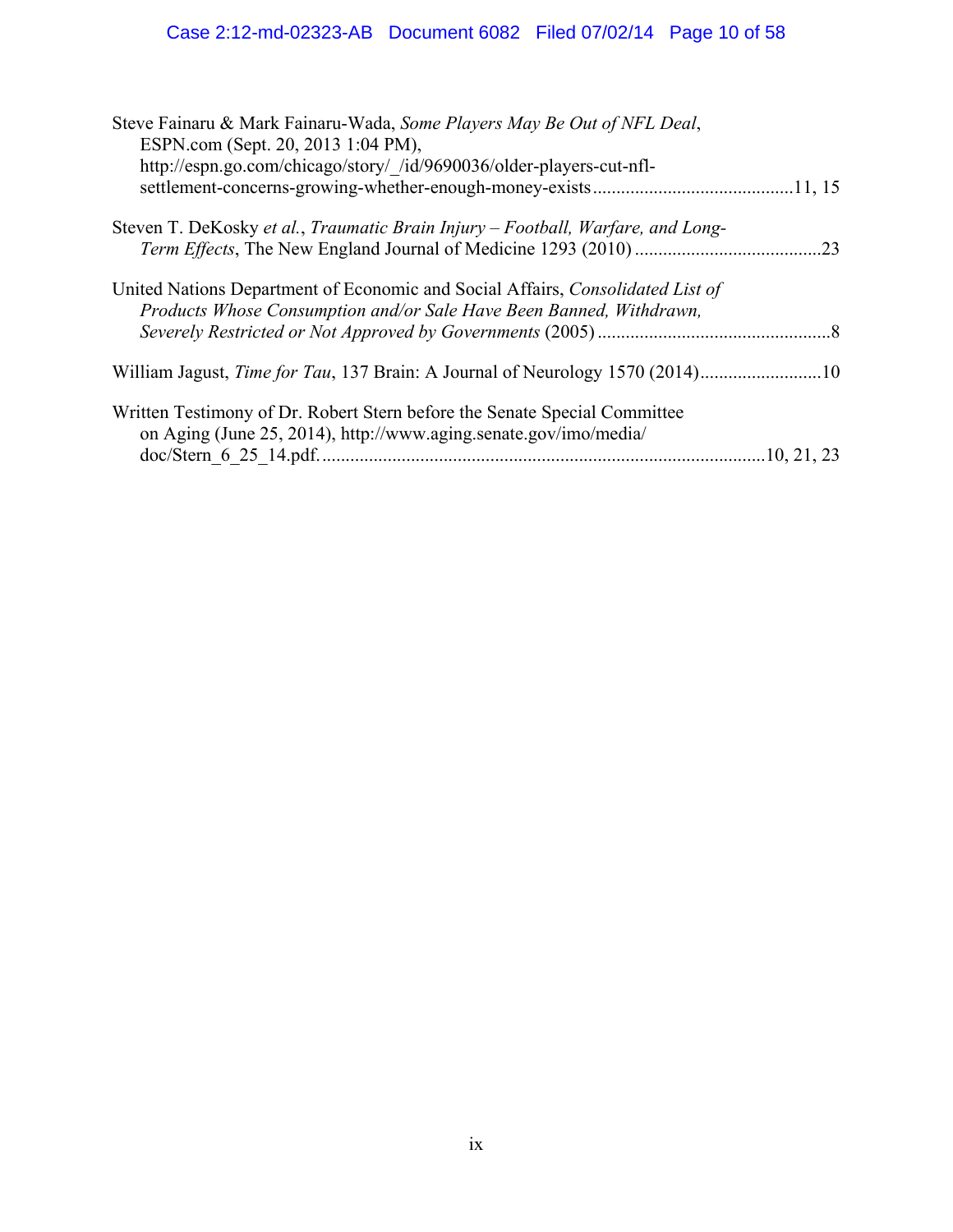Steve Fainaru & Mark Fainaru-Wada, *Some Players May Be Out of NFL Deal*, ESPN.com (Sept. 20, 2013 1:04 PM), http://espn.go.com/chicago/story/_/id/9690036/older-players-cut-nfl-settlement-concerns-growing-whether-enough-money-exists..........................................11, 15

Steven T. DeKosky *et al.*, *Traumatic Brain Injury – Football, Warfare, and Long-Term Effects*, The New England Journal of Medicine 1293 (2010) ........................................23

United Nations Department of Economic and Social Affairs, *Consolidated List of Products Whose Consumption and/or Sale Have Been Banned, Withdrawn, Severely Restricted or Not Approved by Governments* (2005) ..................................................8

William Jagust, *Time for Tau*, 137 Brain: A Journal of Neurology 1570 (2014)..........................10

Written Testimony of Dr. Robert Stern before the Senate Special Committee on Aging (June 25, 2014), http://www.aging.senate.gov/imo/media/doc/Stern_6_25_14.pdf. ...............................................................................................10, 21, 23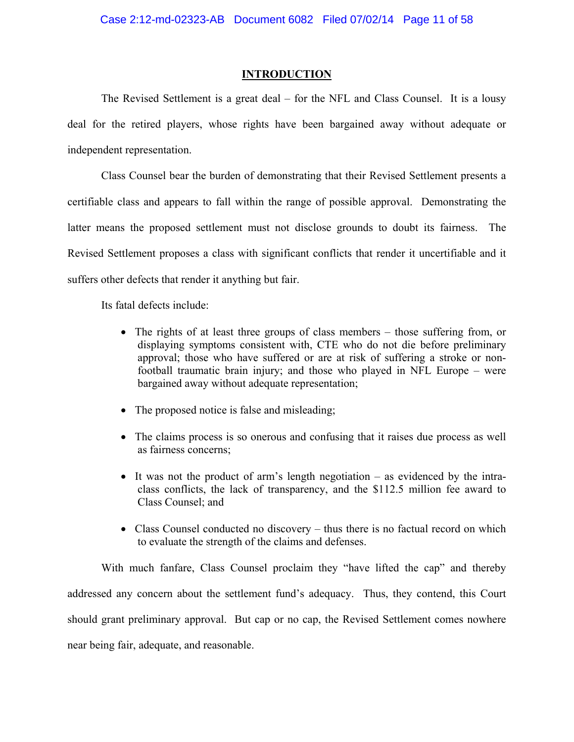## INTRODUCTION

The Revised Settlement is a great deal – for the NFL and Class Counsel. It is a lousy deal for the retired players, whose rights have been bargained away without adequate or independent representation.

Class Counsel bear the burden of demonstrating that their Revised Settlement presents a certifiable class and appears to fall within the range of possible approval. Demonstrating the latter means the proposed settlement must not disclose grounds to doubt its fairness. The Revised Settlement proposes a class with significant conflicts that render it uncertifiable and it suffers other defects that render it anything but fair.

Its fatal defects include:

- The rights of at least three groups of class members – those suffering from, or displaying symptoms consistent with, CTE who do not die before preliminary approval; those who have suffered or are at risk of suffering a stroke or non-football traumatic brain injury; and those who played in NFL Europe – were bargained away without adequate representation;
- The proposed notice is false and misleading;
- The claims process is so onerous and confusing that it raises due process as well as fairness concerns;
- It was not the product of arm's length negotiation – as evidenced by the intra-class conflicts, the lack of transparency, and the $112.5 million fee award to Class Counsel; and
- Class Counsel conducted no discovery – thus there is no factual record on which to evaluate the strength of the claims and defenses.

With much fanfare, Class Counsel proclaim they "have lifted the cap" and thereby addressed any concern about the settlement fund's adequacy. Thus, they contend, this Court should grant preliminary approval. But cap or no cap, the Revised Settlement comes nowhere near being fair, adequate, and reasonable.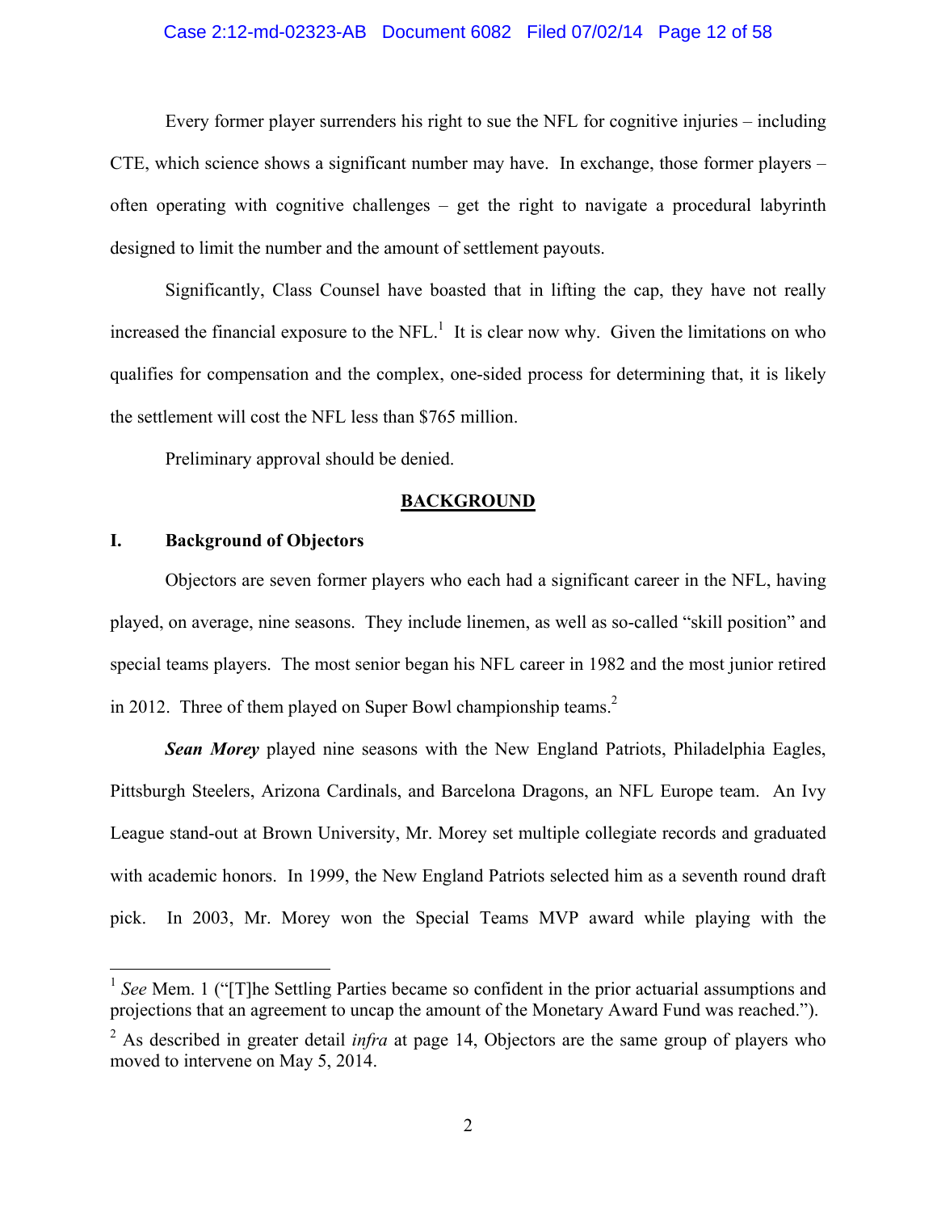Every former player surrenders his right to sue the NFL for cognitive injuries – including CTE, which science shows a significant number may have. In exchange, those former players – often operating with cognitive challenges – get the right to navigate a procedural labyrinth designed to limit the number and the amount of settlement payouts.

Significantly, Class Counsel have boasted that in lifting the cap, they have not really increased the financial exposure to the NFL.[1] It is clear now why. Given the limitations on who qualifies for compensation and the complex, one-sided process for determining that, it is likely the settlement will cost the NFL less than $765 million.

Preliminary approval should be denied.

## BACKGROUND

### I. Background of Objectors

Objectors are seven former players who each had a significant career in the NFL, having played, on average, nine seasons. They include linemen, as well as so-called "skill position" and special teams players. The most senior began his NFL career in 1982 and the most junior retired in 2012. Three of them played on Super Bowl championship teams.[2]

***Sean Morey*** played nine seasons with the New England Patriots, Philadelphia Eagles, Pittsburgh Steelers, Arizona Cardinals, and Barcelona Dragons, an NFL Europe team. An Ivy League stand-out at Brown University, Mr. Morey set multiple collegiate records and graduated with academic honors. In 1999, the New England Patriots selected him as a seventh round draft pick. In 2003, Mr. Morey won the Special Teams MVP award while playing with the

---

[1] *See* Mem. 1 ("[T]he Settling Parties became so confident in the prior actuarial assumptions and projections that an agreement to uncap the amount of the Monetary Award Fund was reached.").

[2] As described in greater detail *infra* at page 14, Objectors are the same group of players who moved to intervene on May 5, 2014.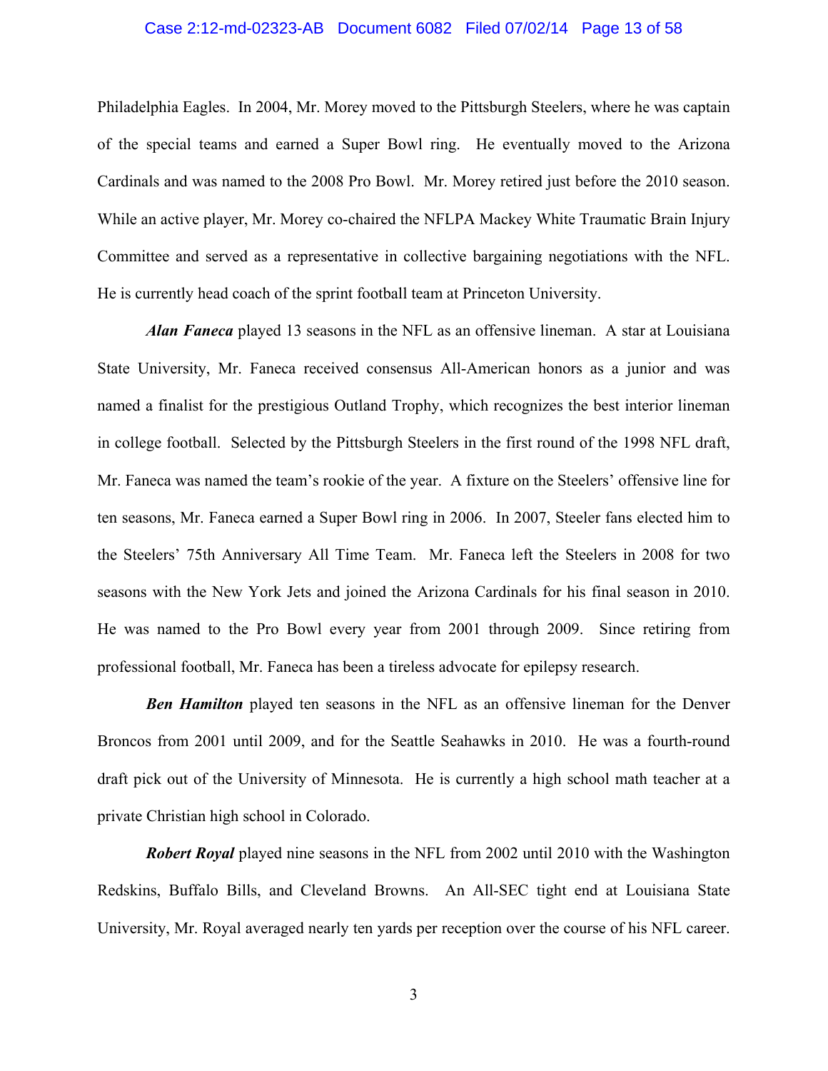Philadelphia Eagles. In 2004, Mr. Morey moved to the Pittsburgh Steelers, where he was captain of the special teams and earned a Super Bowl ring. He eventually moved to the Arizona Cardinals and was named to the 2008 Pro Bowl. Mr. Morey retired just before the 2010 season. While an active player, Mr. Morey co-chaired the NFLPA Mackey White Traumatic Brain Injury Committee and served as a representative in collective bargaining negotiations with the NFL. He is currently head coach of the sprint football team at Princeton University.

***Alan Faneca*** played 13 seasons in the NFL as an offensive lineman. A star at Louisiana State University, Mr. Faneca received consensus All-American honors as a junior and was named a finalist for the prestigious Outland Trophy, which recognizes the best interior lineman in college football. Selected by the Pittsburgh Steelers in the first round of the 1998 NFL draft, Mr. Faneca was named the team's rookie of the year. A fixture on the Steelers' offensive line for ten seasons, Mr. Faneca earned a Super Bowl ring in 2006. In 2007, Steeler fans elected him to the Steelers' 75th Anniversary All Time Team. Mr. Faneca left the Steelers in 2008 for two seasons with the New York Jets and joined the Arizona Cardinals for his final season in 2010. He was named to the Pro Bowl every year from 2001 through 2009. Since retiring from professional football, Mr. Faneca has been a tireless advocate for epilepsy research.

***Ben Hamilton*** played ten seasons in the NFL as an offensive lineman for the Denver Broncos from 2001 until 2009, and for the Seattle Seahawks in 2010. He was a fourth-round draft pick out of the University of Minnesota. He is currently a high school math teacher at a private Christian high school in Colorado.

***Robert Royal*** played nine seasons in the NFL from 2002 until 2010 with the Washington Redskins, Buffalo Bills, and Cleveland Browns. An All-SEC tight end at Louisiana State University, Mr. Royal averaged nearly ten yards per reception over the course of his NFL career.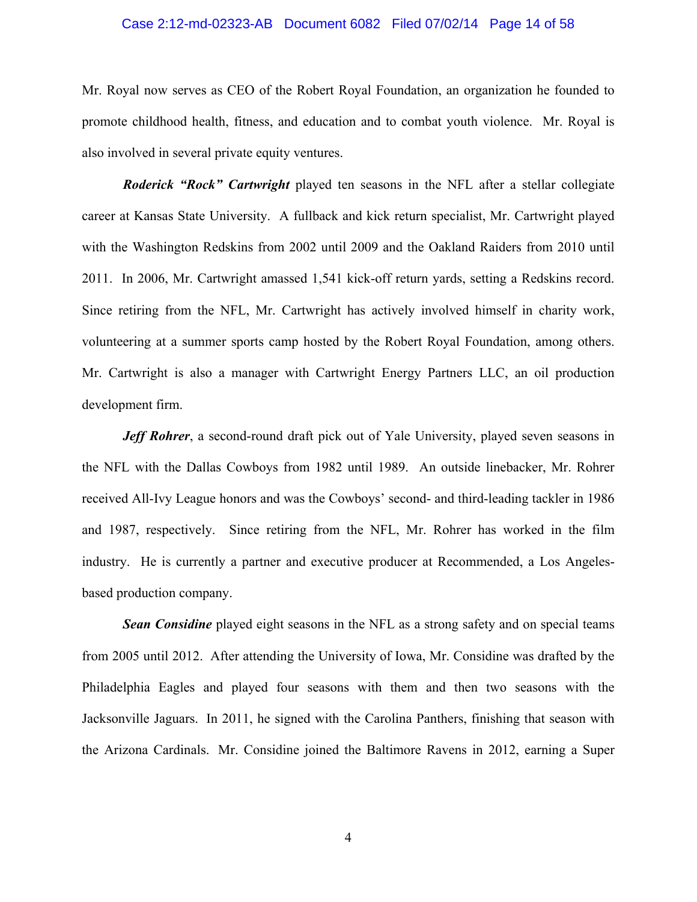Mr. Royal now serves as CEO of the Robert Royal Foundation, an organization he founded to promote childhood health, fitness, and education and to combat youth violence. Mr. Royal is also involved in several private equity ventures.

***Roderick "Rock" Cartwright*** played ten seasons in the NFL after a stellar collegiate career at Kansas State University. A fullback and kick return specialist, Mr. Cartwright played with the Washington Redskins from 2002 until 2009 and the Oakland Raiders from 2010 until 2011. In 2006, Mr. Cartwright amassed 1,541 kick-off return yards, setting a Redskins record. Since retiring from the NFL, Mr. Cartwright has actively involved himself in charity work, volunteering at a summer sports camp hosted by the Robert Royal Foundation, among others. Mr. Cartwright is also a manager with Cartwright Energy Partners LLC, an oil production development firm.

***Jeff Rohrer***, a second-round draft pick out of Yale University, played seven seasons in the NFL with the Dallas Cowboys from 1982 until 1989. An outside linebacker, Mr. Rohrer received All-Ivy League honors and was the Cowboys' second- and third-leading tackler in 1986 and 1987, respectively. Since retiring from the NFL, Mr. Rohrer has worked in the film industry. He is currently a partner and executive producer at Recommended, a Los Angeles-based production company.

***Sean Considine*** played eight seasons in the NFL as a strong safety and on special teams from 2005 until 2012. After attending the University of Iowa, Mr. Considine was drafted by the Philadelphia Eagles and played four seasons with them and then two seasons with the Jacksonville Jaguars. In 2011, he signed with the Carolina Panthers, finishing that season with the Arizona Cardinals. Mr. Considine joined the Baltimore Ravens in 2012, earning a Super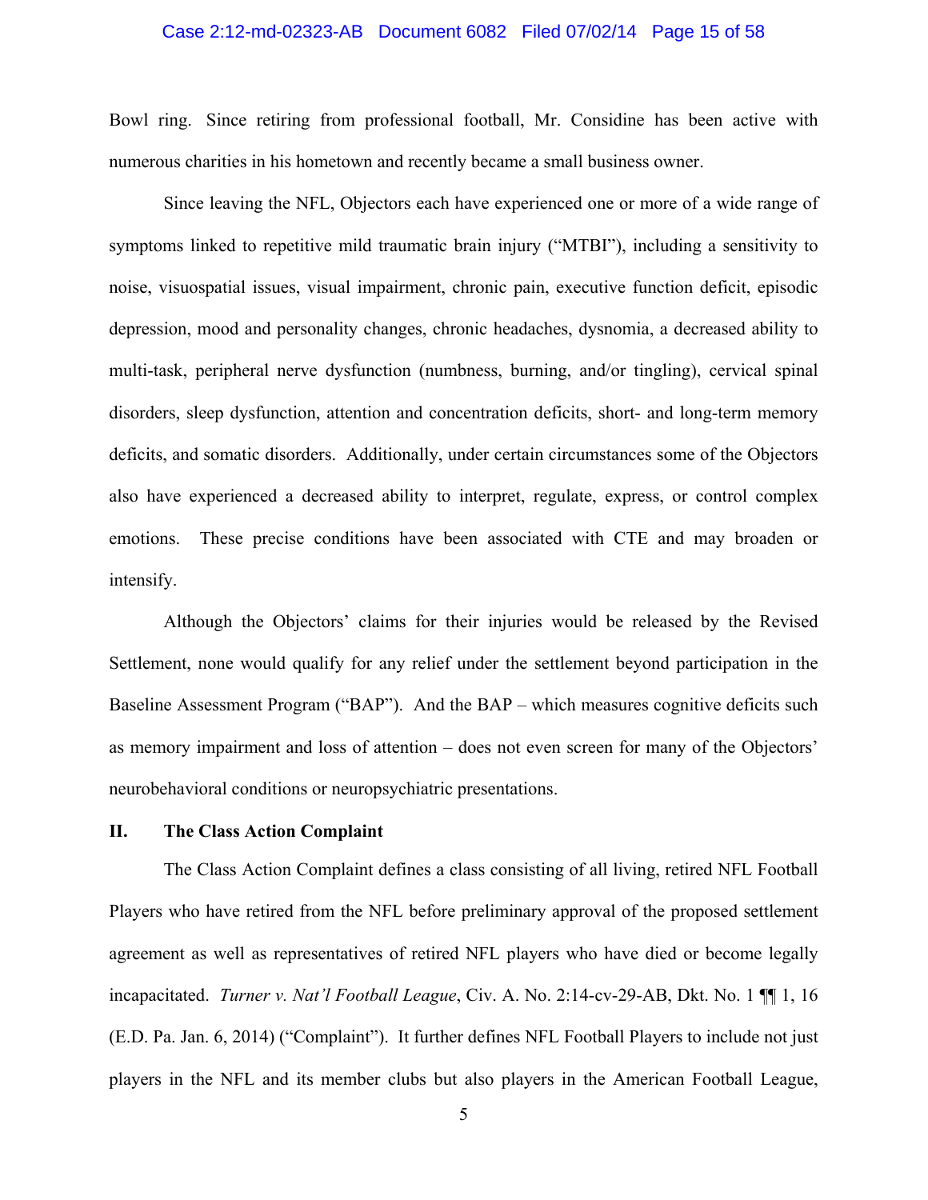Bowl ring. Since retiring from professional football, Mr. Considine has been active with numerous charities in his hometown and recently became a small business owner.

Since leaving the NFL, Objectors each have experienced one or more of a wide range of symptoms linked to repetitive mild traumatic brain injury ("MTBI"), including a sensitivity to noise, visuospatial issues, visual impairment, chronic pain, executive function deficit, episodic depression, mood and personality changes, chronic headaches, dysnomia, a decreased ability to multi-task, peripheral nerve dysfunction (numbness, burning, and/or tingling), cervical spinal disorders, sleep dysfunction, attention and concentration deficits, short- and long-term memory deficits, and somatic disorders. Additionally, under certain circumstances some of the Objectors also have experienced a decreased ability to interpret, regulate, express, or control complex emotions. These precise conditions have been associated with CTE and may broaden or intensify.

Although the Objectors' claims for their injuries would be released by the Revised Settlement, none would qualify for any relief under the settlement beyond participation in the Baseline Assessment Program ("BAP"). And the BAP – which measures cognitive deficits such as memory impairment and loss of attention – does not even screen for many of the Objectors' neurobehavioral conditions or neuropsychiatric presentations.

## II. The Class Action Complaint

The Class Action Complaint defines a class consisting of all living, retired NFL Football Players who have retired from the NFL before preliminary approval of the proposed settlement agreement as well as representatives of retired NFL players who have died or become legally incapacitated. *Turner v. Nat'l Football League*, Civ. A. No. 2:14-cv-29-AB, Dkt. No. 1 ¶¶ 1, 16 (E.D. Pa. Jan. 6, 2014) ("Complaint"). It further defines NFL Football Players to include not just players in the NFL and its member clubs but also players in the American Football League,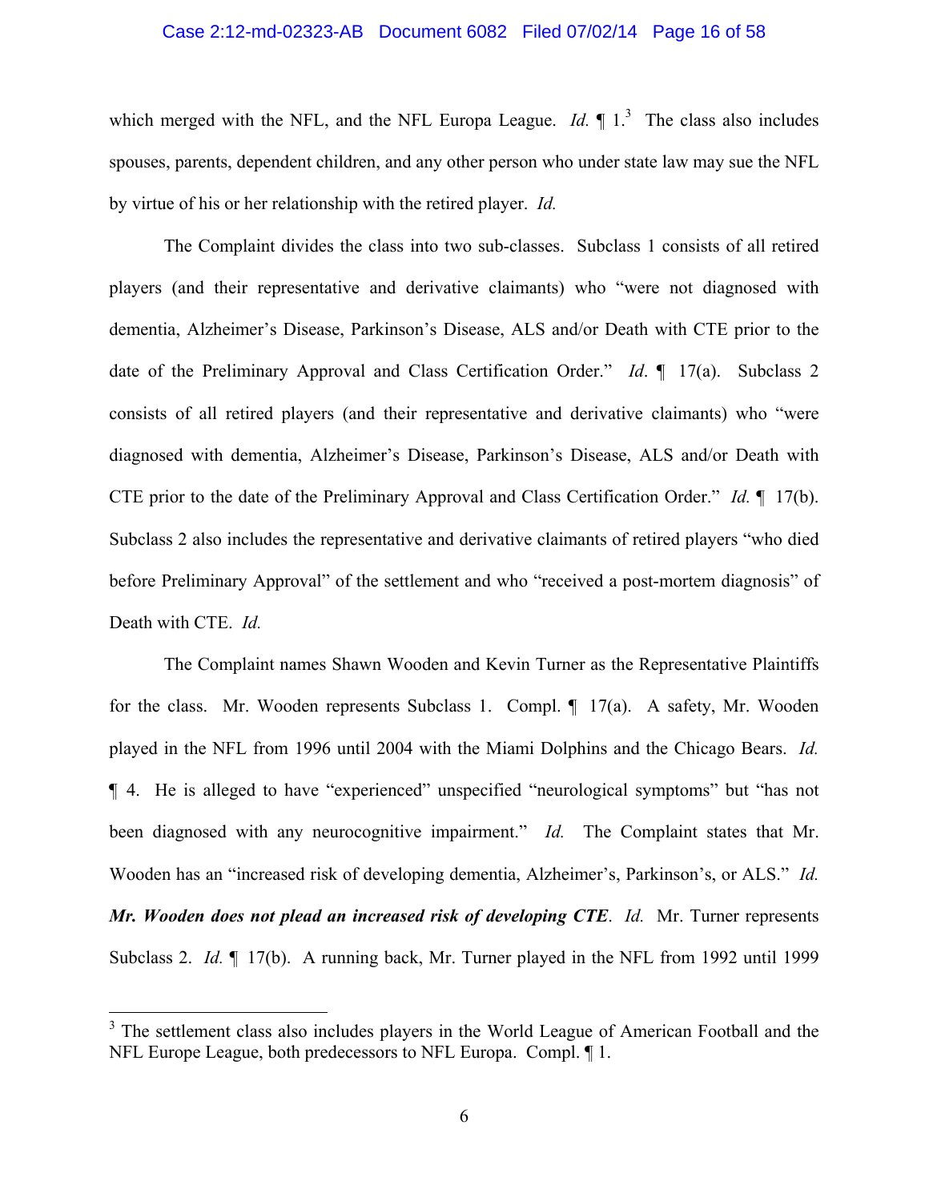which merged with the NFL, and the NFL Europa League. *Id.* ¶ 1.[3] The class also includes spouses, parents, dependent children, and any other person who under state law may sue the NFL by virtue of his or her relationship with the retired player. *Id.*

The Complaint divides the class into two sub-classes. Subclass 1 consists of all retired players (and their representative and derivative claimants) who "were not diagnosed with dementia, Alzheimer's Disease, Parkinson's Disease, ALS and/or Death with CTE prior to the date of the Preliminary Approval and Class Certification Order." *Id*. ¶ 17(a). Subclass 2 consists of all retired players (and their representative and derivative claimants) who "were diagnosed with dementia, Alzheimer's Disease, Parkinson's Disease, ALS and/or Death with CTE prior to the date of the Preliminary Approval and Class Certification Order." *Id.* ¶ 17(b). Subclass 2 also includes the representative and derivative claimants of retired players "who died before Preliminary Approval" of the settlement and who "received a post-mortem diagnosis" of Death with CTE. *Id.*

The Complaint names Shawn Wooden and Kevin Turner as the Representative Plaintiffs for the class. Mr. Wooden represents Subclass 1. Compl. ¶ 17(a). A safety, Mr. Wooden played in the NFL from 1996 until 2004 with the Miami Dolphins and the Chicago Bears. *Id.* ¶ 4. He is alleged to have "experienced" unspecified "neurological symptoms" but "has not been diagnosed with any neurocognitive impairment." *Id.* The Complaint states that Mr. Wooden has an "increased risk of developing dementia, Alzheimer's, Parkinson's, or ALS." *Id.* ***Mr. Wooden does not plead an increased risk of developing CTE***. *Id.* Mr. Turner represents Subclass 2. *Id.* ¶ 17(b). A running back, Mr. Turner played in the NFL from 1992 until 1999

[3] The settlement class also includes players in the World League of American Football and the NFL Europe League, both predecessors to NFL Europa. Compl. ¶ 1.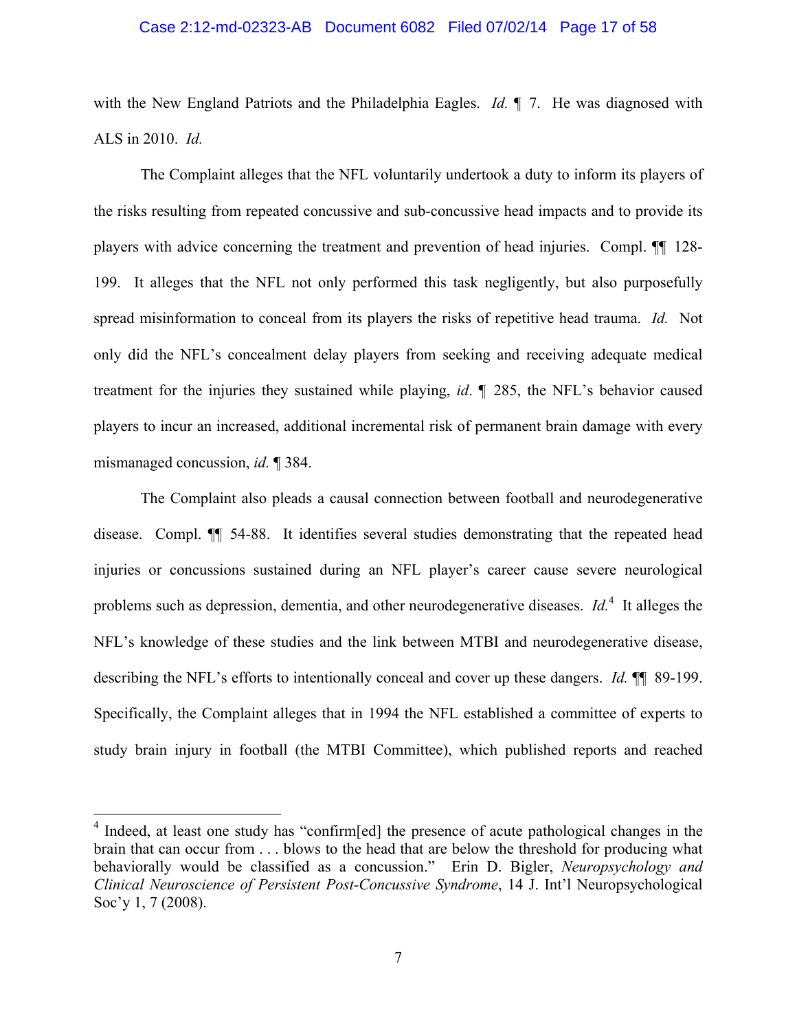with the New England Patriots and the Philadelphia Eagles. *Id.* ¶ 7. He was diagnosed with ALS in 2010. *Id.*

The Complaint alleges that the NFL voluntarily undertook a duty to inform its players of the risks resulting from repeated concussive and sub-concussive head impacts and to provide its players with advice concerning the treatment and prevention of head injuries. Compl. ¶¶ 128-199. It alleges that the NFL not only performed this task negligently, but also purposefully spread misinformation to conceal from its players the risks of repetitive head trauma. *Id.* Not only did the NFL's concealment delay players from seeking and receiving adequate medical treatment for the injuries they sustained while playing, *id*. ¶ 285, the NFL's behavior caused players to incur an increased, additional incremental risk of permanent brain damage with every mismanaged concussion, *id.* ¶ 384.

The Complaint also pleads a causal connection between football and neurodegenerative disease. Compl. ¶¶ 54-88. It identifies several studies demonstrating that the repeated head injuries or concussions sustained during an NFL player's career cause severe neurological problems such as depression, dementia, and other neurodegenerative diseases. *Id.*[4] It alleges the NFL's knowledge of these studies and the link between MTBI and neurodegenerative disease, describing the NFL's efforts to intentionally conceal and cover up these dangers. *Id.* ¶¶ 89-199. Specifically, the Complaint alleges that in 1994 the NFL established a committee of experts to study brain injury in football (the MTBI Committee), which published reports and reached

---

[4] Indeed, at least one study has "confirm[ed] the presence of acute pathological changes in the brain that can occur from . . . blows to the head that are below the threshold for producing what behaviorally would be classified as a concussion." Erin D. Bigler, *Neuropsychology and Clinical Neuroscience of Persistent Post-Concussive Syndrome*, 14 J. Int'l Neuropsychological Soc'y 1, 7 (2008).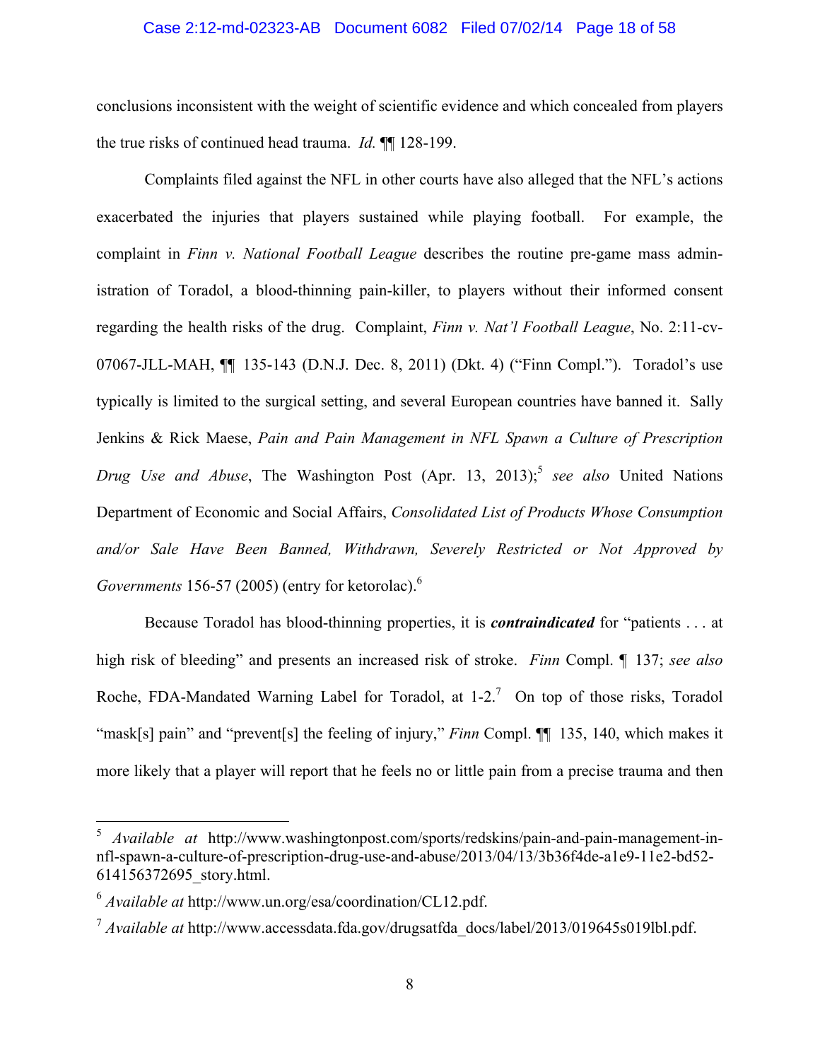conclusions inconsistent with the weight of scientific evidence and which concealed from players the true risks of continued head trauma. *Id.* ¶¶ 128-199.

Complaints filed against the NFL in other courts have also alleged that the NFL's actions exacerbated the injuries that players sustained while playing football. For example, the complaint in *Finn v. National Football League* describes the routine pre-game mass administration of Toradol, a blood-thinning pain-killer, to players without their informed consent regarding the health risks of the drug. Complaint, *Finn v. Nat'l Football League*, No. 2:11-cv-07067-JLL-MAH, ¶¶ 135-143 (D.N.J. Dec. 8, 2011) (Dkt. 4) ("Finn Compl."). Toradol's use typically is limited to the surgical setting, and several European countries have banned it. Sally Jenkins & Rick Maese, *Pain and Pain Management in NFL Spawn a Culture of Prescription Drug Use and Abuse*, The Washington Post (Apr. 13, 2013);[5] *see also* United Nations Department of Economic and Social Affairs, *Consolidated List of Products Whose Consumption and/or Sale Have Been Banned, Withdrawn, Severely Restricted or Not Approved by Governments* 156-57 (2005) (entry for ketorolac).[6]

Because Toradol has blood-thinning properties, it is ***contraindicated*** for "patients . . . at high risk of bleeding" and presents an increased risk of stroke. *Finn* Compl. ¶ 137; *see also* Roche, FDA-Mandated Warning Label for Toradol, at 1-2.[7] On top of those risks, Toradol "mask[s] pain" and "prevent[s] the feeling of injury," *Finn* Compl. ¶¶ 135, 140, which makes it more likely that a player will report that he feels no or little pain from a precise trauma and then

---

[5] *Available at* http://www.washingtonpost.com/sports/redskins/pain-and-pain-management-in-nfl-spawn-a-culture-of-prescription-drug-use-and-abuse/2013/04/13/3b36f4de-a1e9-11e2-bd52-614156372695_story.html.

[6] *Available at* http://www.un.org/esa/coordination/CL12.pdf.

[7] *Available at* http://www.accessdata.fda.gov/drugsatfda_docs/label/2013/019645s019lbl.pdf.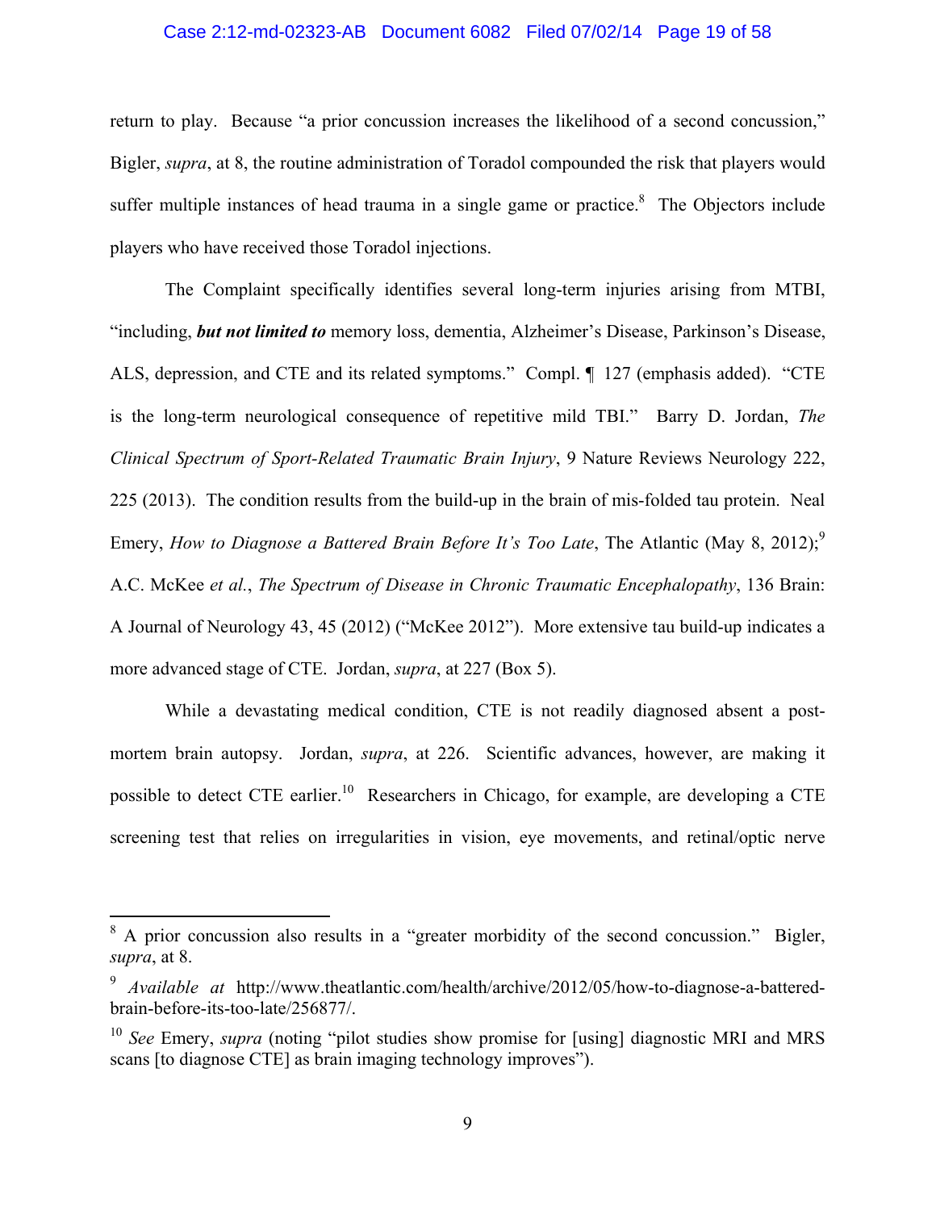return to play. Because "a prior concussion increases the likelihood of a second concussion," Bigler, *supra*, at 8, the routine administration of Toradol compounded the risk that players would suffer multiple instances of head trauma in a single game or practice.[8] The Objectors include players who have received those Toradol injections.

The Complaint specifically identifies several long-term injuries arising from MTBI, "including, ***but not limited to*** memory loss, dementia, Alzheimer's Disease, Parkinson's Disease, ALS, depression, and CTE and its related symptoms." Compl. ¶ 127 (emphasis added). "CTE is the long-term neurological consequence of repetitive mild TBI." Barry D. Jordan, *The Clinical Spectrum of Sport-Related Traumatic Brain Injury*, 9 Nature Reviews Neurology 222, 225 (2013). The condition results from the build-up in the brain of mis-folded tau protein. Neal Emery, *How to Diagnose a Battered Brain Before It's Too Late*, The Atlantic (May 8, 2012);[9] A.C. McKee *et al.*, *The Spectrum of Disease in Chronic Traumatic Encephalopathy*, 136 Brain: A Journal of Neurology 43, 45 (2012) ("McKee 2012"). More extensive tau build-up indicates a more advanced stage of CTE. Jordan, *supra*, at 227 (Box 5).

While a devastating medical condition, CTE is not readily diagnosed absent a post-mortem brain autopsy. Jordan, *supra*, at 226. Scientific advances, however, are making it possible to detect CTE earlier.[10] Researchers in Chicago, for example, are developing a CTE screening test that relies on irregularities in vision, eye movements, and retinal/optic nerve

---

[8] A prior concussion also results in a "greater morbidity of the second concussion." Bigler, *supra*, at 8.

[9] *Available at* http://www.theatlantic.com/health/archive/2012/05/how-to-diagnose-a-battered-brain-before-its-too-late/256877/.

[10] *See* Emery, *supra* (noting "pilot studies show promise for [using] diagnostic MRI and MRS scans [to diagnose CTE] as brain imaging technology improves").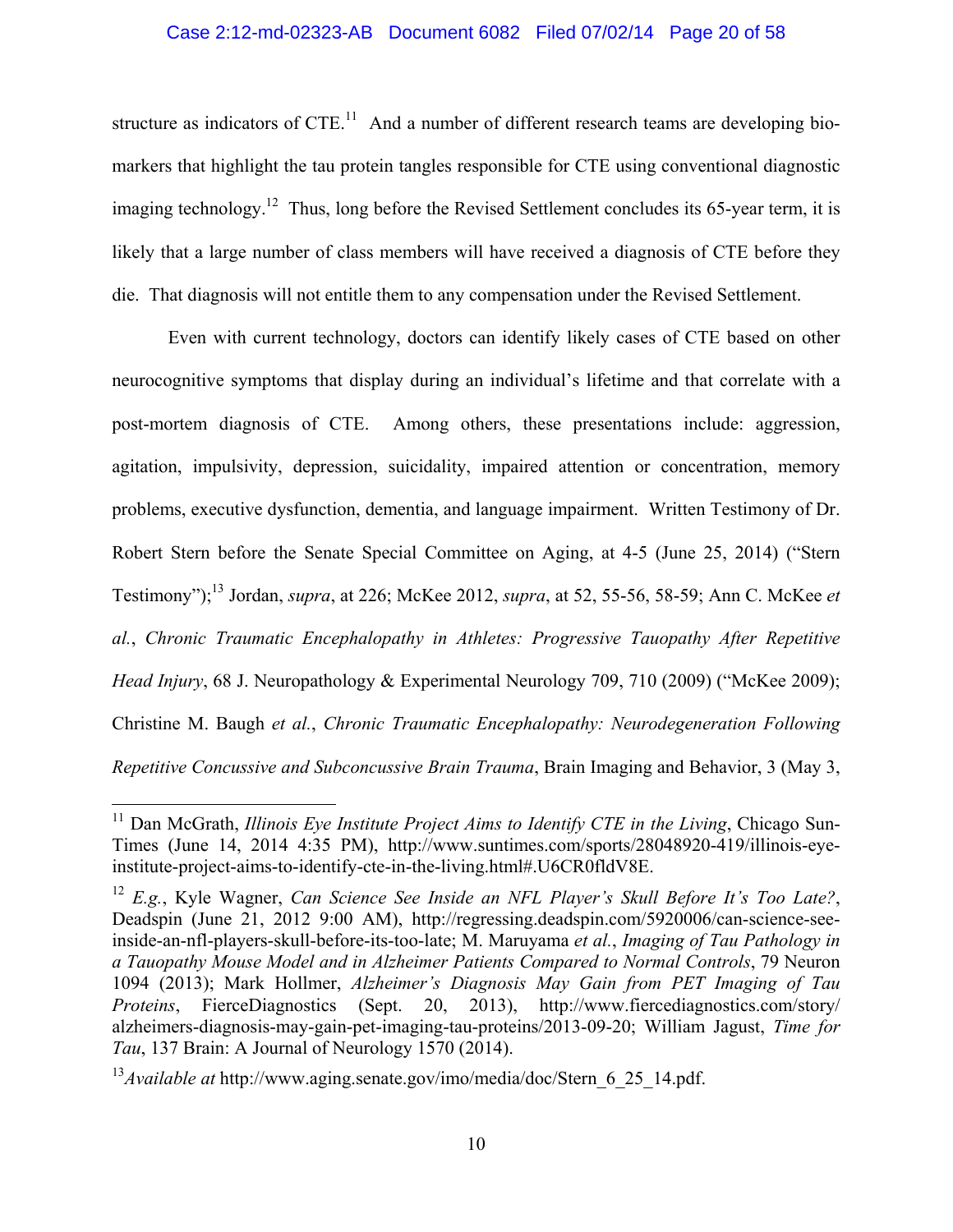structure as indicators of CTE.[11] And a number of different research teams are developing bio-markers that highlight the tau protein tangles responsible for CTE using conventional diagnostic imaging technology.[12] Thus, long before the Revised Settlement concludes its 65-year term, it is likely that a large number of class members will have received a diagnosis of CTE before they die. That diagnosis will not entitle them to any compensation under the Revised Settlement.

Even with current technology, doctors can identify likely cases of CTE based on other neurocognitive symptoms that display during an individual's lifetime and that correlate with a post-mortem diagnosis of CTE. Among others, these presentations include: aggression, agitation, impulsivity, depression, suicidality, impaired attention or concentration, memory problems, executive dysfunction, dementia, and language impairment. Written Testimony of Dr. Robert Stern before the Senate Special Committee on Aging, at 4-5 (June 25, 2014) ("Stern Testimony");[13] Jordan, *supra*, at 226; McKee 2012, *supra*, at 52, 55-56, 58-59; Ann C. McKee *et al.*, *Chronic Traumatic Encephalopathy in Athletes: Progressive Tauopathy After Repetitive Head Injury*, 68 J. Neuropathology & Experimental Neurology 709, 710 (2009) ("McKee 2009); Christine M. Baugh *et al.*, *Chronic Traumatic Encephalopathy: Neurodegeneration Following Repetitive Concussive and Subconcussive Brain Trauma*, Brain Imaging and Behavior, 3 (May 3,

---

[11] Dan McGrath, *Illinois Eye Institute Project Aims to Identify CTE in the Living*, Chicago Sun-Times (June 14, 2014 4:35 PM), http://www.suntimes.com/sports/28048920-419/illinois-eye-institute-project-aims-to-identify-cte-in-the-living.html#.U6CR0fldV8E.

[12] *E.g.*, Kyle Wagner, *Can Science See Inside an NFL Player's Skull Before It's Too Late?*, Deadspin (June 21, 2012 9:00 AM), http://regressing.deadspin.com/5920006/can-science-see-inside-an-nfl-players-skull-before-its-too-late; M. Maruyama *et al.*, *Imaging of Tau Pathology in a Tauopathy Mouse Model and in Alzheimer Patients Compared to Normal Controls*, 79 Neuron 1094 (2013); Mark Hollmer, *Alzheimer's Diagnosis May Gain from PET Imaging of Tau Proteins*, FierceDiagnostics (Sept. 20, 2013), http://www.fiercediagnostics.com/story/alzheimers-diagnosis-may-gain-pet-imaging-tau-proteins/2013-09-20; William Jagust, *Time for Tau*, 137 Brain: A Journal of Neurology 1570 (2014).

[13] *Available at* http://www.aging.senate.gov/imo/media/doc/Stern_6_25_14.pdf.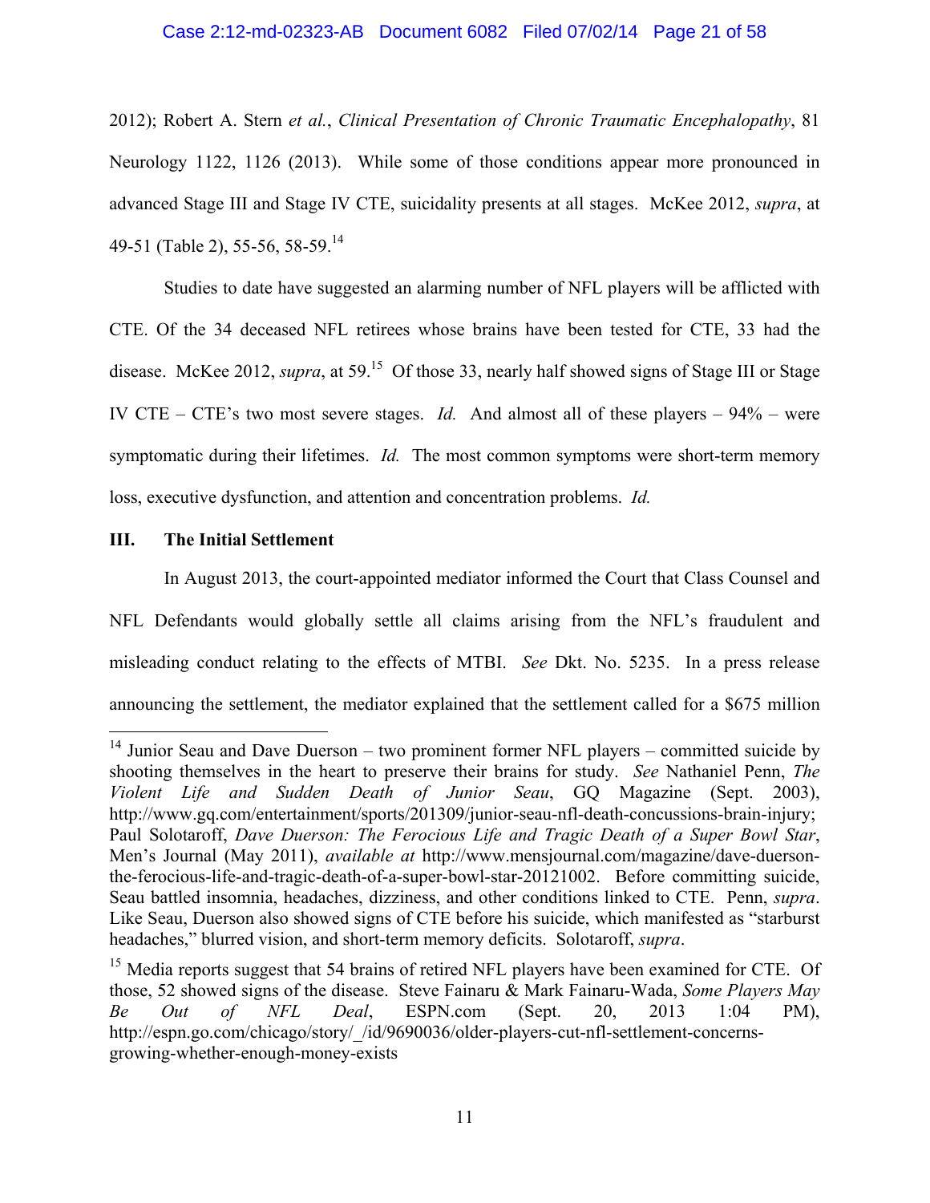2012); Robert A. Stern *et al.*, *Clinical Presentation of Chronic Traumatic Encephalopathy*, 81 Neurology 1122, 1126 (2013). While some of those conditions appear more pronounced in advanced Stage III and Stage IV CTE, suicidality presents at all stages. McKee 2012, *supra*, at 49-51 (Table 2), 55-56, 58-59.[14]

Studies to date have suggested an alarming number of NFL players will be afflicted with CTE. Of the 34 deceased NFL retirees whose brains have been tested for CTE, 33 had the disease. McKee 2012, *supra*, at 59.[15] Of those 33, nearly half showed signs of Stage III or Stage IV CTE – CTE's two most severe stages. *Id.* And almost all of these players – 94% – were symptomatic during their lifetimes. *Id.* The most common symptoms were short-term memory loss, executive dysfunction, and attention and concentration problems. *Id.*

## III. The Initial Settlement

In August 2013, the court-appointed mediator informed the Court that Class Counsel and NFL Defendants would globally settle all claims arising from the NFL's fraudulent and misleading conduct relating to the effects of MTBI. *See* Dkt. No. 5235. In a press release announcing the settlement, the mediator explained that the settlement called for a $675 million

---

[14] Junior Seau and Dave Duerson – two prominent former NFL players – committed suicide by shooting themselves in the heart to preserve their brains for study. *See* Nathaniel Penn, *The Violent Life and Sudden Death of Junior Seau*, GQ Magazine (Sept. 2003), http://www.gq.com/entertainment/sports/201309/junior-seau-nfl-death-concussions-brain-injury; Paul Solotaroff, *Dave Duerson: The Ferocious Life and Tragic Death of a Super Bowl Star*, Men's Journal (May 2011), *available at* http://www.mensjournal.com/magazine/dave-duerson-the-ferocious-life-and-tragic-death-of-a-super-bowl-star-20121002. Before committing suicide, Seau battled insomnia, headaches, dizziness, and other conditions linked to CTE. Penn, *supra*. Like Seau, Duerson also showed signs of CTE before his suicide, which manifested as "starburst headaches," blurred vision, and short-term memory deficits. Solotaroff, *supra*.

[15] Media reports suggest that 54 brains of retired NFL players have been examined for CTE. Of those, 52 showed signs of the disease. Steve Fainaru & Mark Fainaru-Wada, *Some Players May Be Out of NFL Deal*, ESPN.com (Sept. 20, 2013 1:04 PM), http://espn.go.com/chicago/story/_/id/9690036/older-players-cut-nfl-settlement-concerns-growing-whether-enough-money-exists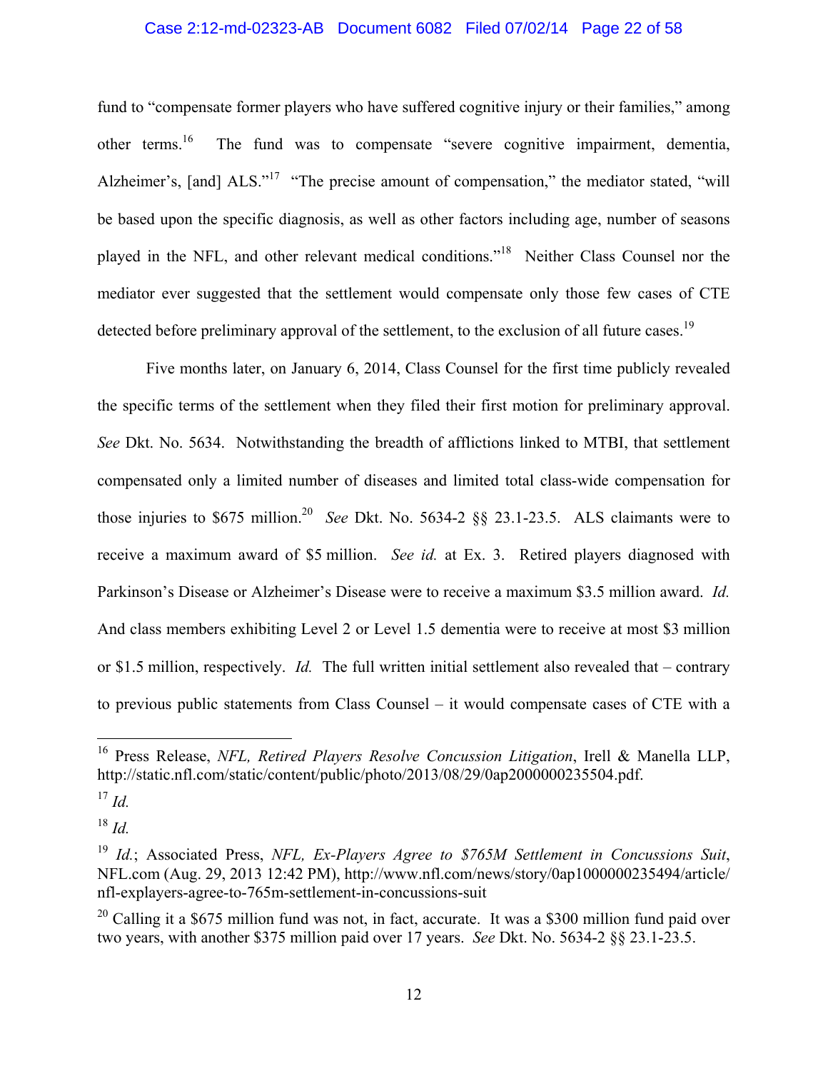fund to "compensate former players who have suffered cognitive injury or their families," among other terms.[16] The fund was to compensate "severe cognitive impairment, dementia, Alzheimer's, [and] ALS."[17] "The precise amount of compensation," the mediator stated, "will be based upon the specific diagnosis, as well as other factors including age, number of seasons played in the NFL, and other relevant medical conditions."[18] Neither Class Counsel nor the mediator ever suggested that the settlement would compensate only those few cases of CTE detected before preliminary approval of the settlement, to the exclusion of all future cases.[19]

Five months later, on January 6, 2014, Class Counsel for the first time publicly revealed the specific terms of the settlement when they filed their first motion for preliminary approval. *See* Dkt. No. 5634. Notwithstanding the breadth of afflictions linked to MTBI, that settlement compensated only a limited number of diseases and limited total class-wide compensation for those injuries to $675 million.[20] *See* Dkt. No. 5634-2 §§ 23.1-23.5. ALS claimants were to receive a maximum award of $5 million. *See id.* at Ex. 3. Retired players diagnosed with Parkinson's Disease or Alzheimer's Disease were to receive a maximum $3.5 million award. *Id.* And class members exhibiting Level 2 or Level 1.5 dementia were to receive at most $3 million or $1.5 million, respectively. *Id.* The full written initial settlement also revealed that – contrary to previous public statements from Class Counsel – it would compensate cases of CTE with a

---

[16] Press Release, *NFL, Retired Players Resolve Concussion Litigation*, Irell & Manella LLP, http://static.nfl.com/static/content/public/photo/2013/08/29/0ap2000000235504.pdf.

[17] *Id.*

[18] *Id.*

[19] *Id.*; Associated Press, *NFL, Ex-Players Agree to $765M Settlement in Concussions Suit*, NFL.com (Aug. 29, 2013 12:42 PM), http://www.nfl.com/news/story/0ap1000000235494/article/nfl-explayers-agree-to-765m-settlement-in-concussions-suit

[20] Calling it a $675 million fund was not, in fact, accurate. It was a $300 million fund paid over two years, with another $375 million paid over 17 years. *See* Dkt. No. 5634-2 §§ 23.1-23.5.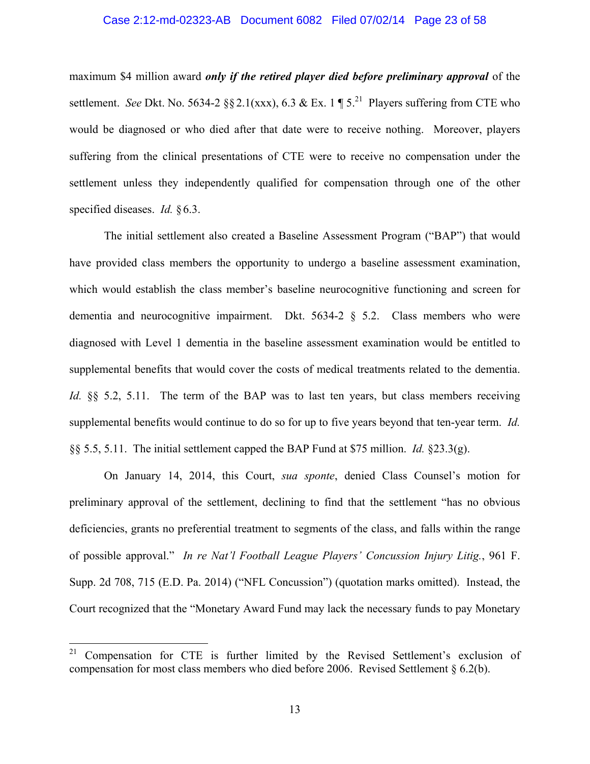maximum $4 million award ***only if the retired player died before preliminary approval*** of the settlement. *See* Dkt. No. 5634-2 §§ 2.1(xxx), 6.3 & Ex. 1 ¶ 5.[21] Players suffering from CTE who would be diagnosed or who died after that date were to receive nothing. Moreover, players suffering from the clinical presentations of CTE were to receive no compensation under the settlement unless they independently qualified for compensation through one of the other specified diseases. *Id.* § 6.3.

The initial settlement also created a Baseline Assessment Program ("BAP") that would have provided class members the opportunity to undergo a baseline assessment examination, which would establish the class member's baseline neurocognitive functioning and screen for dementia and neurocognitive impairment. Dkt. 5634-2 § 5.2. Class members who were diagnosed with Level 1 dementia in the baseline assessment examination would be entitled to supplemental benefits that would cover the costs of medical treatments related to the dementia. *Id.* §§ 5.2, 5.11. The term of the BAP was to last ten years, but class members receiving supplemental benefits would continue to do so for up to five years beyond that ten-year term. *Id.* §§ 5.5, 5.11. The initial settlement capped the BAP Fund at $75 million. *Id.* §23.3(g).

On January 14, 2014, this Court, *sua sponte*, denied Class Counsel's motion for preliminary approval of the settlement, declining to find that the settlement "has no obvious deficiencies, grants no preferential treatment to segments of the class, and falls within the range of possible approval." *In re Nat'l Football League Players' Concussion Injury Litig.*, 961 F. Supp. 2d 708, 715 (E.D. Pa. 2014) ("NFL Concussion") (quotation marks omitted). Instead, the Court recognized that the "Monetary Award Fund may lack the necessary funds to pay Monetary

---

[21] Compensation for CTE is further limited by the Revised Settlement's exclusion of compensation for most class members who died before 2006. Revised Settlement § 6.2(b).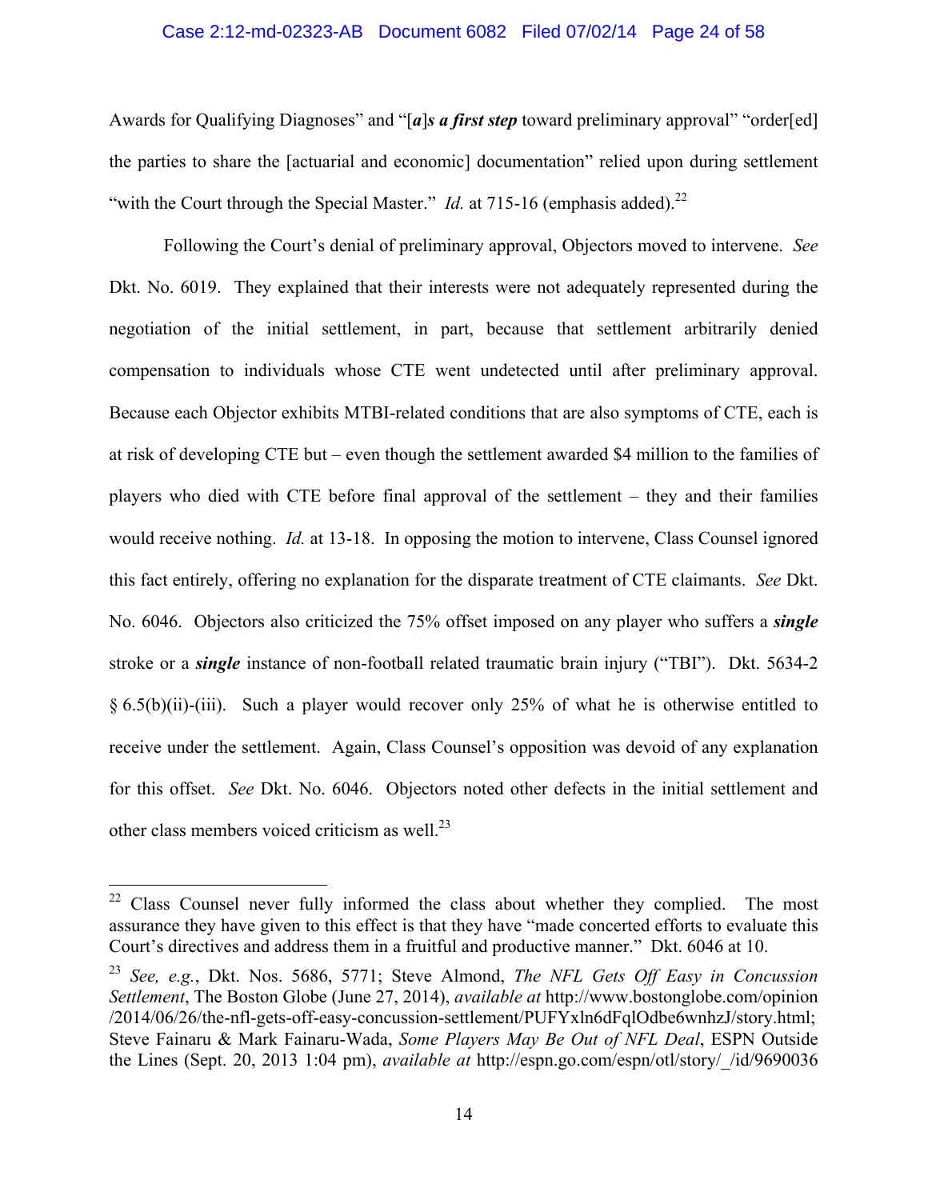Awards for Qualifying Diagnoses" and "[***a***]***s a first step*** toward preliminary approval" "order[ed] the parties to share the [actuarial and economic] documentation" relied upon during settlement "with the Court through the Special Master." *Id.* at 715-16 (emphasis added).[22]

Following the Court's denial of preliminary approval, Objectors moved to intervene. *See* Dkt. No. 6019. They explained that their interests were not adequately represented during the negotiation of the initial settlement, in part, because that settlement arbitrarily denied compensation to individuals whose CTE went undetected until after preliminary approval. Because each Objector exhibits MTBI-related conditions that are also symptoms of CTE, each is at risk of developing CTE but – even though the settlement awarded $4 million to the families of players who died with CTE before final approval of the settlement – they and their families would receive nothing. *Id.* at 13-18. In opposing the motion to intervene, Class Counsel ignored this fact entirely, offering no explanation for the disparate treatment of CTE claimants. *See* Dkt. No. 6046. Objectors also criticized the 75% offset imposed on any player who suffers a ***single*** stroke or a ***single*** instance of non-football related traumatic brain injury ("TBI"). Dkt. 5634-2 § 6.5(b)(ii)-(iii). Such a player would recover only 25% of what he is otherwise entitled to receive under the settlement. Again, Class Counsel's opposition was devoid of any explanation for this offset. *See* Dkt. No. 6046. Objectors noted other defects in the initial settlement and other class members voiced criticism as well.[23]

---

[22] Class Counsel never fully informed the class about whether they complied. The most assurance they have given to this effect is that they have "made concerted efforts to evaluate this Court's directives and address them in a fruitful and productive manner." Dkt. 6046 at 10.

[23] *See, e.g.*, Dkt. Nos. 5686, 5771; Steve Almond, *The NFL Gets Off Easy in Concussion Settlement*, The Boston Globe (June 27, 2014), *available at* http://www.bostonglobe.com/opinion/2014/06/26/the-nfl-gets-off-easy-concussion-settlement/PUFYxln6dFqlOdbe6wnhzJ/story.html; Steve Fainaru & Mark Fainaru-Wada, *Some Players May Be Out of NFL Deal*, ESPN Outside the Lines (Sept. 20, 2013 1:04 pm), *available at* http://espn.go.com/espn/otl/story/_/id/9690036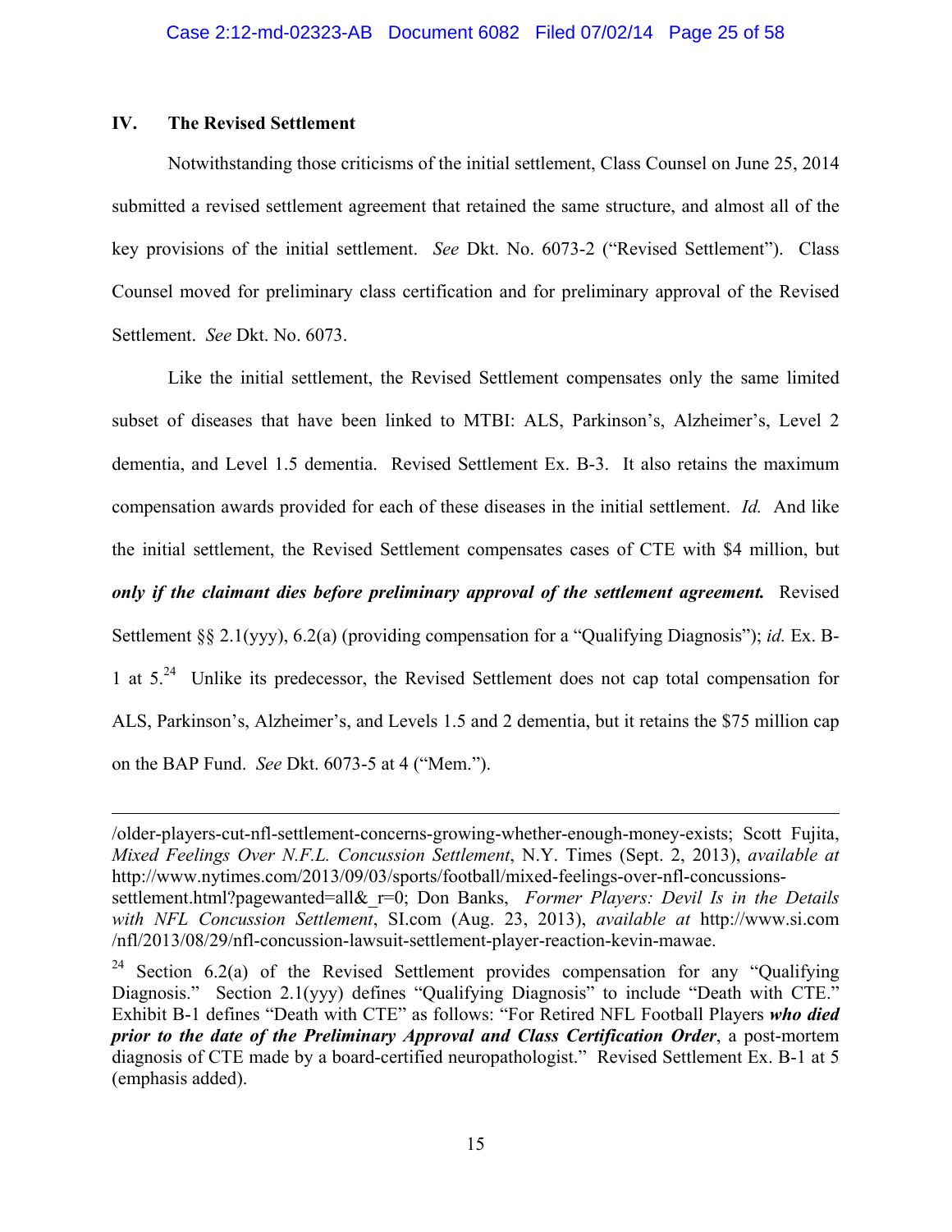## IV. The Revised Settlement

Notwithstanding those criticisms of the initial settlement, Class Counsel on June 25, 2014 submitted a revised settlement agreement that retained the same structure, and almost all of the key provisions of the initial settlement. *See* Dkt. No. 6073-2 ("Revised Settlement"). Class Counsel moved for preliminary class certification and for preliminary approval of the Revised Settlement. *See* Dkt. No. 6073.

Like the initial settlement, the Revised Settlement compensates only the same limited subset of diseases that have been linked to MTBI: ALS, Parkinson's, Alzheimer's, Level 2 dementia, and Level 1.5 dementia. Revised Settlement Ex. B-3. It also retains the maximum compensation awards provided for each of these diseases in the initial settlement. *Id.* And like the initial settlement, the Revised Settlement compensates cases of CTE with $4 million, but ***only if the claimant dies before preliminary approval of the settlement agreement.*** Revised Settlement §§ 2.1(yyy), 6.2(a) (providing compensation for a "Qualifying Diagnosis"); *id.* Ex. B-1 at 5.[24] Unlike its predecessor, the Revised Settlement does not cap total compensation for ALS, Parkinson's, Alzheimer's, and Levels 1.5 and 2 dementia, but it retains the $75 million cap on the BAP Fund. *See* Dkt. 6073-5 at 4 ("Mem.").

---

/older-players-cut-nfl-settlement-concerns-growing-whether-enough-money-exists; Scott Fujita, *Mixed Feelings Over N.F.L. Concussion Settlement*, N.Y. Times (Sept. 2, 2013), *available at* http://www.nytimes.com/2013/09/03/sports/football/mixed-feelings-over-nfl-concussions-settlement.html?pagewanted=all&_r=0; Don Banks, *Former Players: Devil Is in the Details with NFL Concussion Settlement*, SI.com (Aug. 23, 2013), *available at* http://www.si.com /nfl/2013/08/29/nfl-concussion-lawsuit-settlement-player-reaction-kevin-mawae.

[24] Section 6.2(a) of the Revised Settlement provides compensation for any "Qualifying Diagnosis." Section 2.1(yyy) defines "Qualifying Diagnosis" to include "Death with CTE." Exhibit B-1 defines "Death with CTE" as follows: "For Retired NFL Football Players ***who died prior to the date of the Preliminary Approval and Class Certification Order***, a post-mortem diagnosis of CTE made by a board-certified neuropathologist." Revised Settlement Ex. B-1 at 5 (emphasis added).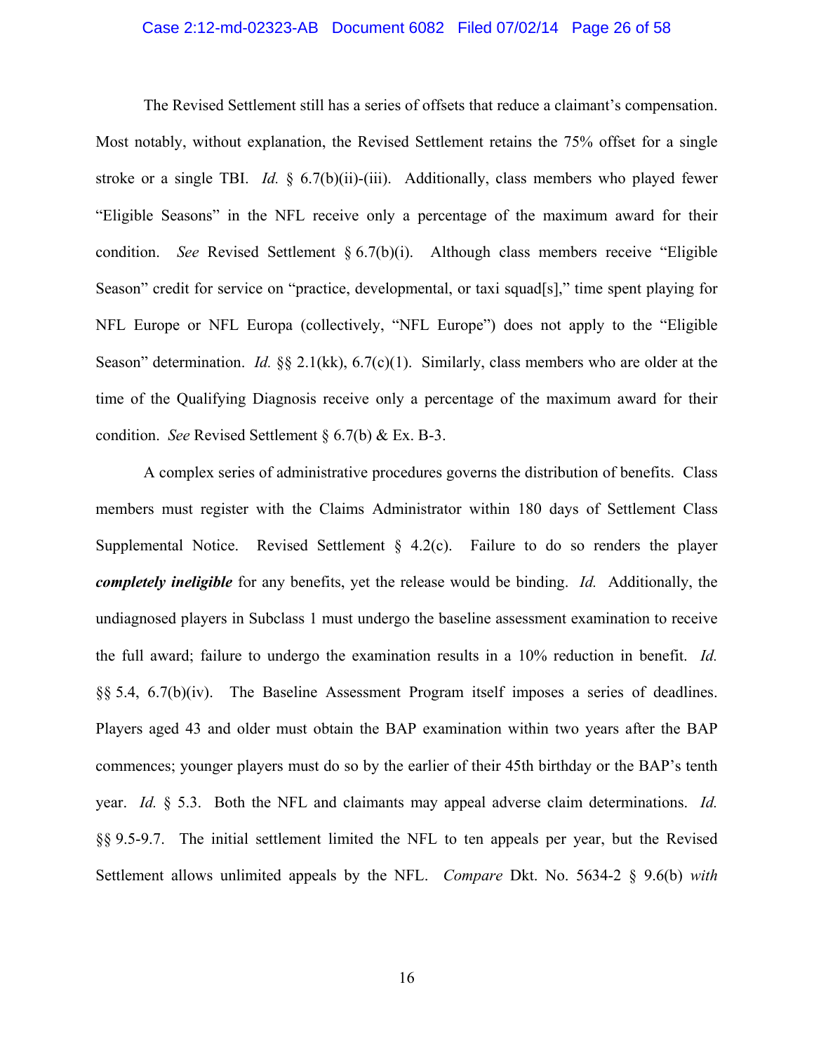The Revised Settlement still has a series of offsets that reduce a claimant's compensation. Most notably, without explanation, the Revised Settlement retains the 75% offset for a single stroke or a single TBI. *Id.* § 6.7(b)(ii)-(iii). Additionally, class members who played fewer "Eligible Seasons" in the NFL receive only a percentage of the maximum award for their condition. *See* Revised Settlement § 6.7(b)(i). Although class members receive "Eligible Season" credit for service on "practice, developmental, or taxi squad[s]," time spent playing for NFL Europe or NFL Europa (collectively, "NFL Europe") does not apply to the "Eligible Season" determination. *Id.* §§ 2.1(kk), 6.7(c)(1). Similarly, class members who are older at the time of the Qualifying Diagnosis receive only a percentage of the maximum award for their condition. *See* Revised Settlement § 6.7(b) & Ex. B-3.

A complex series of administrative procedures governs the distribution of benefits. Class members must register with the Claims Administrator within 180 days of Settlement Class Supplemental Notice. Revised Settlement § 4.2(c). Failure to do so renders the player ***completely ineligible*** for any benefits, yet the release would be binding. *Id.* Additionally, the undiagnosed players in Subclass 1 must undergo the baseline assessment examination to receive the full award; failure to undergo the examination results in a 10% reduction in benefit. *Id.* §§ 5.4, 6.7(b)(iv). The Baseline Assessment Program itself imposes a series of deadlines. Players aged 43 and older must obtain the BAP examination within two years after the BAP commences; younger players must do so by the earlier of their 45th birthday or the BAP's tenth year. *Id.* § 5.3. Both the NFL and claimants may appeal adverse claim determinations. *Id.* §§ 9.5-9.7. The initial settlement limited the NFL to ten appeals per year, but the Revised Settlement allows unlimited appeals by the NFL. *Compare* Dkt. No. 5634-2 § 9.6(b) *with*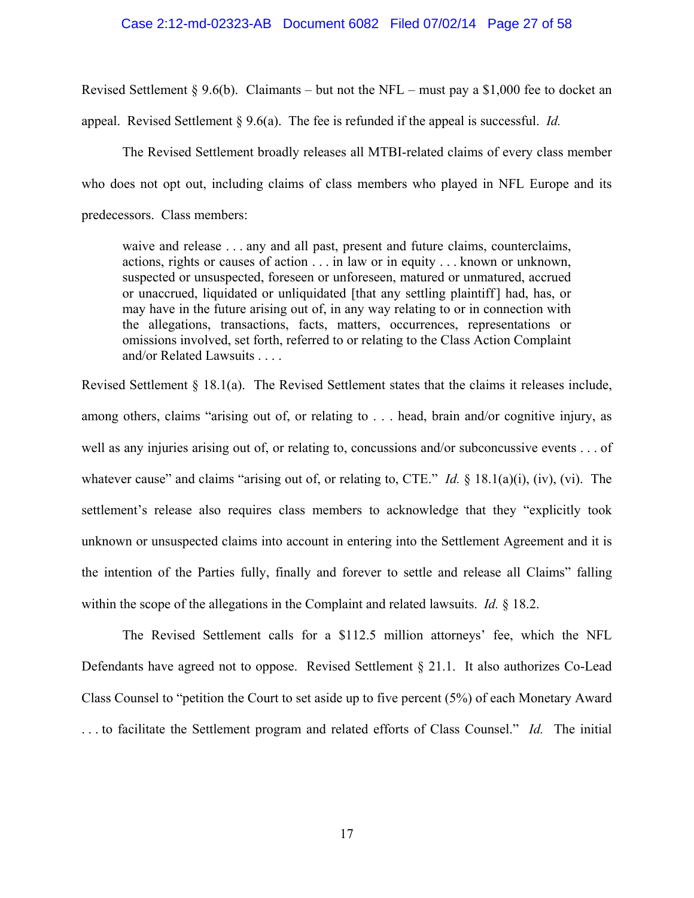Revised Settlement § 9.6(b). Claimants – but not the NFL – must pay a $1,000 fee to docket an appeal. Revised Settlement § 9.6(a). The fee is refunded if the appeal is successful. *Id.*

The Revised Settlement broadly releases all MTBI-related claims of every class member who does not opt out, including claims of class members who played in NFL Europe and its predecessors. Class members:

> waive and release . . . any and all past, present and future claims, counterclaims, actions, rights or causes of action . . . in law or in equity . . . known or unknown, suspected or unsuspected, foreseen or unforeseen, matured or unmatured, accrued or unaccrued, liquidated or unliquidated [that any settling plaintiff] had, has, or may have in the future arising out of, in any way relating to or in connection with the allegations, transactions, facts, matters, occurrences, representations or omissions involved, set forth, referred to or relating to the Class Action Complaint and/or Related Lawsuits . . . .

Revised Settlement § 18.1(a). The Revised Settlement states that the claims it releases include, among others, claims "arising out of, or relating to . . . head, brain and/or cognitive injury, as well as any injuries arising out of, or relating to, concussions and/or subconcussive events . . . of whatever cause" and claims "arising out of, or relating to, CTE." *Id.* § 18.1(a)(i), (iv), (vi). The settlement's release also requires class members to acknowledge that they "explicitly took unknown or unsuspected claims into account in entering into the Settlement Agreement and it is the intention of the Parties fully, finally and forever to settle and release all Claims" falling within the scope of the allegations in the Complaint and related lawsuits. *Id.* § 18.2.

The Revised Settlement calls for a $112.5 million attorneys' fee, which the NFL Defendants have agreed not to oppose. Revised Settlement § 21.1. It also authorizes Co-Lead Class Counsel to "petition the Court to set aside up to five percent (5%) of each Monetary Award . . . to facilitate the Settlement program and related efforts of Class Counsel." *Id.* The initial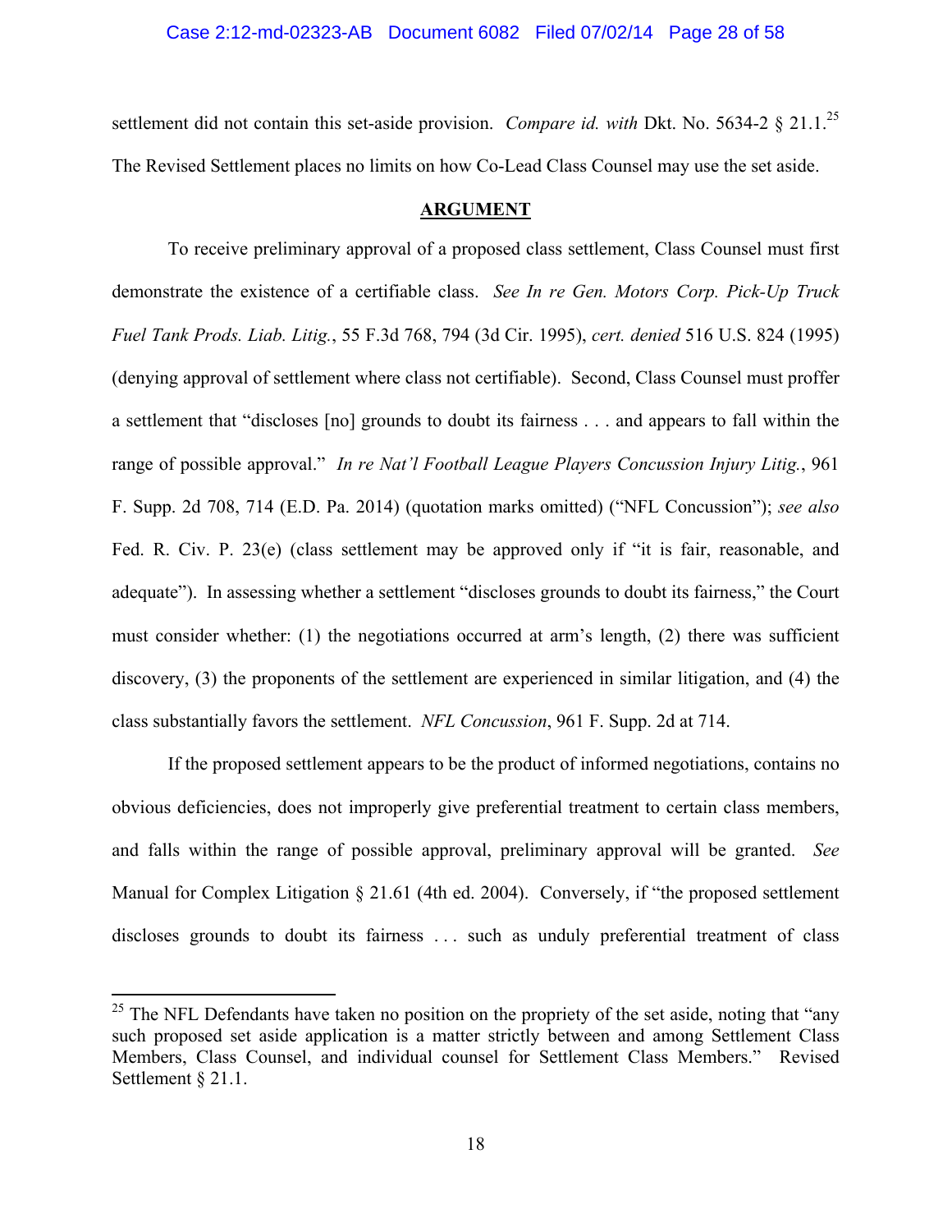settlement did not contain this set-aside provision. *Compare id. with* Dkt. No. 5634-2 § 21.1.[25] The Revised Settlement places no limits on how Co-Lead Class Counsel may use the set aside.

## ARGUMENT

To receive preliminary approval of a proposed class settlement, Class Counsel must first demonstrate the existence of a certifiable class. *See In re Gen. Motors Corp. Pick-Up Truck Fuel Tank Prods. Liab. Litig.*, 55 F.3d 768, 794 (3d Cir. 1995), *cert. denied* 516 U.S. 824 (1995) (denying approval of settlement where class not certifiable). Second, Class Counsel must proffer a settlement that "discloses [no] grounds to doubt its fairness . . . and appears to fall within the range of possible approval." *In re Nat'l Football League Players Concussion Injury Litig.*, 961 F. Supp. 2d 708, 714 (E.D. Pa. 2014) (quotation marks omitted) ("NFL Concussion"); *see also* Fed. R. Civ. P. 23(e) (class settlement may be approved only if "it is fair, reasonable, and adequate"). In assessing whether a settlement "discloses grounds to doubt its fairness," the Court must consider whether: (1) the negotiations occurred at arm's length, (2) there was sufficient discovery, (3) the proponents of the settlement are experienced in similar litigation, and (4) the class substantially favors the settlement. *NFL Concussion*, 961 F. Supp. 2d at 714.

If the proposed settlement appears to be the product of informed negotiations, contains no obvious deficiencies, does not improperly give preferential treatment to certain class members, and falls within the range of possible approval, preliminary approval will be granted. *See* Manual for Complex Litigation § 21.61 (4th ed. 2004). Conversely, if "the proposed settlement discloses grounds to doubt its fairness . . . such as unduly preferential treatment of class

---

[25] The NFL Defendants have taken no position on the propriety of the set aside, noting that "any such proposed set aside application is a matter strictly between and among Settlement Class Members, Class Counsel, and individual counsel for Settlement Class Members." Revised Settlement § 21.1.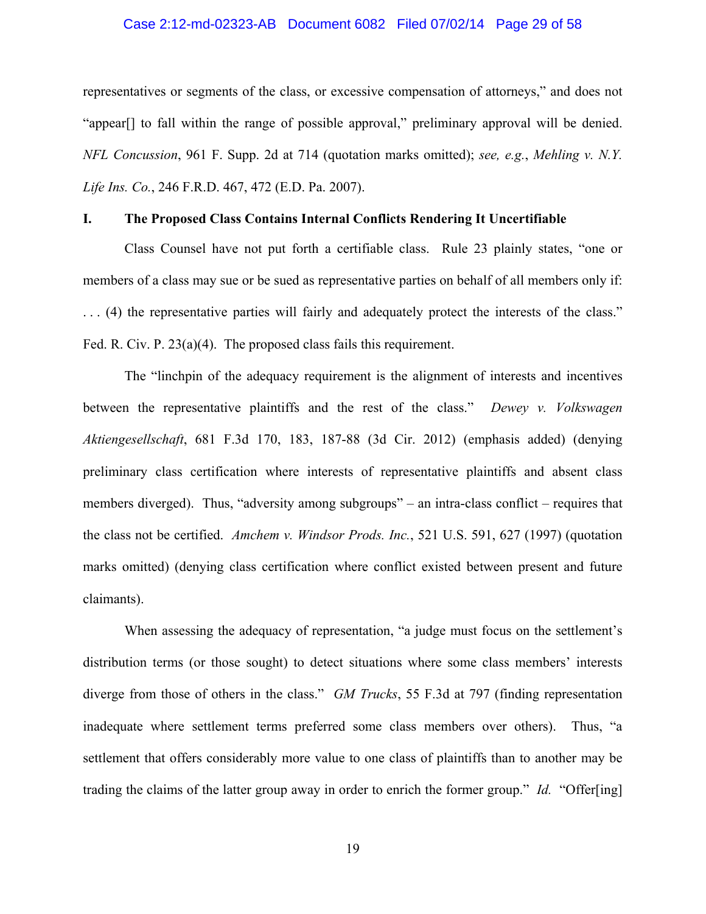representatives or segments of the class, or excessive compensation of attorneys," and does not "appear[] to fall within the range of possible approval," preliminary approval will be denied. *NFL Concussion*, 961 F. Supp. 2d at 714 (quotation marks omitted); *see, e.g.*, *Mehling v. N.Y. Life Ins. Co.*, 246 F.R.D. 467, 472 (E.D. Pa. 2007).

## I. The Proposed Class Contains Internal Conflicts Rendering It Uncertifiable

Class Counsel have not put forth a certifiable class. Rule 23 plainly states, "one or members of a class may sue or be sued as representative parties on behalf of all members only if: . . . (4) the representative parties will fairly and adequately protect the interests of the class." Fed. R. Civ. P. 23(a)(4). The proposed class fails this requirement.

The "linchpin of the adequacy requirement is the alignment of interests and incentives between the representative plaintiffs and the rest of the class." *Dewey v. Volkswagen Aktiengesellschaft*, 681 F.3d 170, 183, 187-88 (3d Cir. 2012) (emphasis added) (denying preliminary class certification where interests of representative plaintiffs and absent class members diverged). Thus, "adversity among subgroups" – an intra-class conflict – requires that the class not be certified. *Amchem v. Windsor Prods. Inc.*, 521 U.S. 591, 627 (1997) (quotation marks omitted) (denying class certification where conflict existed between present and future claimants).

When assessing the adequacy of representation, "a judge must focus on the settlement's distribution terms (or those sought) to detect situations where some class members' interests diverge from those of others in the class." *GM Trucks*, 55 F.3d at 797 (finding representation inadequate where settlement terms preferred some class members over others). Thus, "a settlement that offers considerably more value to one class of plaintiffs than to another may be trading the claims of the latter group away in order to enrich the former group." *Id.* "Offer[ing]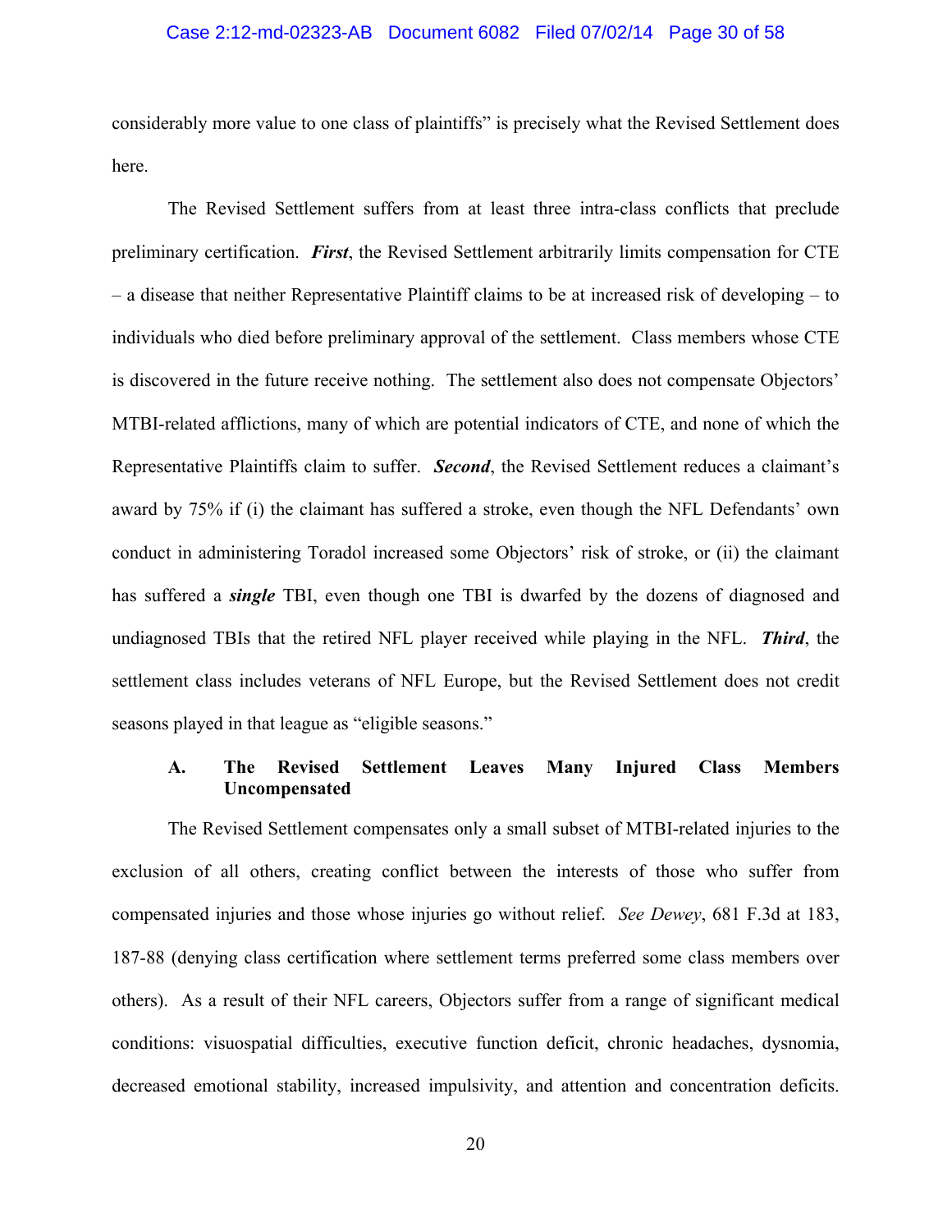considerably more value to one class of plaintiffs" is precisely what the Revised Settlement does here.

The Revised Settlement suffers from at least three intra-class conflicts that preclude preliminary certification. ***First***, the Revised Settlement arbitrarily limits compensation for CTE – a disease that neither Representative Plaintiff claims to be at increased risk of developing – to individuals who died before preliminary approval of the settlement. Class members whose CTE is discovered in the future receive nothing. The settlement also does not compensate Objectors' MTBI-related afflictions, many of which are potential indicators of CTE, and none of which the Representative Plaintiffs claim to suffer. ***Second***, the Revised Settlement reduces a claimant's award by 75% if (i) the claimant has suffered a stroke, even though the NFL Defendants' own conduct in administering Toradol increased some Objectors' risk of stroke, or (ii) the claimant has suffered a ***single*** TBI, even though one TBI is dwarfed by the dozens of diagnosed and undiagnosed TBIs that the retired NFL player received while playing in the NFL. ***Third***, the settlement class includes veterans of NFL Europe, but the Revised Settlement does not credit seasons played in that league as "eligible seasons."

### A. The Revised Settlement Leaves Many Injured Class Members Uncompensated

The Revised Settlement compensates only a small subset of MTBI-related injuries to the exclusion of all others, creating conflict between the interests of those who suffer from compensated injuries and those whose injuries go without relief. *See Dewey*, 681 F.3d at 183, 187-88 (denying class certification where settlement terms preferred some class members over others). As a result of their NFL careers, Objectors suffer from a range of significant medical conditions: visuospatial difficulties, executive function deficit, chronic headaches, dysnomia, decreased emotional stability, increased impulsivity, and attention and concentration deficits.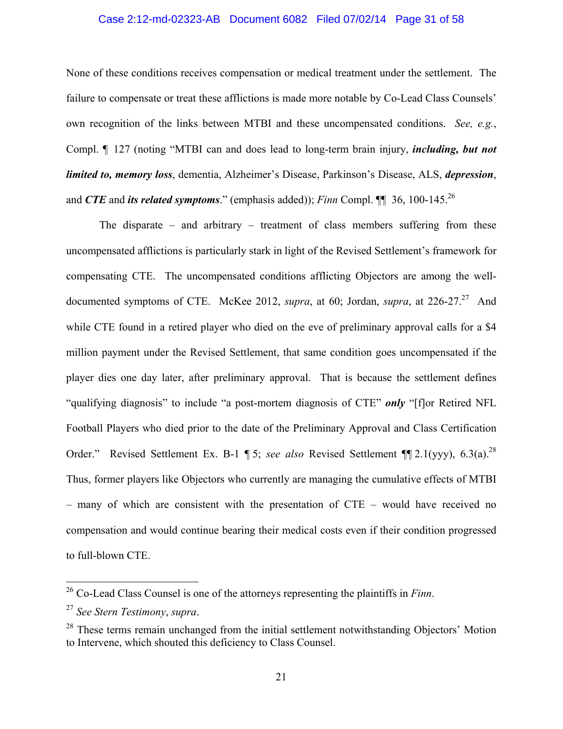None of these conditions receives compensation or medical treatment under the settlement. The failure to compensate or treat these afflictions is made more notable by Co-Lead Class Counsels' own recognition of the links between MTBI and these uncompensated conditions. *See, e.g.*, Compl. ¶ 127 (noting "MTBI can and does lead to long-term brain injury, ***including, but not limited to, memory loss***, dementia, Alzheimer's Disease, Parkinson's Disease, ALS, ***depression***, and ***CTE*** and ***its related symptoms***." (emphasis added)); *Finn* Compl. ¶¶ 36, 100-145.[26]

The disparate – and arbitrary – treatment of class members suffering from these uncompensated afflictions is particularly stark in light of the Revised Settlement's framework for compensating CTE. The uncompensated conditions afflicting Objectors are among the well-documented symptoms of CTE. McKee 2012, *supra*, at 60; Jordan, *supra*, at 226-27.[27] And while CTE found in a retired player who died on the eve of preliminary approval calls for a $4 million payment under the Revised Settlement, that same condition goes uncompensated if the player dies one day later, after preliminary approval. That is because the settlement defines "qualifying diagnosis" to include "a post-mortem diagnosis of CTE" ***only*** "[f]or Retired NFL Football Players who died prior to the date of the Preliminary Approval and Class Certification Order." Revised Settlement Ex. B-1 ¶ 5; *see also* Revised Settlement ¶¶ 2.1(yyy), 6.3(a).[28] Thus, former players like Objectors who currently are managing the cumulative effects of MTBI – many of which are consistent with the presentation of CTE – would have received no compensation and would continue bearing their medical costs even if their condition progressed to full-blown CTE.

---

[26] Co-Lead Class Counsel is one of the attorneys representing the plaintiffs in *Finn*.

[27] *See Stern Testimony*, *supra*.

[28] These terms remain unchanged from the initial settlement notwithstanding Objectors' Motion to Intervene, which shouted this deficiency to Class Counsel.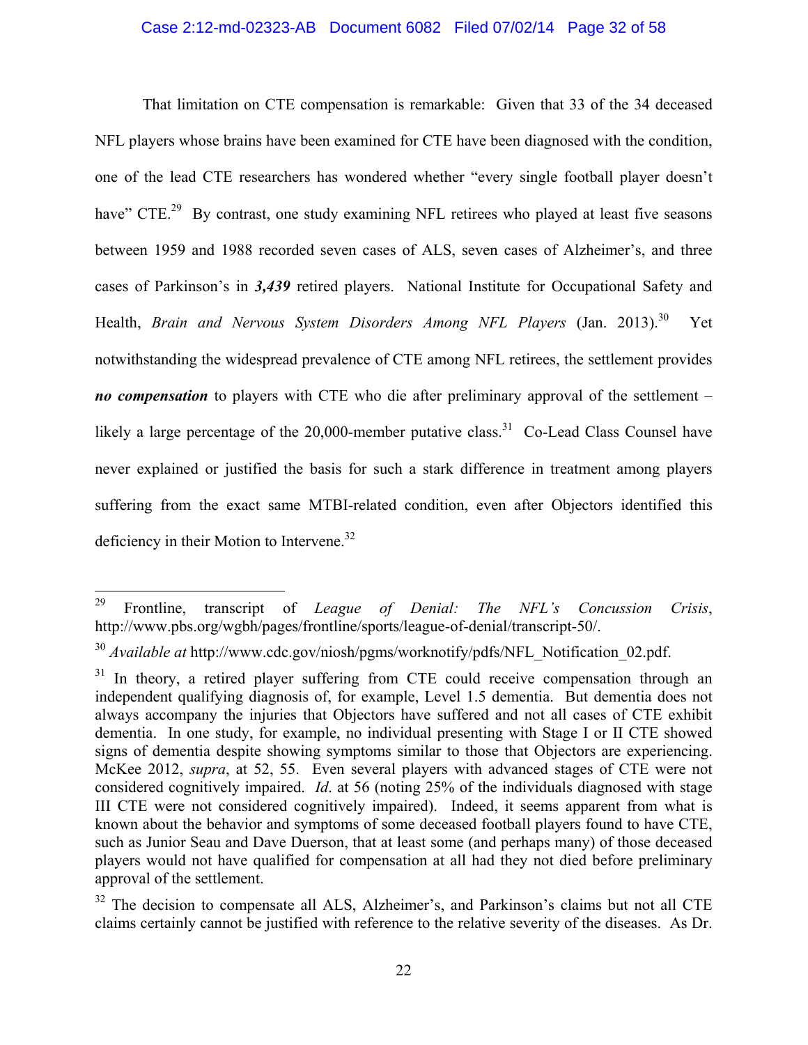That limitation on CTE compensation is remarkable: Given that 33 of the 34 deceased NFL players whose brains have been examined for CTE have been diagnosed with the condition, one of the lead CTE researchers has wondered whether "every single football player doesn't have" CTE.[29] By contrast, one study examining NFL retirees who played at least five seasons between 1959 and 1988 recorded seven cases of ALS, seven cases of Alzheimer's, and three cases of Parkinson's in ***3,439*** retired players. National Institute for Occupational Safety and Health, *Brain and Nervous System Disorders Among NFL Players* (Jan. 2013).[30] Yet notwithstanding the widespread prevalence of CTE among NFL retirees, the settlement provides ***no compensation*** to players with CTE who die after preliminary approval of the settlement – likely a large percentage of the 20,000-member putative class.[31] Co-Lead Class Counsel have never explained or justified the basis for such a stark difference in treatment among players suffering from the exact same MTBI-related condition, even after Objectors identified this deficiency in their Motion to Intervene.[32]

---

[29] Frontline, transcript of *League of Denial: The NFL's Concussion Crisis*, http://www.pbs.org/wgbh/pages/frontline/sports/league-of-denial/transcript-50/.

[30] *Available at* http://www.cdc.gov/niosh/pgms/worknotify/pdfs/NFL_Notification_02.pdf.

[31] In theory, a retired player suffering from CTE could receive compensation through an independent qualifying diagnosis of, for example, Level 1.5 dementia. But dementia does not always accompany the injuries that Objectors have suffered and not all cases of CTE exhibit dementia. In one study, for example, no individual presenting with Stage I or II CTE showed signs of dementia despite showing symptoms similar to those that Objectors are experiencing. McKee 2012, *supra*, at 52, 55. Even several players with advanced stages of CTE were not considered cognitively impaired. *Id*. at 56 (noting 25% of the individuals diagnosed with stage III CTE were not considered cognitively impaired). Indeed, it seems apparent from what is known about the behavior and symptoms of some deceased football players found to have CTE, such as Junior Seau and Dave Duerson, that at least some (and perhaps many) of those deceased players would not have qualified for compensation at all had they not died before preliminary approval of the settlement.

[32] The decision to compensate all ALS, Alzheimer's, and Parkinson's claims but not all CTE claims certainly cannot be justified with reference to the relative severity of the diseases. As Dr.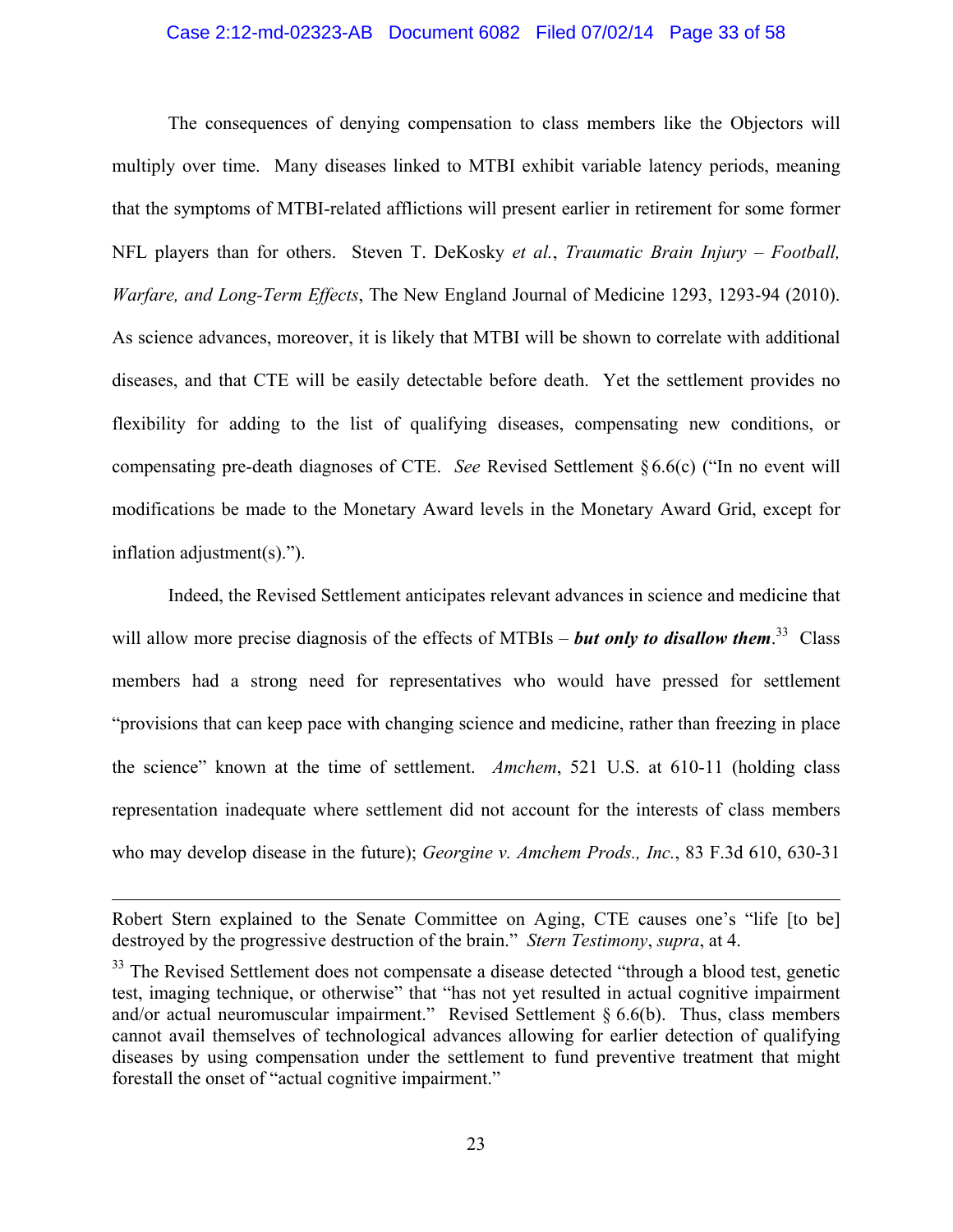The consequences of denying compensation to class members like the Objectors will multiply over time. Many diseases linked to MTBI exhibit variable latency periods, meaning that the symptoms of MTBI-related afflictions will present earlier in retirement for some former NFL players than for others. Steven T. DeKosky *et al.*, *Traumatic Brain Injury – Football, Warfare, and Long-Term Effects*, The New England Journal of Medicine 1293, 1293-94 (2010). As science advances, moreover, it is likely that MTBI will be shown to correlate with additional diseases, and that CTE will be easily detectable before death. Yet the settlement provides no flexibility for adding to the list of qualifying diseases, compensating new conditions, or compensating pre-death diagnoses of CTE. *See* Revised Settlement § 6.6(c) ("In no event will modifications be made to the Monetary Award levels in the Monetary Award Grid, except for inflation adjustment(s).").

Indeed, the Revised Settlement anticipates relevant advances in science and medicine that will allow more precise diagnosis of the effects of MTBIs – ***but only to disallow them***.[33] Class members had a strong need for representatives who would have pressed for settlement "provisions that can keep pace with changing science and medicine, rather than freezing in place the science" known at the time of settlement. *Amchem*, 521 U.S. at 610-11 (holding class representation inadequate where settlement did not account for the interests of class members who may develop disease in the future); *Georgine v. Amchem Prods., Inc.*, 83 F.3d 610, 630-31

---

Robert Stern explained to the Senate Committee on Aging, CTE causes one's "life [to be] destroyed by the progressive destruction of the brain." *Stern Testimony*, *supra*, at 4.

[33] The Revised Settlement does not compensate a disease detected "through a blood test, genetic test, imaging technique, or otherwise" that "has not yet resulted in actual cognitive impairment and/or actual neuromuscular impairment." Revised Settlement § 6.6(b). Thus, class members cannot avail themselves of technological advances allowing for earlier detection of qualifying diseases by using compensation under the settlement to fund preventive treatment that might forestall the onset of "actual cognitive impairment."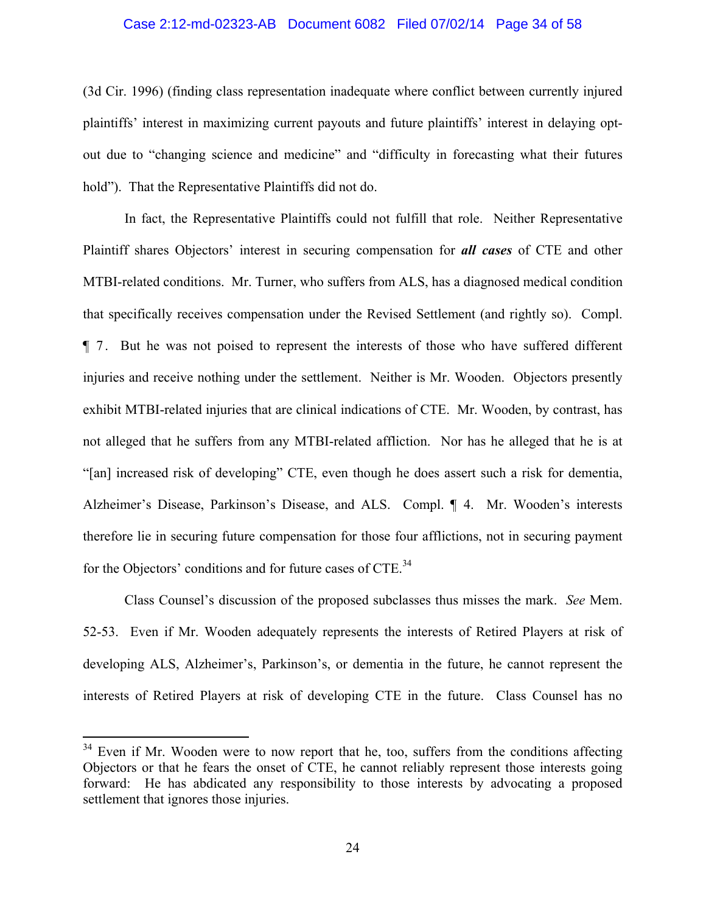(3d Cir. 1996) (finding class representation inadequate where conflict between currently injured plaintiffs' interest in maximizing current payouts and future plaintiffs' interest in delaying opt-out due to "changing science and medicine" and "difficulty in forecasting what their futures hold"). That the Representative Plaintiffs did not do.

In fact, the Representative Plaintiffs could not fulfill that role. Neither Representative Plaintiff shares Objectors' interest in securing compensation for ***all cases*** of CTE and other MTBI-related conditions. Mr. Turner, who suffers from ALS, has a diagnosed medical condition that specifically receives compensation under the Revised Settlement (and rightly so). Compl. ¶ 7. But he was not poised to represent the interests of those who have suffered different injuries and receive nothing under the settlement. Neither is Mr. Wooden. Objectors presently exhibit MTBI-related injuries that are clinical indications of CTE. Mr. Wooden, by contrast, has not alleged that he suffers from any MTBI-related affliction. Nor has he alleged that he is at "[an] increased risk of developing" CTE, even though he does assert such a risk for dementia, Alzheimer's Disease, Parkinson's Disease, and ALS. Compl. ¶ 4. Mr. Wooden's interests therefore lie in securing future compensation for those four afflictions, not in securing payment for the Objectors' conditions and for future cases of CTE.[34]

Class Counsel's discussion of the proposed subclasses thus misses the mark. *See* Mem. 52-53. Even if Mr. Wooden adequately represents the interests of Retired Players at risk of developing ALS, Alzheimer's, Parkinson's, or dementia in the future, he cannot represent the interests of Retired Players at risk of developing CTE in the future. Class Counsel has no

[34] Even if Mr. Wooden were to now report that he, too, suffers from the conditions affecting Objectors or that he fears the onset of CTE, he cannot reliably represent those interests going forward: He has abdicated any responsibility to those interests by advocating a proposed settlement that ignores those injuries.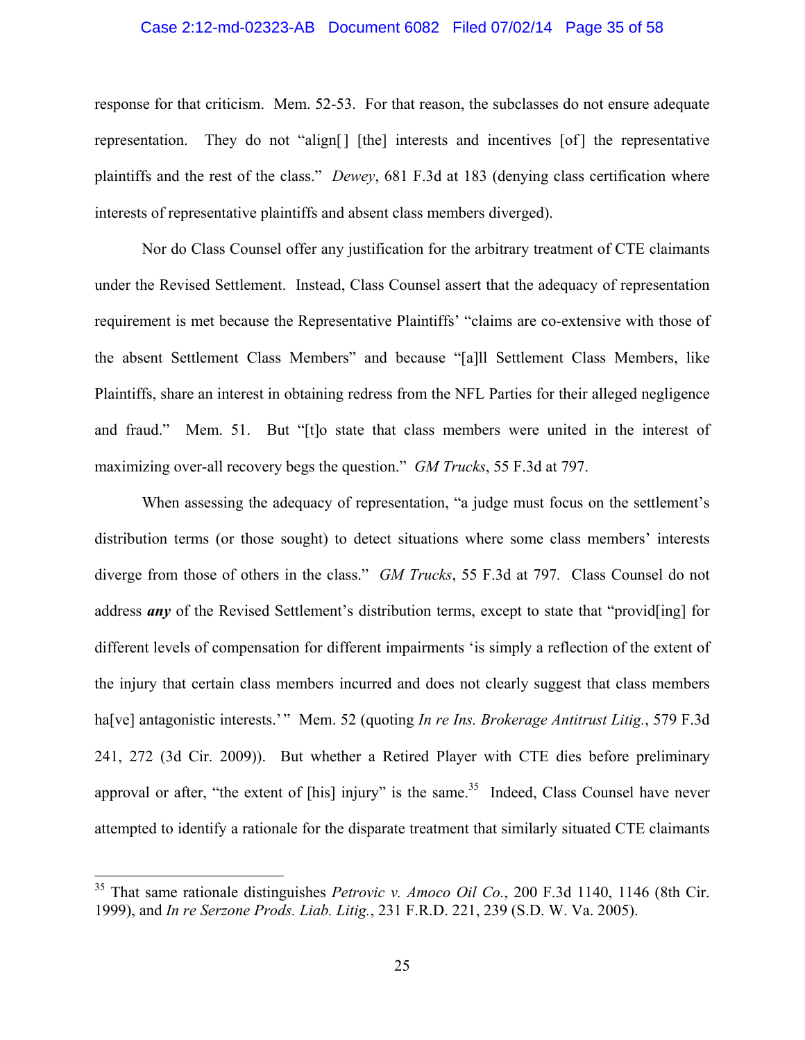response for that criticism. Mem. 52-53. For that reason, the subclasses do not ensure adequate representation. They do not "align[] [the] interests and incentives [of] the representative plaintiffs and the rest of the class." *Dewey*, 681 F.3d at 183 (denying class certification where interests of representative plaintiffs and absent class members diverged).

Nor do Class Counsel offer any justification for the arbitrary treatment of CTE claimants under the Revised Settlement. Instead, Class Counsel assert that the adequacy of representation requirement is met because the Representative Plaintiffs' "claims are co-extensive with those of the absent Settlement Class Members" and because "[a]ll Settlement Class Members, like Plaintiffs, share an interest in obtaining redress from the NFL Parties for their alleged negligence and fraud." Mem. 51. But "[t]o state that class members were united in the interest of maximizing over-all recovery begs the question." *GM Trucks*, 55 F.3d at 797.

When assessing the adequacy of representation, "a judge must focus on the settlement's distribution terms (or those sought) to detect situations where some class members' interests diverge from those of others in the class." *GM Trucks*, 55 F.3d at 797. Class Counsel do not address ***any*** of the Revised Settlement's distribution terms, except to state that "provid[ing] for different levels of compensation for different impairments 'is simply a reflection of the extent of the injury that certain class members incurred and does not clearly suggest that class members ha[ve] antagonistic interests.'" Mem. 52 (quoting *In re Ins. Brokerage Antitrust Litig.*, 579 F.3d 241, 272 (3d Cir. 2009)). But whether a Retired Player with CTE dies before preliminary approval or after, "the extent of [his] injury" is the same.[35] Indeed, Class Counsel have never attempted to identify a rationale for the disparate treatment that similarly situated CTE claimants

[35] That same rationale distinguishes *Petrovic v. Amoco Oil Co.*, 200 F.3d 1140, 1146 (8th Cir. 1999), and *In re Serzone Prods. Liab. Litig.*, 231 F.R.D. 221, 239 (S.D. W. Va. 2005).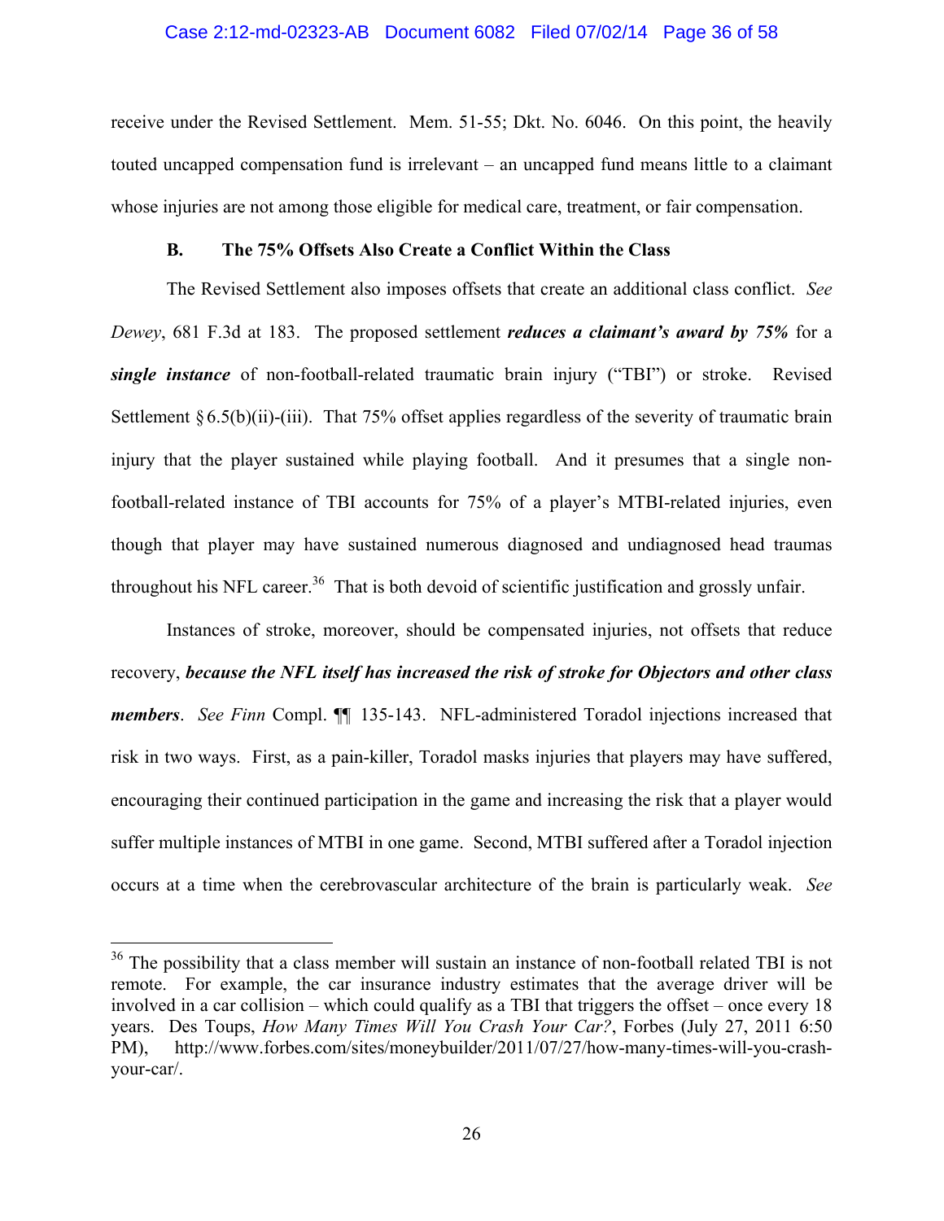receive under the Revised Settlement. Mem. 51-55; Dkt. No. 6046. On this point, the heavily touted uncapped compensation fund is irrelevant – an uncapped fund means little to a claimant whose injuries are not among those eligible for medical care, treatment, or fair compensation.

### B. The 75% Offsets Also Create a Conflict Within the Class

The Revised Settlement also imposes offsets that create an additional class conflict. *See Dewey*, 681 F.3d at 183. The proposed settlement ***reduces a claimant's award by 75%*** for a ***single instance*** of non-football-related traumatic brain injury ("TBI") or stroke. Revised Settlement § 6.5(b)(ii)-(iii). That 75% offset applies regardless of the severity of traumatic brain injury that the player sustained while playing football. And it presumes that a single non-football-related instance of TBI accounts for 75% of a player's MTBI-related injuries, even though that player may have sustained numerous diagnosed and undiagnosed head traumas throughout his NFL career.[36] That is both devoid of scientific justification and grossly unfair.

Instances of stroke, moreover, should be compensated injuries, not offsets that reduce recovery, ***because the NFL itself has increased the risk of stroke for Objectors and other class members***. *See Finn* Compl. ¶¶ 135-143. NFL-administered Toradol injections increased that risk in two ways. First, as a pain-killer, Toradol masks injuries that players may have suffered, encouraging their continued participation in the game and increasing the risk that a player would suffer multiple instances of MTBI in one game. Second, MTBI suffered after a Toradol injection occurs at a time when the cerebrovascular architecture of the brain is particularly weak. *See*

---

[36] The possibility that a class member will sustain an instance of non-football related TBI is not remote. For example, the car insurance industry estimates that the average driver will be involved in a car collision – which could qualify as a TBI that triggers the offset – once every 18 years. Des Toups, *How Many Times Will You Crash Your Car?*, Forbes (July 27, 2011 6:50 PM), http://www.forbes.com/sites/moneybuilder/2011/07/27/how-many-times-will-you-crash-your-car/.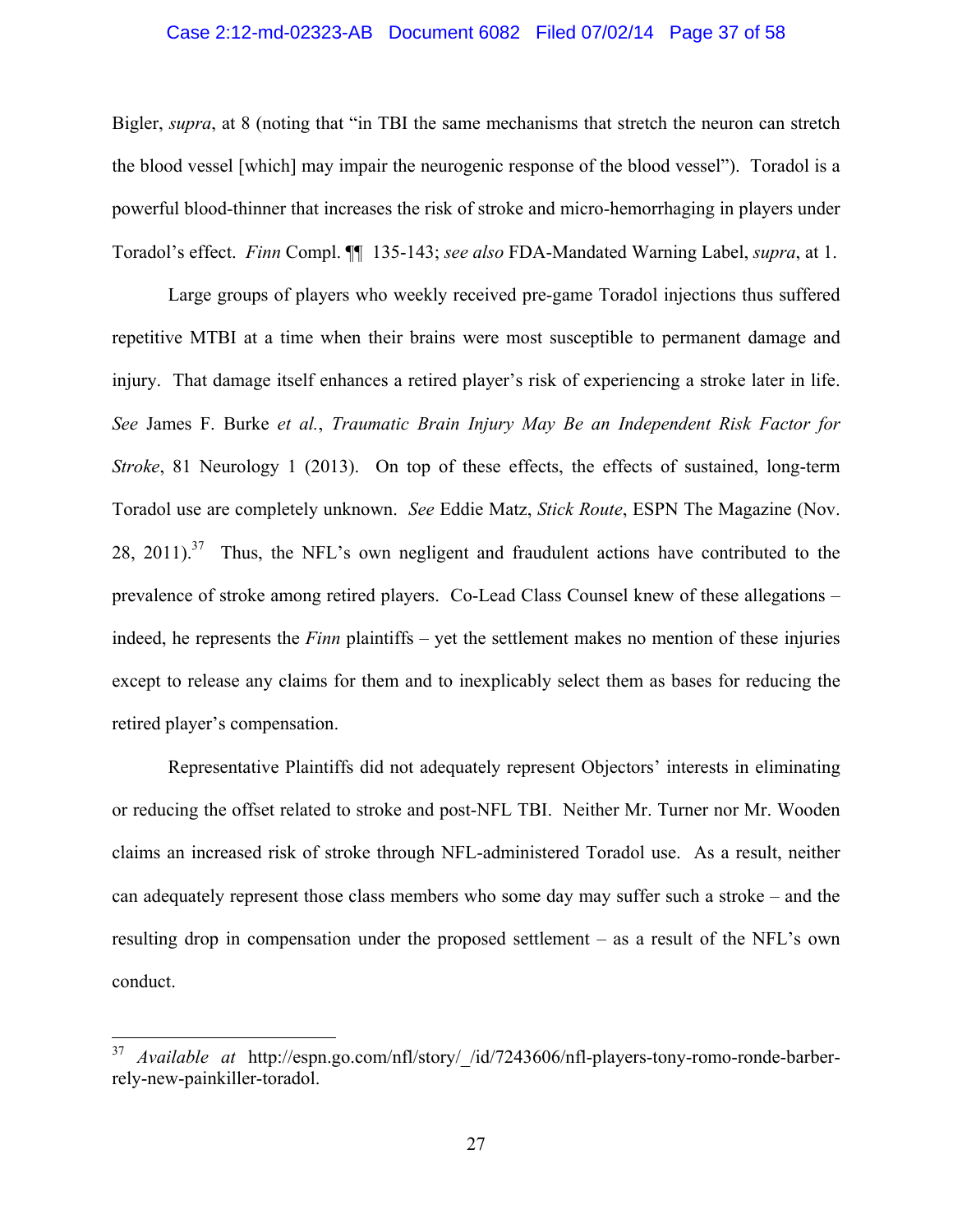Bigler, *supra*, at 8 (noting that "in TBI the same mechanisms that stretch the neuron can stretch the blood vessel [which] may impair the neurogenic response of the blood vessel"). Toradol is a powerful blood-thinner that increases the risk of stroke and micro-hemorrhaging in players under Toradol's effect. *Finn* Compl. ¶¶ 135-143; *see also* FDA-Mandated Warning Label, *supra*, at 1.

Large groups of players who weekly received pre-game Toradol injections thus suffered repetitive MTBI at a time when their brains were most susceptible to permanent damage and injury. That damage itself enhances a retired player's risk of experiencing a stroke later in life. *See* James F. Burke *et al.*, *Traumatic Brain Injury May Be an Independent Risk Factor for Stroke*, 81 Neurology 1 (2013). On top of these effects, the effects of sustained, long-term Toradol use are completely unknown. *See* Eddie Matz, *Stick Route*, ESPN The Magazine (Nov. 28, 2011).[37] Thus, the NFL's own negligent and fraudulent actions have contributed to the prevalence of stroke among retired players. Co-Lead Class Counsel knew of these allegations – indeed, he represents the *Finn* plaintiffs – yet the settlement makes no mention of these injuries except to release any claims for them and to inexplicably select them as bases for reducing the retired player's compensation.

Representative Plaintiffs did not adequately represent Objectors' interests in eliminating or reducing the offset related to stroke and post-NFL TBI. Neither Mr. Turner nor Mr. Wooden claims an increased risk of stroke through NFL-administered Toradol use. As a result, neither can adequately represent those class members who some day may suffer such a stroke – and the resulting drop in compensation under the proposed settlement – as a result of the NFL's own conduct.

---

[37] *Available at* http://espn.go.com/nfl/story/_/id/7243606/nfl-players-tony-romo-ronde-barber-rely-new-painkiller-toradol.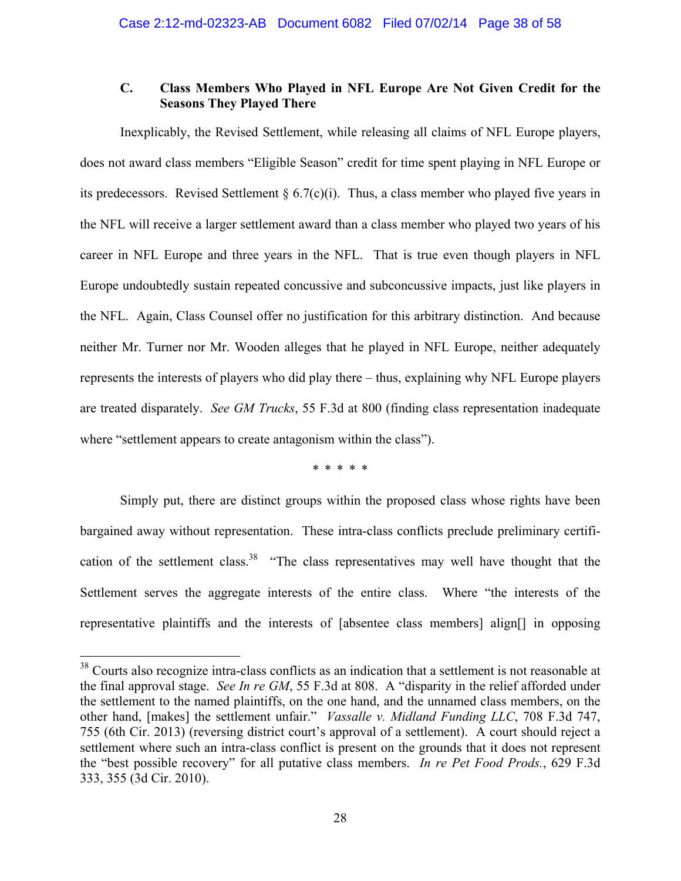### C. Class Members Who Played in NFL Europe Are Not Given Credit for the Seasons They Played There

Inexplicably, the Revised Settlement, while releasing all claims of NFL Europe players, does not award class members "Eligible Season" credit for time spent playing in NFL Europe or its predecessors. Revised Settlement § 6.7(c)(i). Thus, a class member who played five years in the NFL will receive a larger settlement award than a class member who played two years of his career in NFL Europe and three years in the NFL. That is true even though players in NFL Europe undoubtedly sustain repeated concussive and subconcussive impacts, just like players in the NFL. Again, Class Counsel offer no justification for this arbitrary distinction. And because neither Mr. Turner nor Mr. Wooden alleges that he played in NFL Europe, neither adequately represents the interests of players who did play there – thus, explaining why NFL Europe players are treated disparately. *See GM Trucks*, 55 F.3d at 800 (finding class representation inadequate where "settlement appears to create antagonism within the class").

\* \* \* \* \*

Simply put, there are distinct groups within the proposed class whose rights have been bargained away without representation. These intra-class conflicts preclude preliminary certification of the settlement class.[38] "The class representatives may well have thought that the Settlement serves the aggregate interests of the entire class. Where "the interests of the representative plaintiffs and the interests of [absentee class members] align[] in opposing

---

[38] Courts also recognize intra-class conflicts as an indication that a settlement is not reasonable at the final approval stage. *See In re GM*, 55 F.3d at 808. A "disparity in the relief afforded under the settlement to the named plaintiffs, on the one hand, and the unnamed class members, on the other hand, [makes] the settlement unfair." *Vassalle v. Midland Funding LLC*, 708 F.3d 747, 755 (6th Cir. 2013) (reversing district court's approval of a settlement). A court should reject a settlement where such an intra-class conflict is present on the grounds that it does not represent the "best possible recovery" for all putative class members. *In re Pet Food Prods.*, 629 F.3d 333, 355 (3d Cir. 2010).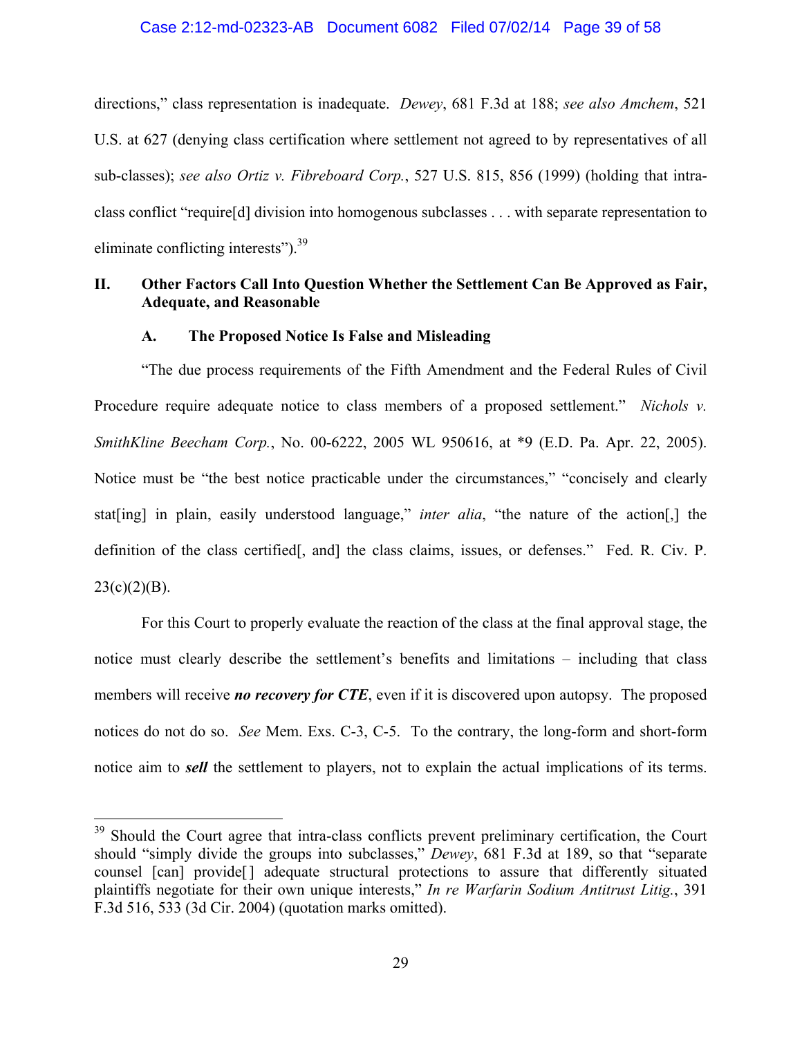directions," class representation is inadequate. *Dewey*, 681 F.3d at 188; *see also Amchem*, 521 U.S. at 627 (denying class certification where settlement not agreed to by representatives of all sub-classes); *see also Ortiz v. Fibreboard Corp.*, 527 U.S. 815, 856 (1999) (holding that intra-class conflict "require[d] division into homogenous subclasses . . . with separate representation to eliminate conflicting interests").[39]

## II. Other Factors Call Into Question Whether the Settlement Can Be Approved as Fair, Adequate, and Reasonable

### A. The Proposed Notice Is False and Misleading

"The due process requirements of the Fifth Amendment and the Federal Rules of Civil Procedure require adequate notice to class members of a proposed settlement." *Nichols v. SmithKline Beecham Corp.*, No. 00-6222, 2005 WL 950616, at *9 (E.D. Pa. Apr. 22, 2005). Notice must be "the best notice practicable under the circumstances," "concisely and clearly stat[ing] in plain, easily understood language," *inter alia*, "the nature of the action[,] the definition of the class certified[, and] the class claims, issues, or defenses." Fed. R. Civ. P. 23(c)(2)(B).

For this Court to properly evaluate the reaction of the class at the final approval stage, the notice must clearly describe the settlement's benefits and limitations – including that class members will receive ***no recovery for CTE***, even if it is discovered upon autopsy. The proposed notices do not do so. *See* Mem. Exs. C-3, C-5. To the contrary, the long-form and short-form notice aim to ***sell*** the settlement to players, not to explain the actual implications of its terms.

---

[39] Should the Court agree that intra-class conflicts prevent preliminary certification, the Court should "simply divide the groups into subclasses," *Dewey*, 681 F.3d at 189, so that "separate counsel [can] provide[] adequate structural protections to assure that differently situated plaintiffs negotiate for their own unique interests," *In re Warfarin Sodium Antitrust Litig.*, 391 F.3d 516, 533 (3d Cir. 2004) (quotation marks omitted).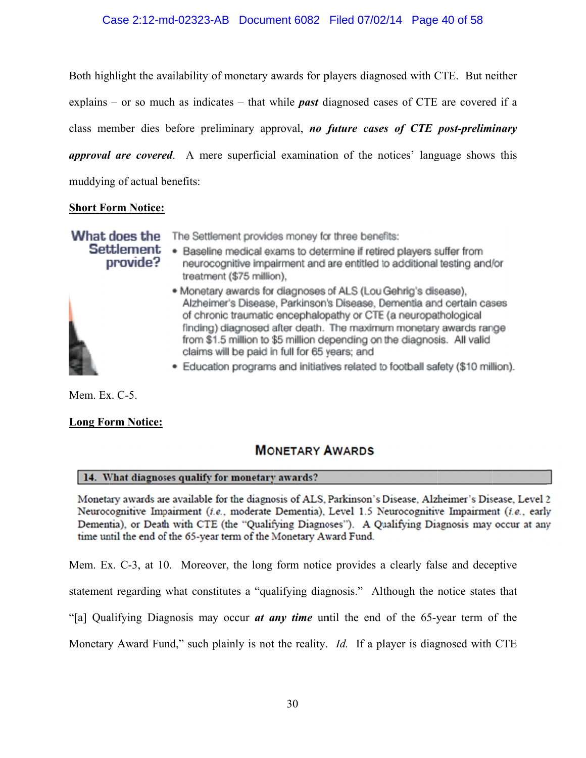Both highlight the availability of monetary awards for players diagnosed with CTE. But neither explains – or so much as indicates – that while ***past*** diagnosed cases of CTE are covered if a class member dies before preliminary approval, ***no future cases of CTE post-preliminary approval are covered***. A mere superficial examination of the notices' language shows this muddying of actual benefits:

**Short Form Notice:**

**What does the Settlement provide?**

The Settlement provides money for three benefits:

- Baseline medical exams to determine if retired players suffer from neurocognitive impairment and are entitled to additional testing and/or treatment ($75 million),
- Monetary awards for diagnoses of ALS (Lou Gehrig's disease), Alzheimer's Disease, Parkinson's Disease, Dementia and certain cases of chronic traumatic encephalopathy or CTE (a neuropathological finding) diagnosed after death. The maximum monetary awards range from $1.5 million to $5 million depending on the diagnosis. All valid claims will be paid in full for 65 years; and
- Education programs and initiatives related to football safety ($10 million).

Mem. Ex. C-5.

**Long Form Notice:**

**MONETARY AWARDS**

**14. What diagnoses qualify for monetary awards?**

Monetary awards are available for the diagnosis of ALS, Parkinson's Disease, Alzheimer's Disease, Level 2 Neurocognitive Impairment (*i.e.*, moderate Dementia), Level 1.5 Neurocognitive Impairment (*i.e.*, early Dementia), or Death with CTE (the "Qualifying Diagnoses"). A Qualifying Diagnosis may occur at any time until the end of the 65-year term of the Monetary Award Fund.

Mem. Ex. C-3, at 10. Moreover, the long form notice provides a clearly false and deceptive statement regarding what constitutes a "qualifying diagnosis." Although the notice states that "[a] Qualifying Diagnosis may occur ***at any time*** until the end of the 65-year term of the Monetary Award Fund," such plainly is not the reality. *Id.* If a player is diagnosed with CTE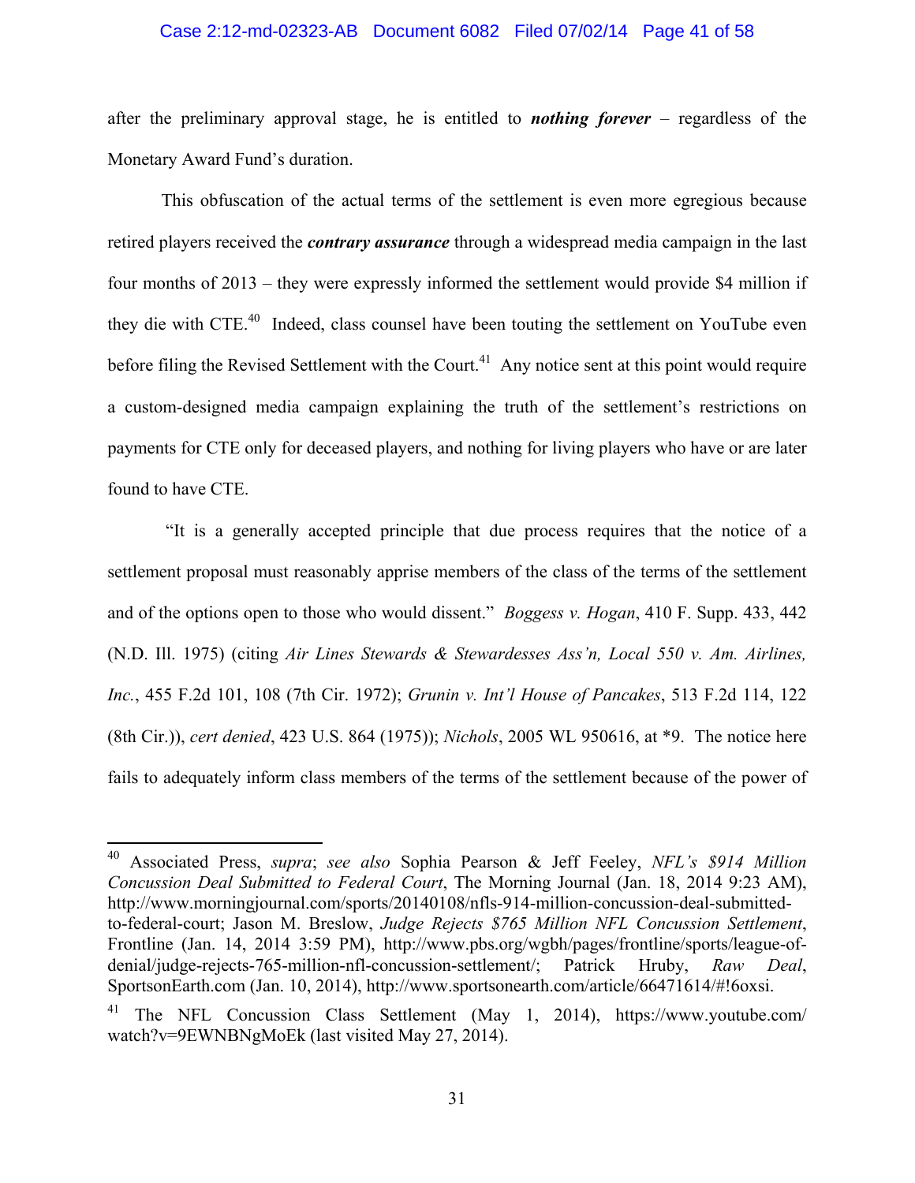after the preliminary approval stage, he is entitled to ***nothing forever*** – regardless of the Monetary Award Fund's duration.

This obfuscation of the actual terms of the settlement is even more egregious because retired players received the ***contrary assurance*** through a widespread media campaign in the last four months of 2013 – they were expressly informed the settlement would provide $4 million if they die with CTE.[40] Indeed, class counsel have been touting the settlement on YouTube even before filing the Revised Settlement with the Court.[41] Any notice sent at this point would require a custom-designed media campaign explaining the truth of the settlement's restrictions on payments for CTE only for deceased players, and nothing for living players who have or are later found to have CTE.

"It is a generally accepted principle that due process requires that the notice of a settlement proposal must reasonably apprise members of the class of the terms of the settlement and of the options open to those who would dissent." *Boggess v. Hogan*, 410 F. Supp. 433, 442 (N.D. Ill. 1975) (citing *Air Lines Stewards & Stewardesses Ass'n, Local 550 v. Am. Airlines, Inc.*, 455 F.2d 101, 108 (7th Cir. 1972); *Grunin v. Int'l House of Pancakes*, 513 F.2d 114, 122 (8th Cir.)), *cert denied*, 423 U.S. 864 (1975)); *Nichols*, 2005 WL 950616, at *9. The notice here fails to adequately inform class members of the terms of the settlement because of the power of

---

[40] Associated Press, *supra*; *see also* Sophia Pearson & Jeff Feeley, *NFL's $914 Million Concussion Deal Submitted to Federal Court*, The Morning Journal (Jan. 18, 2014 9:23 AM), http://www.morningjournal.com/sports/20140108/nfls-914-million-concussion-deal-submitted-to-federal-court; Jason M. Breslow, *Judge Rejects $765 Million NFL Concussion Settlement*, Frontline (Jan. 14, 2014 3:59 PM), http://www.pbs.org/wgbh/pages/frontline/sports/league-of-denial/judge-rejects-765-million-nfl-concussion-settlement/; Patrick Hruby, *Raw Deal*, SportsonEarth.com (Jan. 10, 2014), http://www.sportsonearth.com/article/66471614/#!6oxsi.

[41] The NFL Concussion Class Settlement (May 1, 2014), https://www.youtube.com/watch?v=9EWNBNgMoEk (last visited May 27, 2014).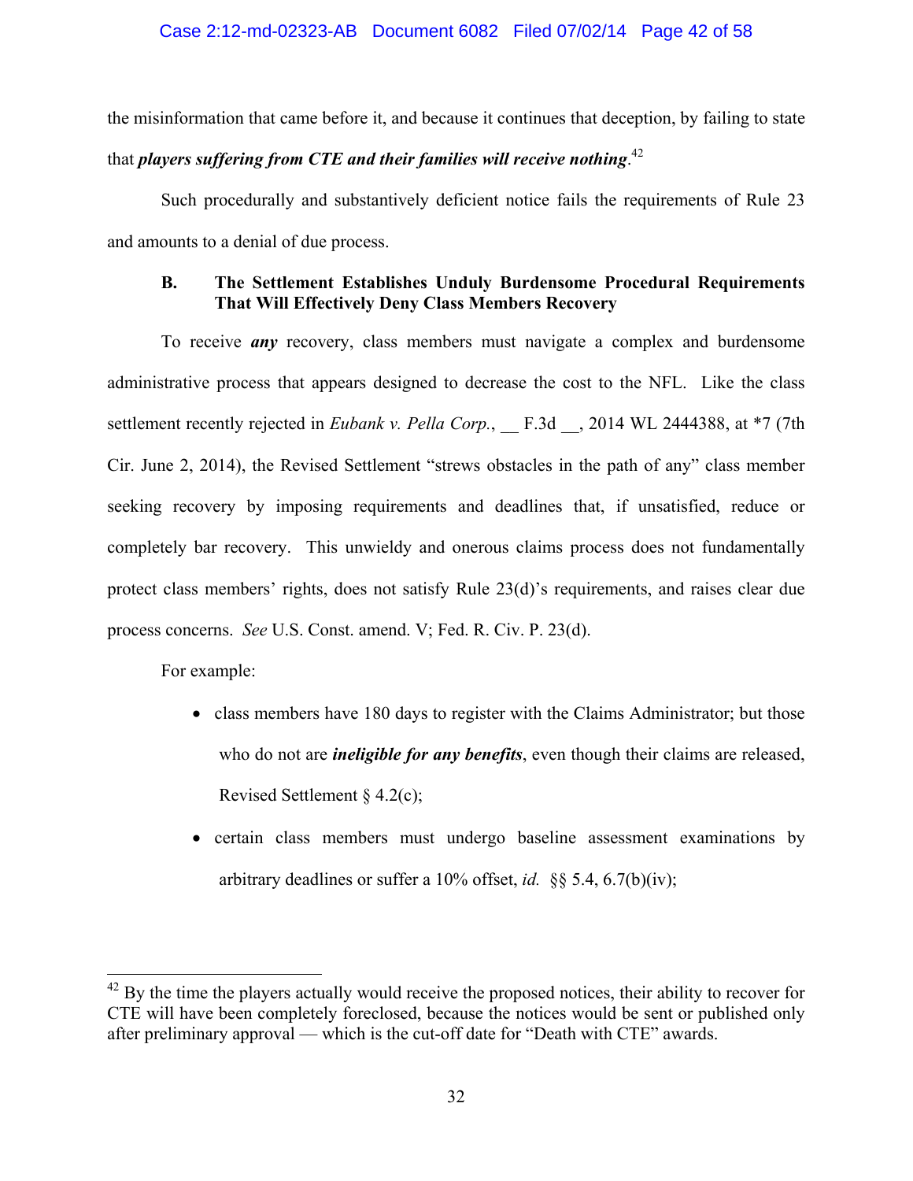the misinformation that came before it, and because it continues that deception, by failing to state that ***players suffering from CTE and their families will receive nothing***.[42]

Such procedurally and substantively deficient notice fails the requirements of Rule 23 and amounts to a denial of due process.

### B. The Settlement Establishes Unduly Burdensome Procedural Requirements That Will Effectively Deny Class Members Recovery

To receive ***any*** recovery, class members must navigate a complex and burdensome administrative process that appears designed to decrease the cost to the NFL. Like the class settlement recently rejected in *Eubank v. Pella Corp.*, __ F.3d __, 2014 WL 2444388, at *7 (7th Cir. June 2, 2014), the Revised Settlement "strews obstacles in the path of any" class member seeking recovery by imposing requirements and deadlines that, if unsatisfied, reduce or completely bar recovery. This unwieldy and onerous claims process does not fundamentally protect class members' rights, does not satisfy Rule 23(d)'s requirements, and raises clear due process concerns. *See* U.S. Const. amend. V; Fed. R. Civ. P. 23(d).

For example:

- class members have 180 days to register with the Claims Administrator; but those who do not are ***ineligible for any benefits***, even though their claims are released, Revised Settlement § 4.2(c);
- certain class members must undergo baseline assessment examinations by arbitrary deadlines or suffer a 10% offset, *id.* §§ 5.4, 6.7(b)(iv);

[42] By the time the players actually would receive the proposed notices, their ability to recover for CTE will have been completely foreclosed, because the notices would be sent or published only after preliminary approval — which is the cut-off date for "Death with CTE" awards.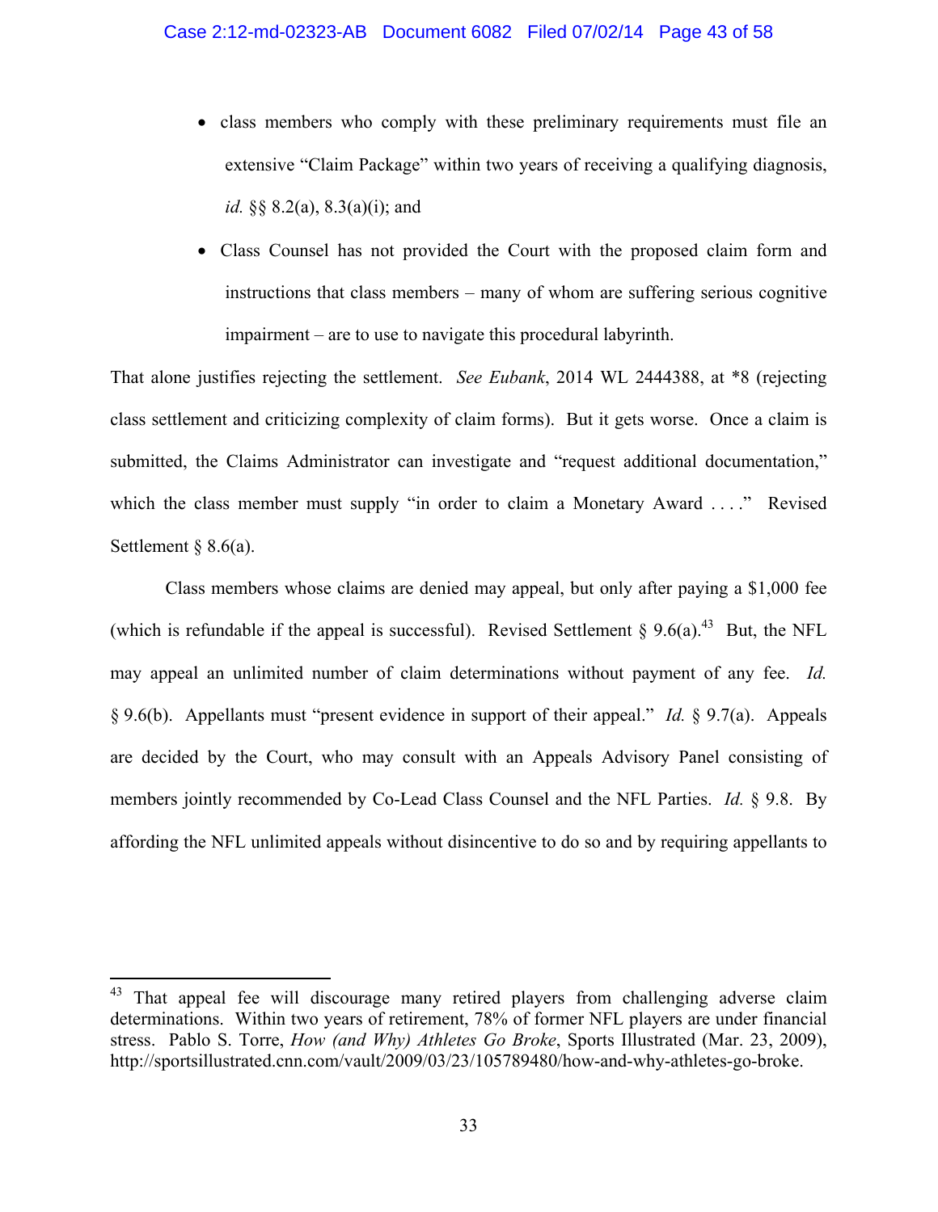- class members who comply with these preliminary requirements must file an extensive "Claim Package" within two years of receiving a qualifying diagnosis, *id.* §§ 8.2(a), 8.3(a)(i); and
- Class Counsel has not provided the Court with the proposed claim form and instructions that class members – many of whom are suffering serious cognitive impairment – are to use to navigate this procedural labyrinth.

That alone justifies rejecting the settlement. *See Eubank*, 2014 WL 2444388, at *8 (rejecting class settlement and criticizing complexity of claim forms). But it gets worse. Once a claim is submitted, the Claims Administrator can investigate and "request additional documentation," which the class member must supply "in order to claim a Monetary Award . . . ." Revised Settlement § 8.6(a).

Class members whose claims are denied may appeal, but only after paying a $1,000 fee (which is refundable if the appeal is successful). Revised Settlement § 9.6(a).[43] But, the NFL may appeal an unlimited number of claim determinations without payment of any fee. *Id.* § 9.6(b). Appellants must "present evidence in support of their appeal." *Id.* § 9.7(a). Appeals are decided by the Court, who may consult with an Appeals Advisory Panel consisting of members jointly recommended by Co-Lead Class Counsel and the NFL Parties. *Id.* § 9.8. By affording the NFL unlimited appeals without disincentive to do so and by requiring appellants to

---

[43] That appeal fee will discourage many retired players from challenging adverse claim determinations. Within two years of retirement, 78% of former NFL players are under financial stress. Pablo S. Torre, *How (and Why) Athletes Go Broke*, Sports Illustrated (Mar. 23, 2009), http://sportsillustrated.cnn.com/vault/2009/03/23/105789480/how-and-why-athletes-go-broke.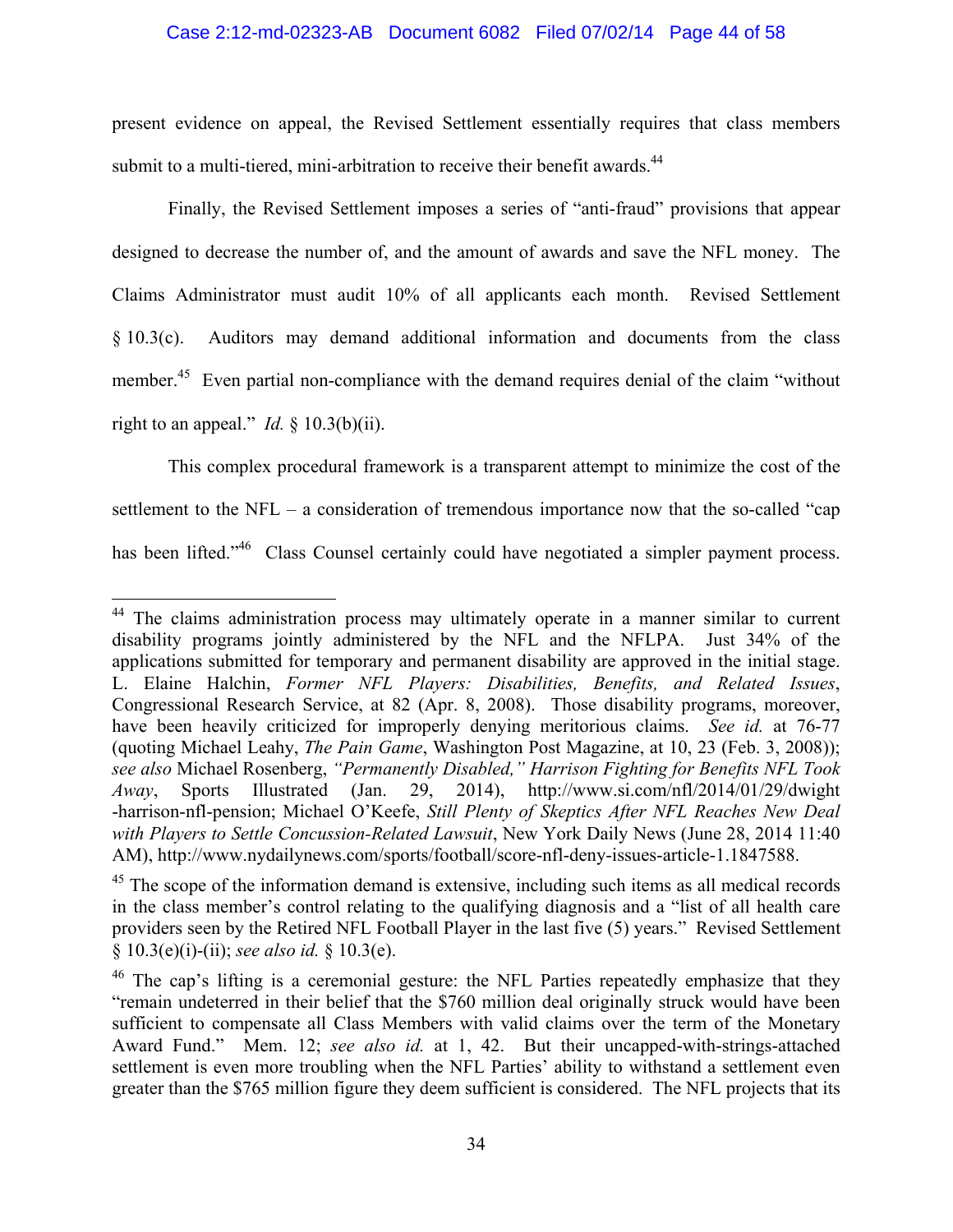present evidence on appeal, the Revised Settlement essentially requires that class members submit to a multi-tiered, mini-arbitration to receive their benefit awards.[44]

Finally, the Revised Settlement imposes a series of "anti-fraud" provisions that appear designed to decrease the number of, and the amount of awards and save the NFL money. The Claims Administrator must audit 10% of all applicants each month. Revised Settlement § 10.3(c). Auditors may demand additional information and documents from the class member.[45] Even partial non-compliance with the demand requires denial of the claim "without right to an appeal." *Id.* § 10.3(b)(ii).

This complex procedural framework is a transparent attempt to minimize the cost of the settlement to the NFL – a consideration of tremendous importance now that the so-called "cap has been lifted."[46] Class Counsel certainly could have negotiated a simpler payment process.

---

[44] The claims administration process may ultimately operate in a manner similar to current disability programs jointly administered by the NFL and the NFLPA. Just 34% of the applications submitted for temporary and permanent disability are approved in the initial stage. L. Elaine Halchin, *Former NFL Players: Disabilities, Benefits, and Related Issues*, Congressional Research Service, at 82 (Apr. 8, 2008). Those disability programs, moreover, have been heavily criticized for improperly denying meritorious claims. *See id.* at 76-77 (quoting Michael Leahy, *The Pain Game*, Washington Post Magazine, at 10, 23 (Feb. 3, 2008)); *see also* Michael Rosenberg, *"Permanently Disabled," Harrison Fighting for Benefits NFL Took Away*, Sports Illustrated (Jan. 29, 2014), http://www.si.com/nfl/2014/01/29/dwight-harrison-nfl-pension; Michael O'Keefe, *Still Plenty of Skeptics After NFL Reaches New Deal with Players to Settle Concussion-Related Lawsuit*, New York Daily News (June 28, 2014 11:40 AM), http://www.nydailynews.com/sports/football/score-nfl-deny-issues-article-1.1847588.

[45] The scope of the information demand is extensive, including such items as all medical records in the class member's control relating to the qualifying diagnosis and a "list of all health care providers seen by the Retired NFL Football Player in the last five (5) years." Revised Settlement § 10.3(e)(i)-(ii); *see also id.* § 10.3(e).

[46] The cap's lifting is a ceremonial gesture: the NFL Parties repeatedly emphasize that they "remain undeterred in their belief that the $760 million deal originally struck would have been sufficient to compensate all Class Members with valid claims over the term of the Monetary Award Fund." Mem. 12; *see also id.* at 1, 42. But their uncapped-with-strings-attached settlement is even more troubling when the NFL Parties' ability to withstand a settlement even greater than the $765 million figure they deem sufficient is considered. The NFL projects that its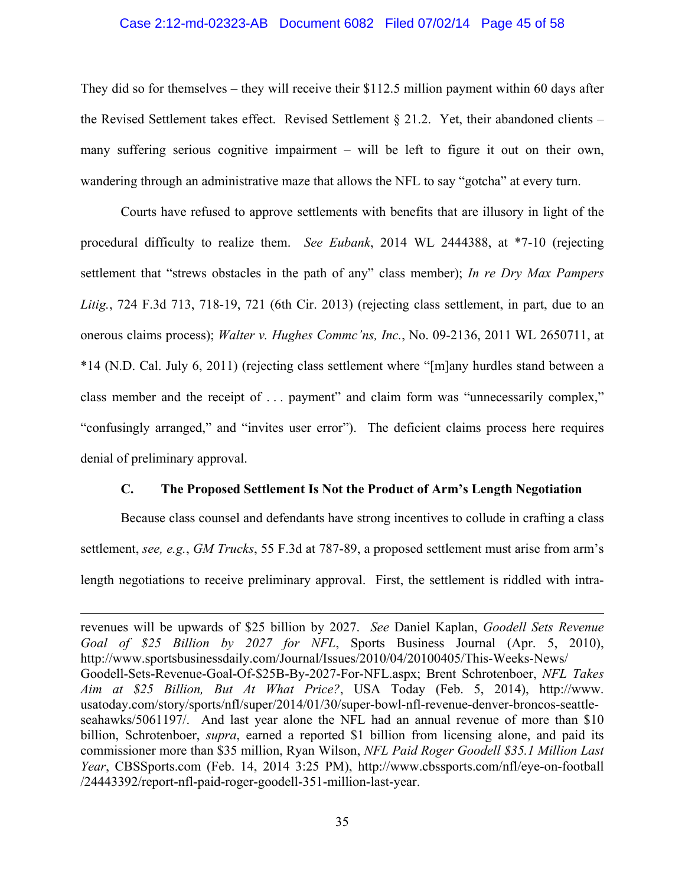They did so for themselves – they will receive their $112.5 million payment within 60 days after the Revised Settlement takes effect. Revised Settlement § 21.2. Yet, their abandoned clients – many suffering serious cognitive impairment – will be left to figure it out on their own, wandering through an administrative maze that allows the NFL to say "gotcha" at every turn.

Courts have refused to approve settlements with benefits that are illusory in light of the procedural difficulty to realize them. *See Eubank*, 2014 WL 2444388, at *7-10 (rejecting settlement that "strews obstacles in the path of any" class member); *In re Dry Max Pampers Litig.*, 724 F.3d 713, 718-19, 721 (6th Cir. 2013) (rejecting class settlement, in part, due to an onerous claims process); *Walter v. Hughes Commc'ns, Inc.*, No. 09-2136, 2011 WL 2650711, at *14 (N.D. Cal. July 6, 2011) (rejecting class settlement where "[m]any hurdles stand between a class member and the receipt of . . . payment" and claim form was "unnecessarily complex," "confusingly arranged," and "invites user error"). The deficient claims process here requires denial of preliminary approval.

### C. The Proposed Settlement Is Not the Product of Arm's Length Negotiation

Because class counsel and defendants have strong incentives to collude in crafting a class settlement, *see, e.g.*, *GM Trucks*, 55 F.3d at 787-89, a proposed settlement must arise from arm's length negotiations to receive preliminary approval. First, the settlement is riddled with intra-

---

revenues will be upwards of $25 billion by 2027. *See* Daniel Kaplan, *Goodell Sets Revenue Goal of $25 Billion by 2027 for NFL*, Sports Business Journal (Apr. 5, 2010), http://www.sportsbusinessdaily.com/Journal/Issues/2010/04/20100405/This-Weeks-News/Goodell-Sets-Revenue-Goal-Of-$25B-By-2027-For-NFL.aspx; Brent Schrotenboer, *NFL Takes Aim at $25 Billion, But At What Price?*, USA Today (Feb. 5, 2014), http://www.usatoday.com/story/sports/nfl/super/2014/01/30/super-bowl-nfl-revenue-denver-broncos-seattle-seahawks/5061197/. And last year alone the NFL had an annual revenue of more than $10 billion, Schrotenboer, *supra*, earned a reported $1 billion from licensing alone, and paid its commissioner more than $35 million, Ryan Wilson, *NFL Paid Roger Goodell $35.1 Million Last Year*, CBSSports.com (Feb. 14, 2014 3:25 PM), http://www.cbssports.com/nfl/eye-on-football/24443392/report-nfl-paid-roger-goodell-351-million-last-year.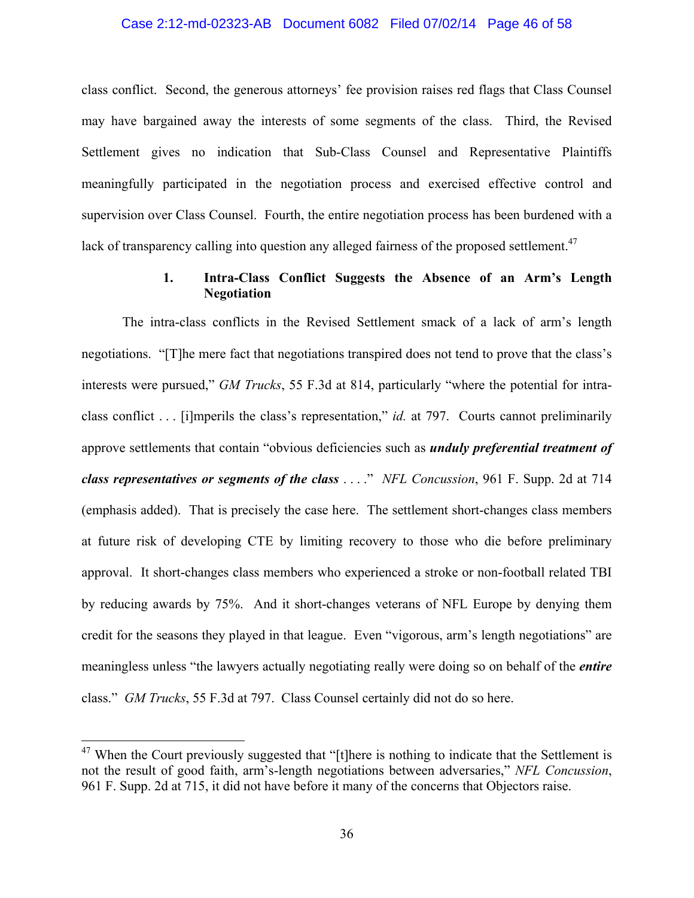class conflict. Second, the generous attorneys' fee provision raises red flags that Class Counsel may have bargained away the interests of some segments of the class. Third, the Revised Settlement gives no indication that Sub-Class Counsel and Representative Plaintiffs meaningfully participated in the negotiation process and exercised effective control and supervision over Class Counsel. Fourth, the entire negotiation process has been burdened with a lack of transparency calling into question any alleged fairness of the proposed settlement.[47]

### 1. Intra-Class Conflict Suggests the Absence of an Arm's Length Negotiation

The intra-class conflicts in the Revised Settlement smack of a lack of arm's length negotiations. "[T]he mere fact that negotiations transpired does not tend to prove that the class's interests were pursued," *GM Trucks*, 55 F.3d at 814, particularly "where the potential for intra-class conflict . . . [i]mperils the class's representation," *id.* at 797. Courts cannot preliminarily approve settlements that contain "obvious deficiencies such as ***unduly preferential treatment of class representatives or segments of the class*** . . . ." *NFL Concussion*, 961 F. Supp. 2d at 714 (emphasis added). That is precisely the case here. The settlement short-changes class members at future risk of developing CTE by limiting recovery to those who die before preliminary approval. It short-changes class members who experienced a stroke or non-football related TBI by reducing awards by 75%. And it short-changes veterans of NFL Europe by denying them credit for the seasons they played in that league. Even "vigorous, arm's length negotiations" are meaningless unless "the lawyers actually negotiating really were doing so on behalf of the ***entire*** class." *GM Trucks*, 55 F.3d at 797. Class Counsel certainly did not do so here.

[47] When the Court previously suggested that "[t]here is nothing to indicate that the Settlement is not the result of good faith, arm's-length negotiations between adversaries," *NFL Concussion*, 961 F. Supp. 2d at 715, it did not have before it many of the concerns that Objectors raise.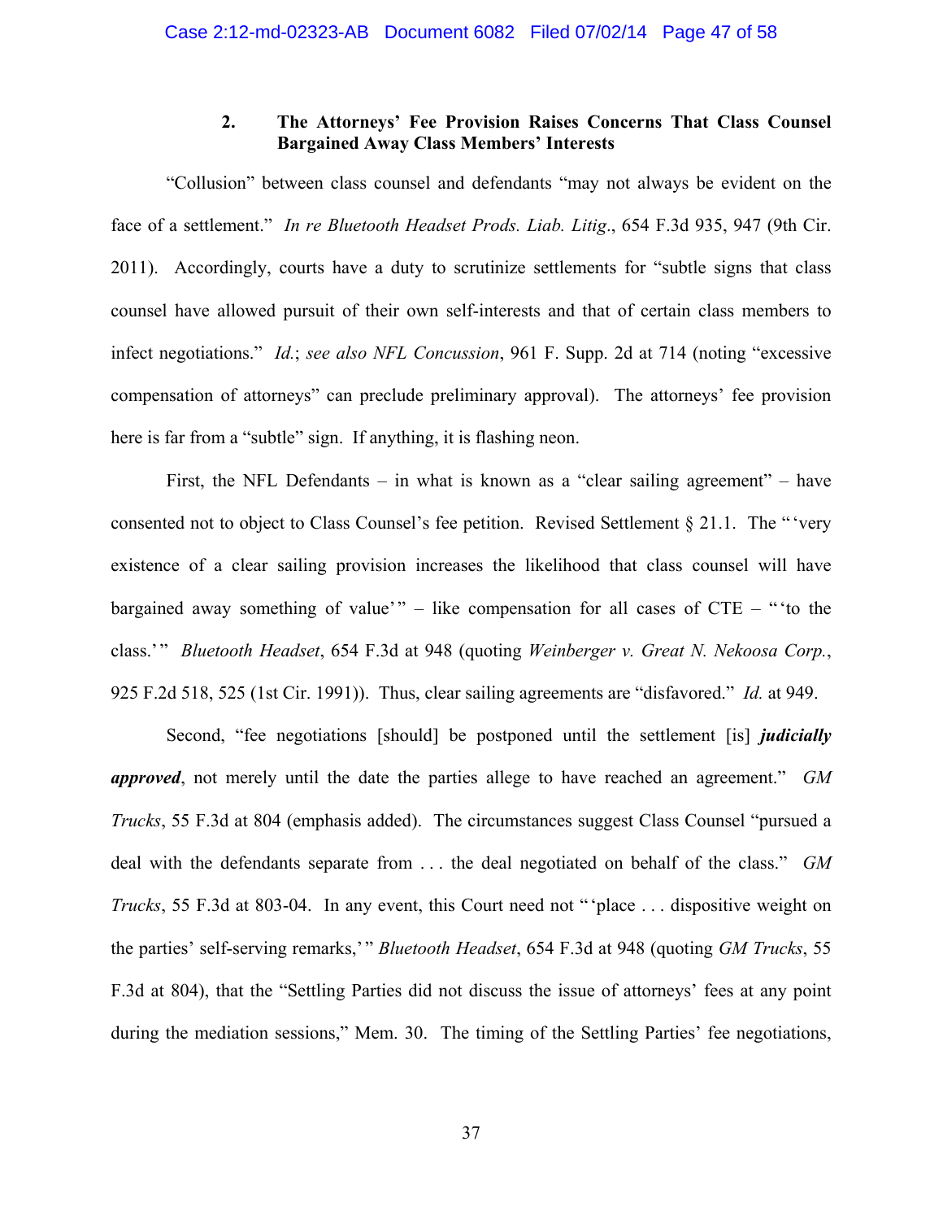### 2. The Attorneys' Fee Provision Raises Concerns That Class Counsel Bargained Away Class Members' Interests

"Collusion" between class counsel and defendants "may not always be evident on the face of a settlement." *In re Bluetooth Headset Prods. Liab. Litig*., 654 F.3d 935, 947 (9th Cir. 2011). Accordingly, courts have a duty to scrutinize settlements for "subtle signs that class counsel have allowed pursuit of their own self-interests and that of certain class members to infect negotiations." *Id.*; *see also NFL Concussion*, 961 F. Supp. 2d at 714 (noting "excessive compensation of attorneys" can preclude preliminary approval). The attorneys' fee provision here is far from a "subtle" sign. If anything, it is flashing neon.

First, the NFL Defendants – in what is known as a "clear sailing agreement" – have consented not to object to Class Counsel's fee petition. Revised Settlement § 21.1. The "'very existence of a clear sailing provision increases the likelihood that class counsel will have bargained away something of value'" – like compensation for all cases of CTE – "'to the class.'" *Bluetooth Headset*, 654 F.3d at 948 (quoting *Weinberger v. Great N. Nekoosa Corp.*, 925 F.2d 518, 525 (1st Cir. 1991)). Thus, clear sailing agreements are "disfavored." *Id.* at 949.

Second, "fee negotiations [should] be postponed until the settlement [is] ***judicially approved***, not merely until the date the parties allege to have reached an agreement." *GM Trucks*, 55 F.3d at 804 (emphasis added). The circumstances suggest Class Counsel "pursued a deal with the defendants separate from . . . the deal negotiated on behalf of the class." *GM Trucks*, 55 F.3d at 803-04. In any event, this Court need not "'place . . . dispositive weight on the parties' self-serving remarks,'" *Bluetooth Headset*, 654 F.3d at 948 (quoting *GM Trucks*, 55 F.3d at 804), that the "Settling Parties did not discuss the issue of attorneys' fees at any point during the mediation sessions," Mem. 30. The timing of the Settling Parties' fee negotiations,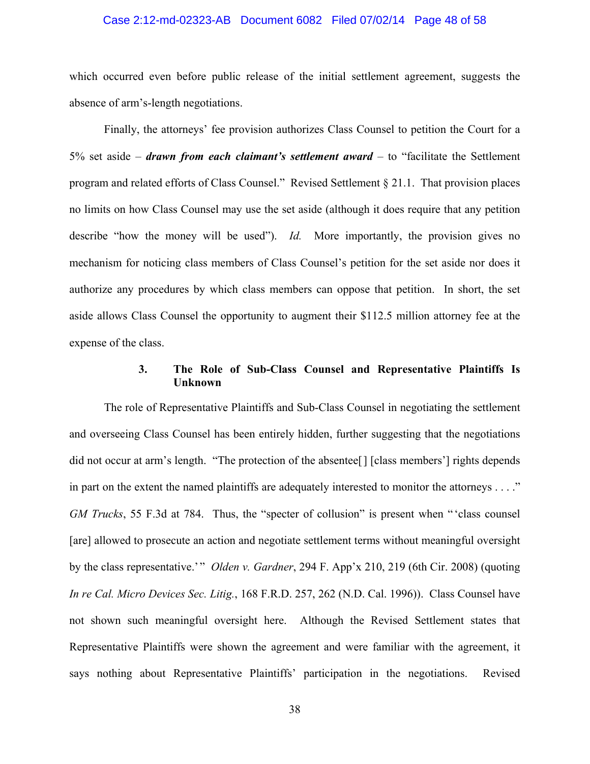which occurred even before public release of the initial settlement agreement, suggests the absence of arm's-length negotiations.

Finally, the attorneys' fee provision authorizes Class Counsel to petition the Court for a 5% set aside – ***drawn from each claimant's settlement award*** – to "facilitate the Settlement program and related efforts of Class Counsel." Revised Settlement § 21.1. That provision places no limits on how Class Counsel may use the set aside (although it does require that any petition describe "how the money will be used"). *Id.* More importantly, the provision gives no mechanism for noticing class members of Class Counsel's petition for the set aside nor does it authorize any procedures by which class members can oppose that petition. In short, the set aside allows Class Counsel the opportunity to augment their $112.5 million attorney fee at the expense of the class.

### 3. The Role of Sub-Class Counsel and Representative Plaintiffs Is Unknown

The role of Representative Plaintiffs and Sub-Class Counsel in negotiating the settlement and overseeing Class Counsel has been entirely hidden, further suggesting that the negotiations did not occur at arm's length. "The protection of the absentee[] [class members'] rights depends in part on the extent the named plaintiffs are adequately interested to monitor the attorneys . . . ." *GM Trucks*, 55 F.3d at 784. Thus, the "specter of collusion" is present when "'class counsel [are] allowed to prosecute an action and negotiate settlement terms without meaningful oversight by the class representative.'" *Olden v. Gardner*, 294 F. App'x 210, 219 (6th Cir. 2008) (quoting *In re Cal. Micro Devices Sec. Litig.*, 168 F.R.D. 257, 262 (N.D. Cal. 1996)). Class Counsel have not shown such meaningful oversight here. Although the Revised Settlement states that Representative Plaintiffs were shown the agreement and were familiar with the agreement, it says nothing about Representative Plaintiffs' participation in the negotiations. Revised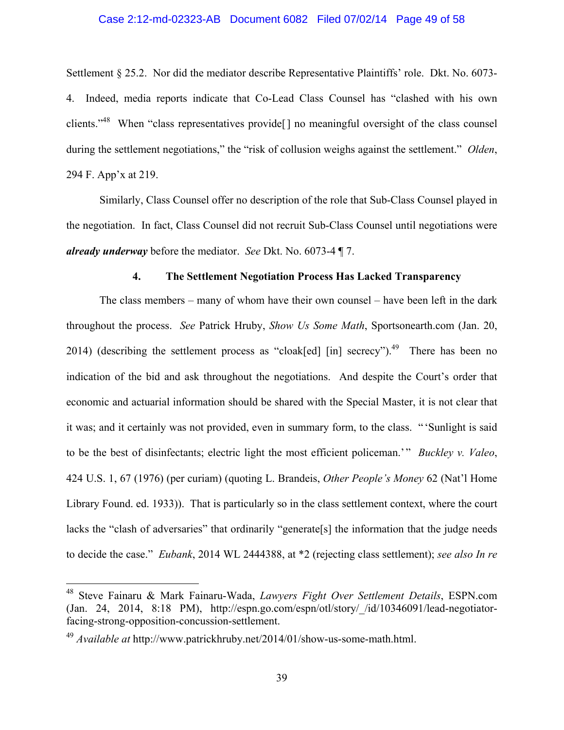Settlement § 25.2. Nor did the mediator describe Representative Plaintiffs' role. Dkt. No. 6073-4. Indeed, media reports indicate that Co-Lead Class Counsel has "clashed with his own clients."[48] When "class representatives provide[] no meaningful oversight of the class counsel during the settlement negotiations," the "risk of collusion weighs against the settlement." *Olden*, 294 F. App'x at 219.

Similarly, Class Counsel offer no description of the role that Sub-Class Counsel played in the negotiation. In fact, Class Counsel did not recruit Sub-Class Counsel until negotiations were ***already underway*** before the mediator. *See* Dkt. No. 6073-4 ¶ 7.

#### 4. The Settlement Negotiation Process Has Lacked Transparency

The class members – many of whom have their own counsel – have been left in the dark throughout the process. *See* Patrick Hruby, *Show Us Some Math*, Sportsonearth.com (Jan. 20, 2014) (describing the settlement process as "cloak[ed] [in] secrecy").[49] There has been no indication of the bid and ask throughout the negotiations. And despite the Court's order that economic and actuarial information should be shared with the Special Master, it is not clear that it was; and it certainly was not provided, even in summary form, to the class. "'Sunlight is said to be the best of disinfectants; electric light the most efficient policeman.'" *Buckley v. Valeo*, 424 U.S. 1, 67 (1976) (per curiam) (quoting L. Brandeis, *Other People's Money* 62 (Nat'l Home Library Found. ed. 1933)). That is particularly so in the class settlement context, where the court lacks the "clash of adversaries" that ordinarily "generate[s] the information that the judge needs to decide the case." *Eubank*, 2014 WL 2444388, at *2 (rejecting class settlement); *see also In re*

---

[48] Steve Fainaru & Mark Fainaru-Wada, *Lawyers Fight Over Settlement Details*, ESPN.com (Jan. 24, 2014, 8:18 PM), http://espn.go.com/espn/otl/story/_/id/10346091/lead-negotiator-facing-strong-opposition-concussion-settlement.

[49] *Available at* http://www.patrickhruby.net/2014/01/show-us-some-math.html.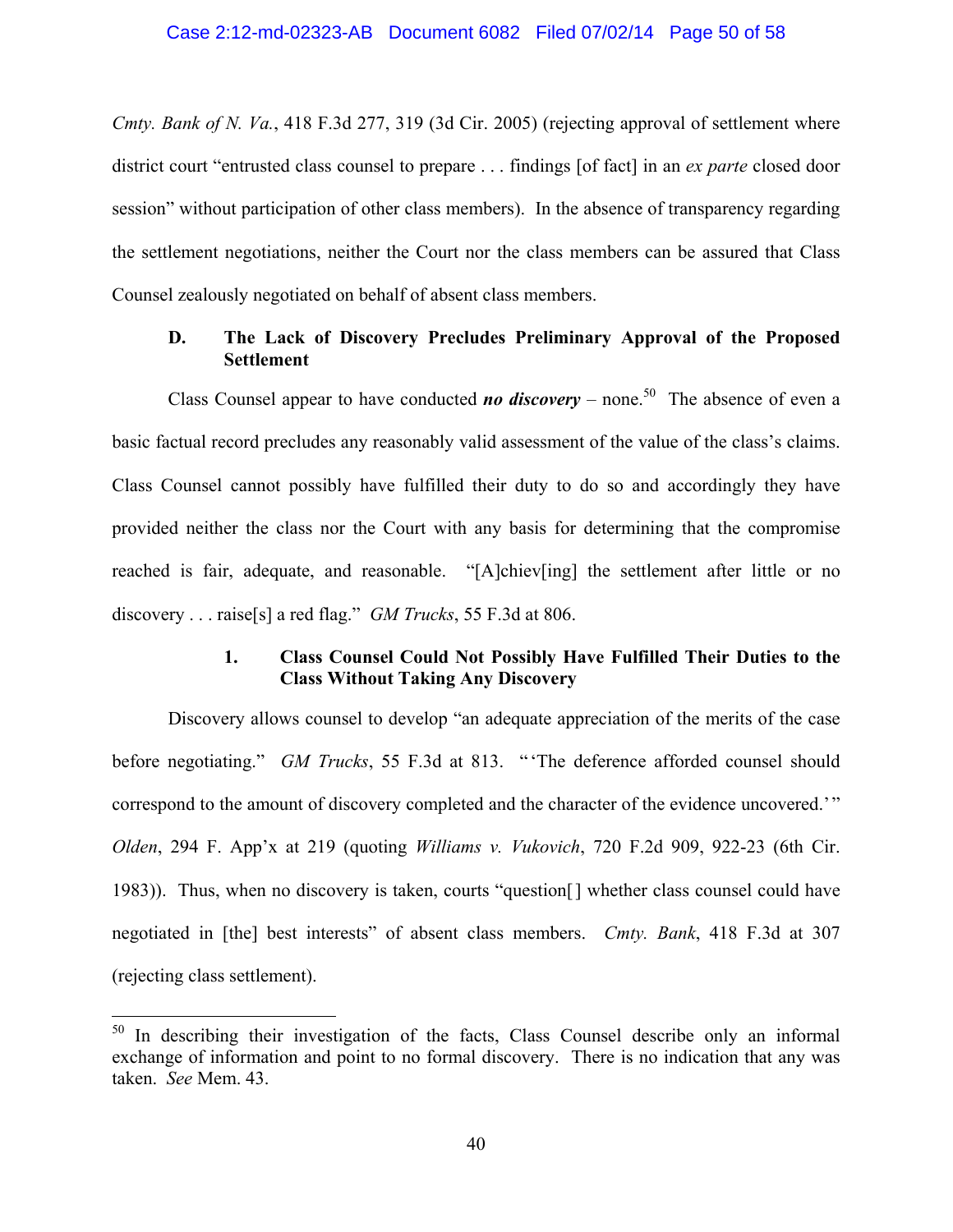*Cmty. Bank of N. Va.*, 418 F.3d 277, 319 (3d Cir. 2005) (rejecting approval of settlement where district court "entrusted class counsel to prepare . . . findings [of fact] in an *ex parte* closed door session" without participation of other class members). In the absence of transparency regarding the settlement negotiations, neither the Court nor the class members can be assured that Class Counsel zealously negotiated on behalf of absent class members.

### D. The Lack of Discovery Precludes Preliminary Approval of the Proposed Settlement

Class Counsel appear to have conducted ***no discovery*** – none.[50] The absence of even a basic factual record precludes any reasonably valid assessment of the value of the class's claims. Class Counsel cannot possibly have fulfilled their duty to do so and accordingly they have provided neither the class nor the Court with any basis for determining that the compromise reached is fair, adequate, and reasonable. "[A]chiev[ing] the settlement after little or no discovery . . . raise[s] a red flag." *GM Trucks*, 55 F.3d at 806.

#### 1. Class Counsel Could Not Possibly Have Fulfilled Their Duties to the Class Without Taking Any Discovery

Discovery allows counsel to develop "an adequate appreciation of the merits of the case before negotiating." *GM Trucks*, 55 F.3d at 813. "'The deference afforded counsel should correspond to the amount of discovery completed and the character of the evidence uncovered.'" *Olden*, 294 F. App'x at 219 (quoting *Williams v. Vukovich*, 720 F.2d 909, 922-23 (6th Cir. 1983)). Thus, when no discovery is taken, courts "question[] whether class counsel could have negotiated in [the] best interests" of absent class members. *Cmty. Bank*, 418 F.3d at 307 (rejecting class settlement).

---

[50] In describing their investigation of the facts, Class Counsel describe only an informal exchange of information and point to no formal discovery. There is no indication that any was taken. *See* Mem. 43.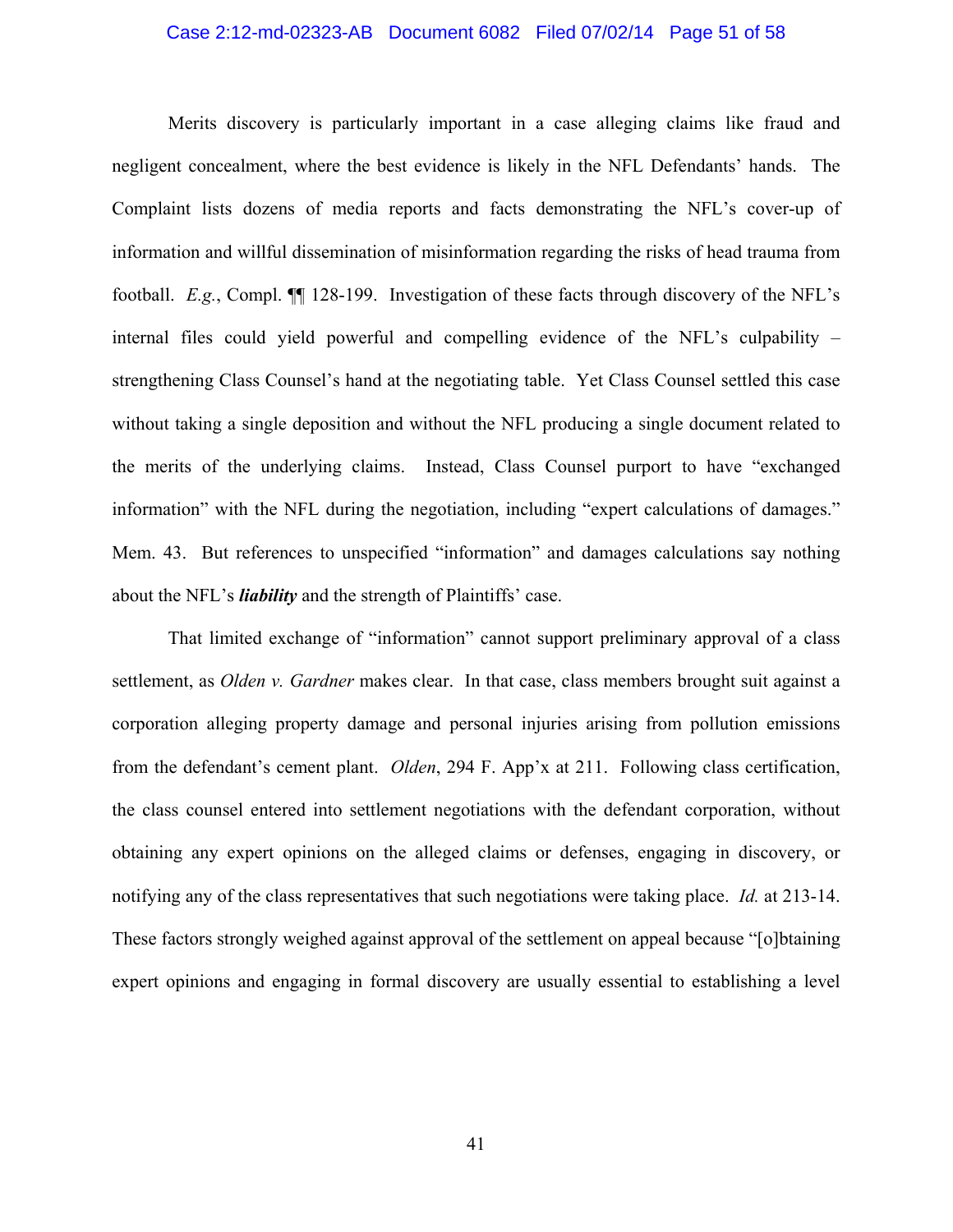Merits discovery is particularly important in a case alleging claims like fraud and negligent concealment, where the best evidence is likely in the NFL Defendants' hands. The Complaint lists dozens of media reports and facts demonstrating the NFL's cover-up of information and willful dissemination of misinformation regarding the risks of head trauma from football. *E.g.*, Compl. ¶¶ 128-199. Investigation of these facts through discovery of the NFL's internal files could yield powerful and compelling evidence of the NFL's culpability – strengthening Class Counsel's hand at the negotiating table. Yet Class Counsel settled this case without taking a single deposition and without the NFL producing a single document related to the merits of the underlying claims. Instead, Class Counsel purport to have "exchanged information" with the NFL during the negotiation, including "expert calculations of damages." Mem. 43. But references to unspecified "information" and damages calculations say nothing about the NFL's ***liability*** and the strength of Plaintiffs' case.

That limited exchange of "information" cannot support preliminary approval of a class settlement, as *Olden v. Gardner* makes clear. In that case, class members brought suit against a corporation alleging property damage and personal injuries arising from pollution emissions from the defendant's cement plant. *Olden*, 294 F. App'x at 211. Following class certification, the class counsel entered into settlement negotiations with the defendant corporation, without obtaining any expert opinions on the alleged claims or defenses, engaging in discovery, or notifying any of the class representatives that such negotiations were taking place. *Id.* at 213-14. These factors strongly weighed against approval of the settlement on appeal because "[o]btaining expert opinions and engaging in formal discovery are usually essential to establishing a level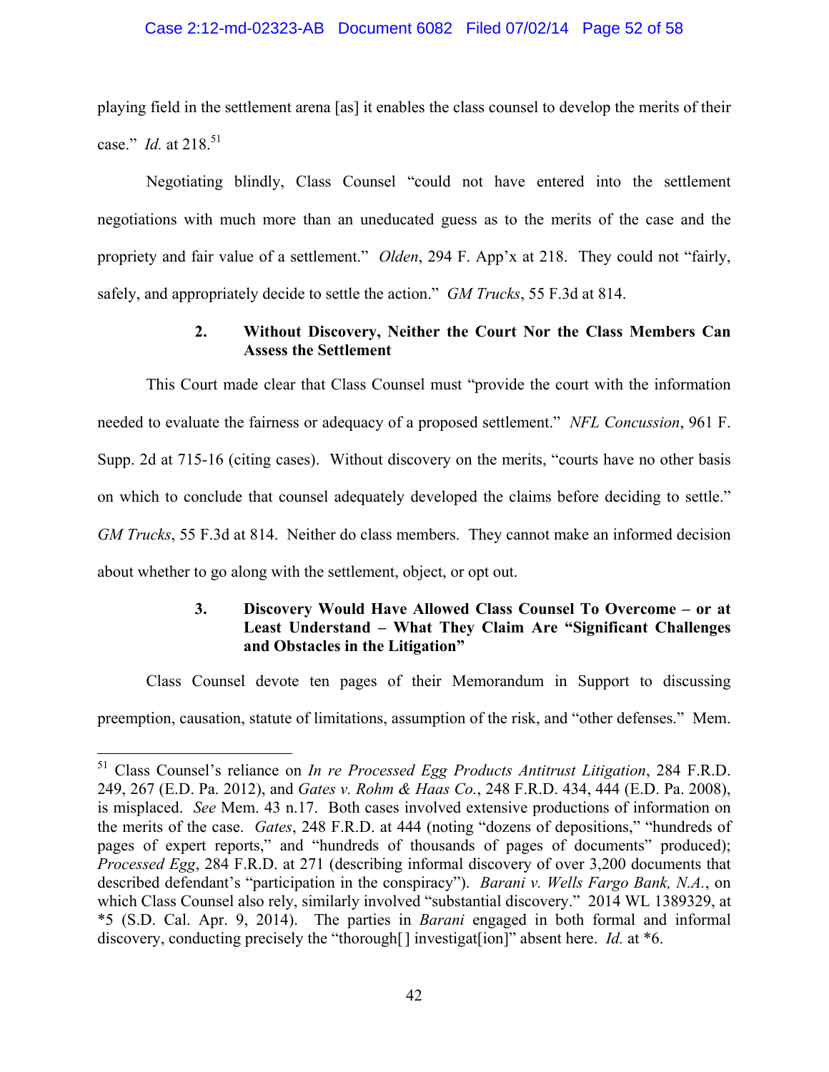playing field in the settlement arena [as] it enables the class counsel to develop the merits of their case." *Id.* at 218.[51]

Negotiating blindly, Class Counsel "could not have entered into the settlement negotiations with much more than an uneducated guess as to the merits of the case and the propriety and fair value of a settlement." *Olden*, 294 F. App'x at 218. They could not "fairly, safely, and appropriately decide to settle the action." *GM Trucks*, 55 F.3d at 814.

### 2. Without Discovery, Neither the Court Nor the Class Members Can Assess the Settlement

This Court made clear that Class Counsel must "provide the court with the information needed to evaluate the fairness or adequacy of a proposed settlement." *NFL Concussion*, 961 F. Supp. 2d at 715-16 (citing cases). Without discovery on the merits, "courts have no other basis on which to conclude that counsel adequately developed the claims before deciding to settle." *GM Trucks*, 55 F.3d at 814. Neither do class members. They cannot make an informed decision about whether to go along with the settlement, object, or opt out.

### 3. Discovery Would Have Allowed Class Counsel To Overcome – or at Least Understand – What They Claim Are "Significant Challenges and Obstacles in the Litigation"

Class Counsel devote ten pages of their Memorandum in Support to discussing preemption, causation, statute of limitations, assumption of the risk, and "other defenses." Mem.

---

[51] Class Counsel's reliance on *In re Processed Egg Products Antitrust Litigation*, 284 F.R.D. 249, 267 (E.D. Pa. 2012), and *Gates v. Rohm & Haas Co.*, 248 F.R.D. 434, 444 (E.D. Pa. 2008), is misplaced. *See* Mem. 43 n.17. Both cases involved extensive productions of information on the merits of the case. *Gates*, 248 F.R.D. at 444 (noting "dozens of depositions," "hundreds of pages of expert reports," and "hundreds of thousands of pages of documents" produced); *Processed Egg*, 284 F.R.D. at 271 (describing informal discovery of over 3,200 documents that described defendant's "participation in the conspiracy"). *Barani v. Wells Fargo Bank, N.A.*, on which Class Counsel also rely, similarly involved "substantial discovery." 2014 WL 1389329, at *5 (S.D. Cal. Apr. 9, 2014). The parties in *Barani* engaged in both formal and informal discovery, conducting precisely the "thorough[ ] investigat[ion]" absent here. *Id.* at *6.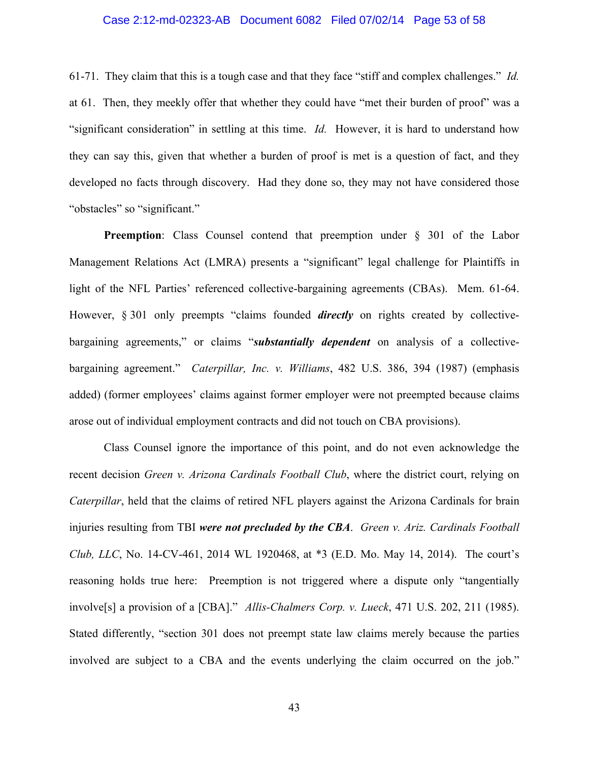61-71. They claim that this is a tough case and that they face "stiff and complex challenges." *Id.* at 61. Then, they meekly offer that whether they could have "met their burden of proof" was a "significant consideration" in settling at this time. *Id.* However, it is hard to understand how they can say this, given that whether a burden of proof is met is a question of fact, and they developed no facts through discovery. Had they done so, they may not have considered those "obstacles" so "significant."

**Preemption**: Class Counsel contend that preemption under § 301 of the Labor Management Relations Act (LMRA) presents a "significant" legal challenge for Plaintiffs in light of the NFL Parties' referenced collective-bargaining agreements (CBAs). Mem. 61-64. However, § 301 only preempts "claims founded ***directly*** on rights created by collective-bargaining agreements," or claims "***substantially dependent*** on analysis of a collective-bargaining agreement." *Caterpillar, Inc. v. Williams*, 482 U.S. 386, 394 (1987) (emphasis added) (former employees' claims against former employer were not preempted because claims arose out of individual employment contracts and did not touch on CBA provisions).

Class Counsel ignore the importance of this point, and do not even acknowledge the recent decision *Green v. Arizona Cardinals Football Club*, where the district court, relying on *Caterpillar*, held that the claims of retired NFL players against the Arizona Cardinals for brain injuries resulting from TBI ***were not precluded by the CBA***. *Green v. Ariz. Cardinals Football Club, LLC*, No. 14-CV-461, 2014 WL 1920468, at *3 (E.D. Mo. May 14, 2014). The court's reasoning holds true here: Preemption is not triggered where a dispute only "tangentially involve[s] a provision of a [CBA]." *Allis-Chalmers Corp. v. Lueck*, 471 U.S. 202, 211 (1985). Stated differently, "section 301 does not preempt state law claims merely because the parties involved are subject to a CBA and the events underlying the claim occurred on the job."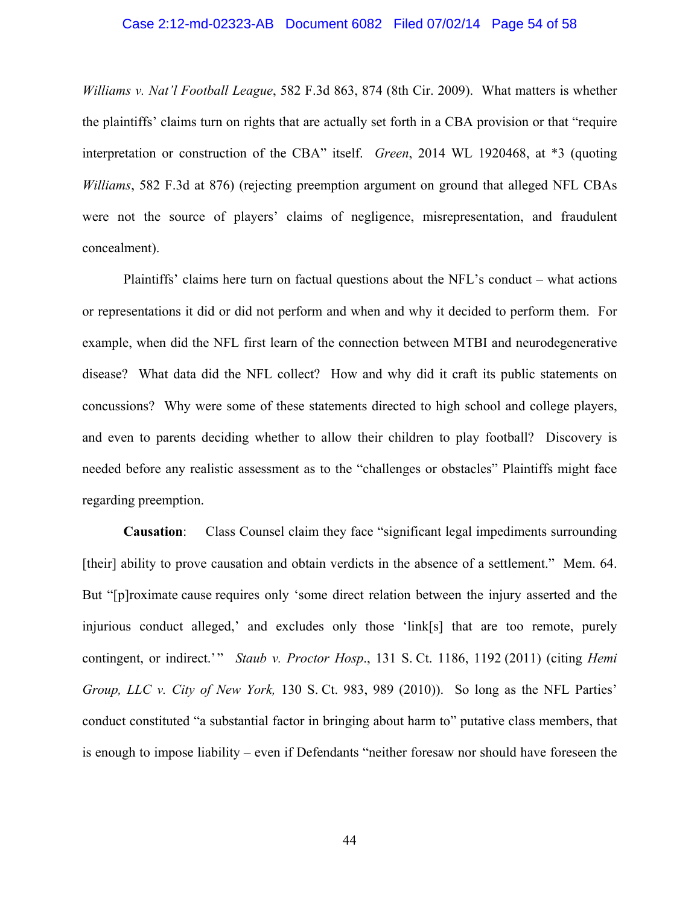*Williams v. Nat'l Football League*, 582 F.3d 863, 874 (8th Cir. 2009). What matters is whether the plaintiffs' claims turn on rights that are actually set forth in a CBA provision or that "require interpretation or construction of the CBA" itself. *Green*, 2014 WL 1920468, at *3 (quoting *Williams*, 582 F.3d at 876) (rejecting preemption argument on ground that alleged NFL CBAs were not the source of players' claims of negligence, misrepresentation, and fraudulent concealment).

Plaintiffs' claims here turn on factual questions about the NFL's conduct – what actions or representations it did or did not perform and when and why it decided to perform them. For example, when did the NFL first learn of the connection between MTBI and neurodegenerative disease? What data did the NFL collect? How and why did it craft its public statements on concussions? Why were some of these statements directed to high school and college players, and even to parents deciding whether to allow their children to play football? Discovery is needed before any realistic assessment as to the "challenges or obstacles" Plaintiffs might face regarding preemption.

**Causation**: Class Counsel claim they face "significant legal impediments surrounding [their] ability to prove causation and obtain verdicts in the absence of a settlement." Mem. 64. But "[p]roximate cause requires only 'some direct relation between the injury asserted and the injurious conduct alleged,' and excludes only those 'link[s] that are too remote, purely contingent, or indirect.'" *Staub v. Proctor Hosp*., 131 S. Ct. 1186, 1192 (2011) (citing *Hemi Group, LLC v. City of New York,* 130 S. Ct. 983, 989 (2010)). So long as the NFL Parties' conduct constituted "a substantial factor in bringing about harm to" putative class members, that is enough to impose liability – even if Defendants "neither foresaw nor should have foreseen the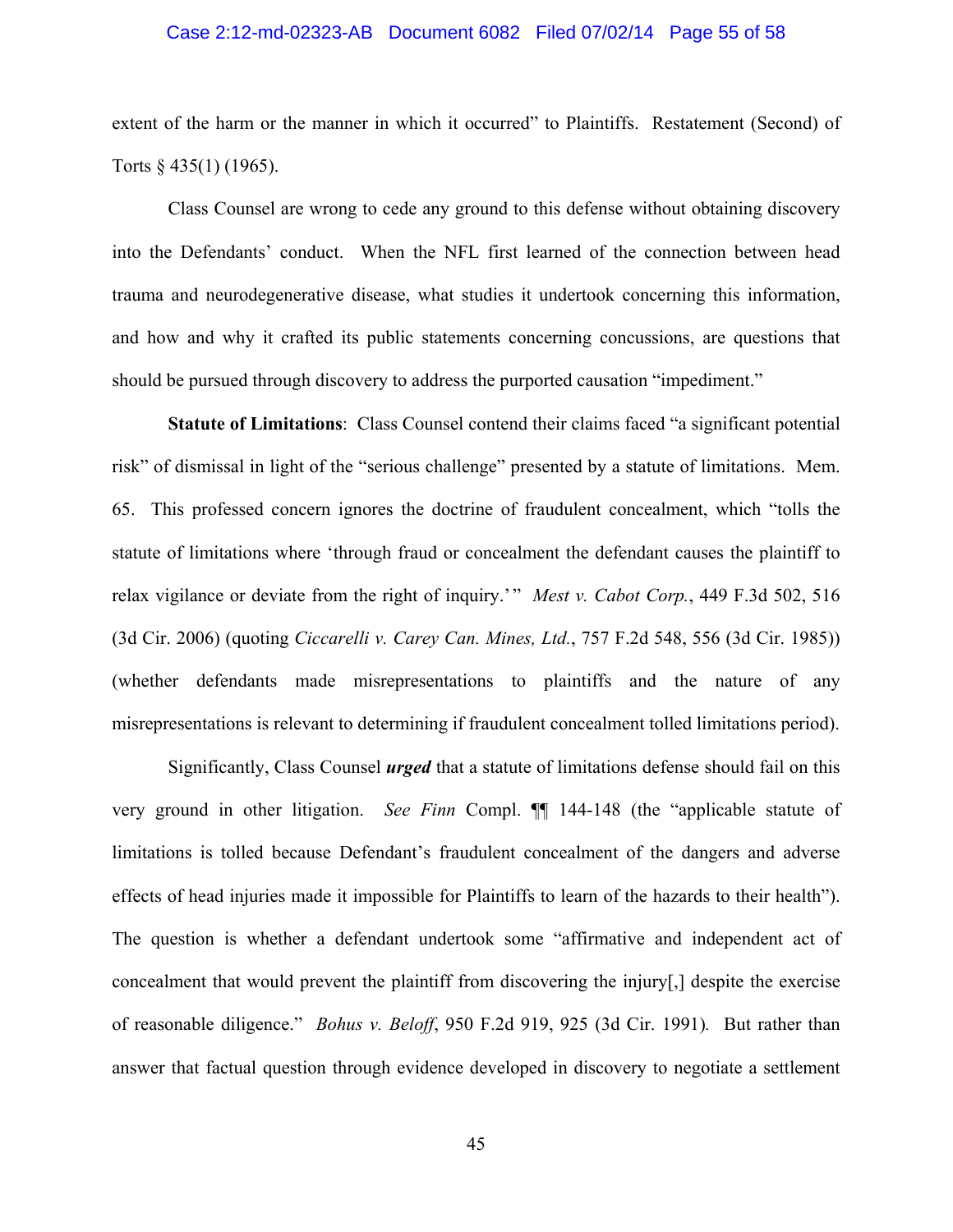extent of the harm or the manner in which it occurred" to Plaintiffs. Restatement (Second) of Torts § 435(1) (1965).

Class Counsel are wrong to cede any ground to this defense without obtaining discovery into the Defendants' conduct. When the NFL first learned of the connection between head trauma and neurodegenerative disease, what studies it undertook concerning this information, and how and why it crafted its public statements concerning concussions, are questions that should be pursued through discovery to address the purported causation "impediment."

**Statute of Limitations**: Class Counsel contend their claims faced "a significant potential risk" of dismissal in light of the "serious challenge" presented by a statute of limitations. Mem. 65. This professed concern ignores the doctrine of fraudulent concealment, which "tolls the statute of limitations where 'through fraud or concealment the defendant causes the plaintiff to relax vigilance or deviate from the right of inquiry.'" *Mest v. Cabot Corp.*, 449 F.3d 502, 516 (3d Cir. 2006) (quoting *Ciccarelli v. Carey Can. Mines, Ltd.*, 757 F.2d 548, 556 (3d Cir. 1985)) (whether defendants made misrepresentations to plaintiffs and the nature of any misrepresentations is relevant to determining if fraudulent concealment tolled limitations period).

Significantly, Class Counsel ***urged*** that a statute of limitations defense should fail on this very ground in other litigation. *See Finn* Compl. ¶¶ 144-148 (the "applicable statute of limitations is tolled because Defendant's fraudulent concealment of the dangers and adverse effects of head injuries made it impossible for Plaintiffs to learn of the hazards to their health"). The question is whether a defendant undertook some "affirmative and independent act of concealment that would prevent the plaintiff from discovering the injury[,] despite the exercise of reasonable diligence." *Bohus v. Beloff*, 950 F.2d 919, 925 (3d Cir. 1991). But rather than answer that factual question through evidence developed in discovery to negotiate a settlement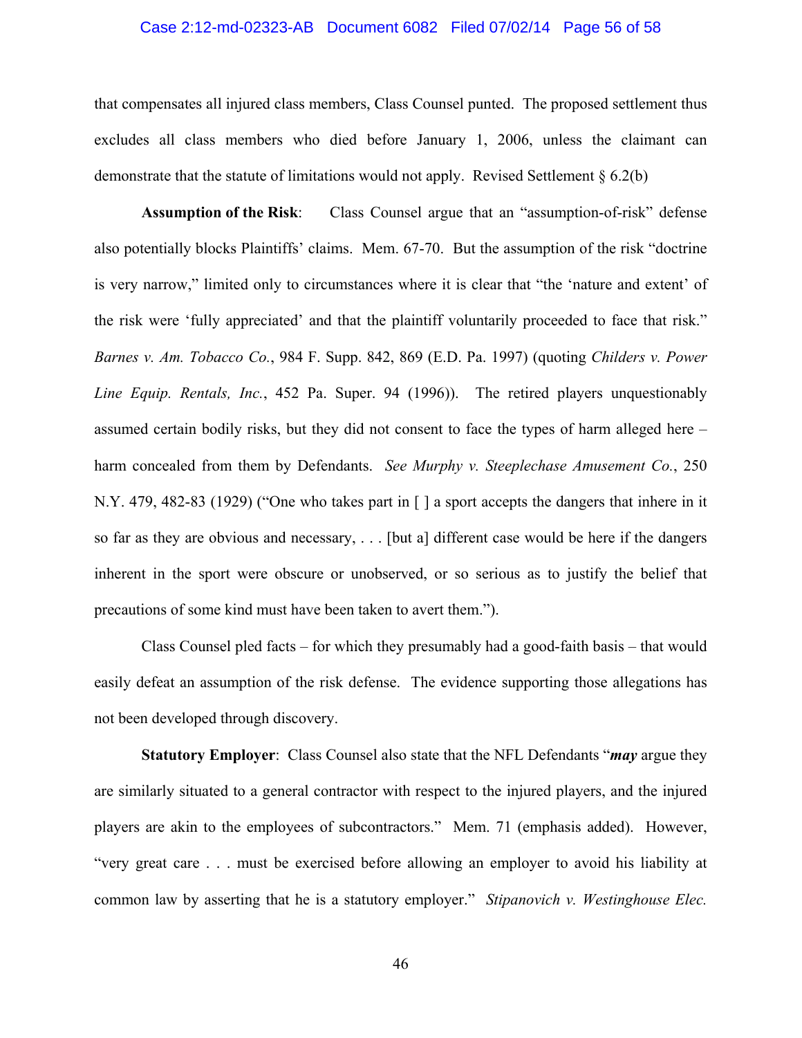that compensates all injured class members, Class Counsel punted. The proposed settlement thus excludes all class members who died before January 1, 2006, unless the claimant can demonstrate that the statute of limitations would not apply. Revised Settlement § 6.2(b)

**Assumption of the Risk**: Class Counsel argue that an "assumption-of-risk" defense also potentially blocks Plaintiffs' claims. Mem. 67-70. But the assumption of the risk "doctrine is very narrow," limited only to circumstances where it is clear that "the 'nature and extent' of the risk were 'fully appreciated' and that the plaintiff voluntarily proceeded to face that risk." *Barnes v. Am. Tobacco Co.*, 984 F. Supp. 842, 869 (E.D. Pa. 1997) (quoting *Childers v. Power Line Equip. Rentals, Inc.*, 452 Pa. Super. 94 (1996)). The retired players unquestionably assumed certain bodily risks, but they did not consent to face the types of harm alleged here – harm concealed from them by Defendants. *See Murphy v. Steeplechase Amusement Co.*, 250 N.Y. 479, 482-83 (1929) ("One who takes part in [ ] a sport accepts the dangers that inhere in it so far as they are obvious and necessary, . . . [but a] different case would be here if the dangers inherent in the sport were obscure or unobserved, or so serious as to justify the belief that precautions of some kind must have been taken to avert them.").

Class Counsel pled facts – for which they presumably had a good-faith basis – that would easily defeat an assumption of the risk defense. The evidence supporting those allegations has not been developed through discovery.

**Statutory Employer**: Class Counsel also state that the NFL Defendants "***may*** argue they are similarly situated to a general contractor with respect to the injured players, and the injured players are akin to the employees of subcontractors." Mem. 71 (emphasis added). However, "very great care . . . must be exercised before allowing an employer to avoid his liability at common law by asserting that he is a statutory employer." *Stipanovich v. Westinghouse Elec.*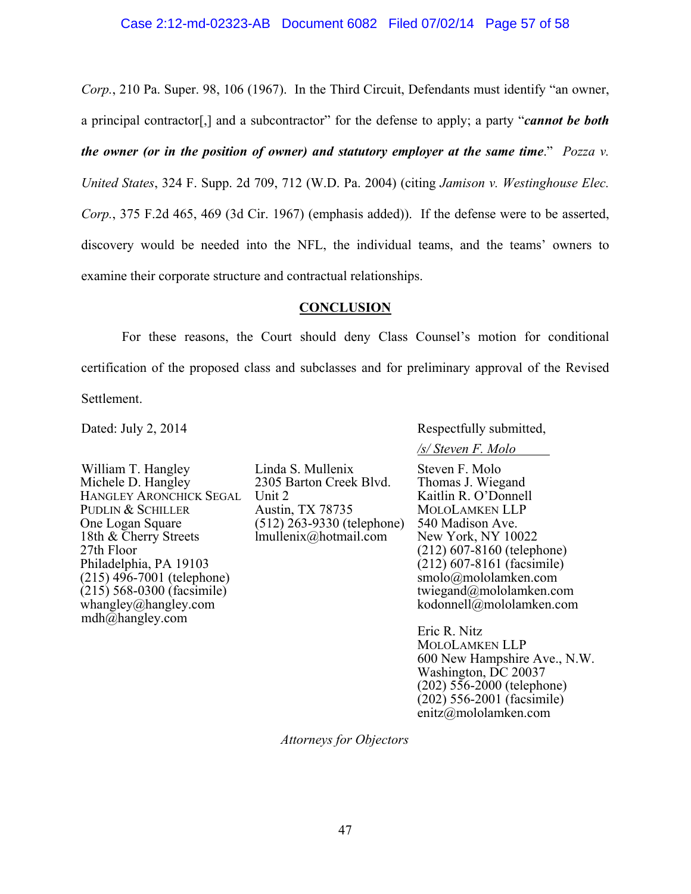*Corp.*, 210 Pa. Super. 98, 106 (1967). In the Third Circuit, Defendants must identify "an owner, a principal contractor[,] and a subcontractor" for the defense to apply; a party "***cannot be both the owner (or in the position of owner) and statutory employer at the same time***." *Pozza v. United States*, 324 F. Supp. 2d 709, 712 (W.D. Pa. 2004) (citing *Jamison v. Westinghouse Elec. Corp.*, 375 F.2d 465, 469 (3d Cir. 1967) (emphasis added)). If the defense were to be asserted, discovery would be needed into the NFL, the individual teams, and the teams' owners to examine their corporate structure and contractual relationships.

## CONCLUSION

For these reasons, the Court should deny Class Counsel's motion for conditional certification of the proposed class and subclasses and for preliminary approval of the Revised Settlement.

Dated: July 2, 2014

Respectfully submitted,

/s/ Steven F. Molo

William T. Hangley
Michele D. Hangley
HANGLEY ARONCHICK SEGAL PUDLIN & SCHILLER
One Logan Square
18th & Cherry Streets
27th Floor
Philadelphia, PA 19103
(215) 496-7001 (telephone)
(215) 568-0300 (facsimile)
whangley@hangley.com
mdh@hangley.com

Linda S. Mullenix
2305 Barton Creek Blvd.
Unit 2
Austin, TX 78735
(512) 263-9330 (telephone)
lmullenix@hotmail.com

Steven F. Molo
Thomas J. Wiegand
Kaitlin R. O'Donnell
MOLOLAMKEN LLP
540 Madison Ave.
New York, NY 10022
(212) 607-8160 (telephone)
(212) 607-8161 (facsimile)
smolo@mololamken.com
twiegand@mololamken.com
kodonnell@mololamken.com

Eric R. Nitz
MOLOLAMKEN LLP
600 New Hampshire Ave., N.W.
Washington, DC 20037
(202) 556-2000 (telephone)
(202) 556-2001 (facsimile)
enitz@mololamken.com

*Attorneys for Objectors*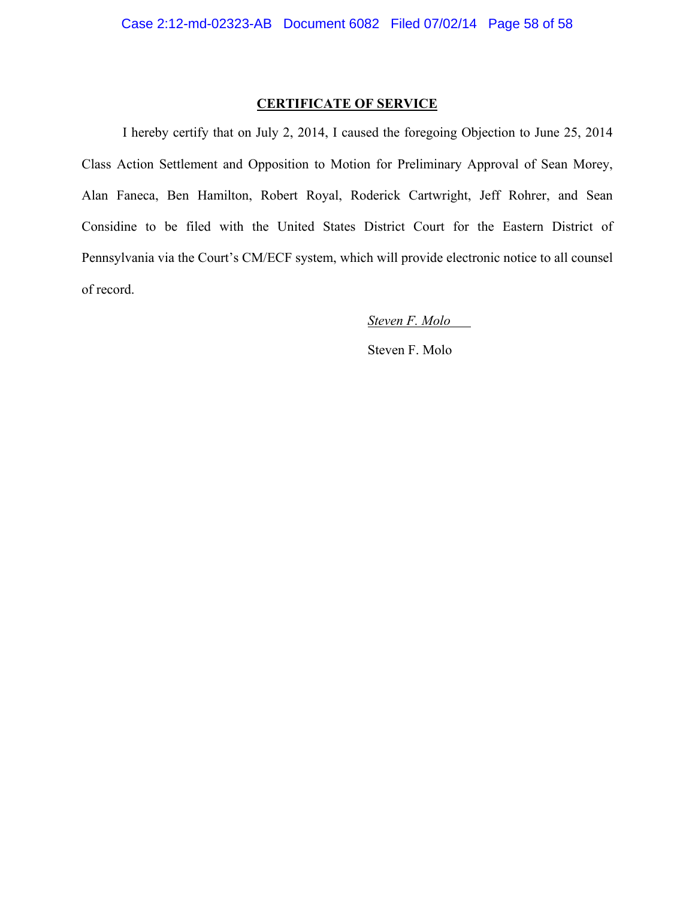**CERTIFICATE OF SERVICE**

I hereby certify that on July 2, 2014, I caused the foregoing Objection to June 25, 2014 Class Action Settlement and Opposition to Motion for Preliminary Approval of Sean Morey, Alan Faneca, Ben Hamilton, Robert Royal, Roderick Cartwright, Jeff Rohrer, and Sean Considine to be filed with the United States District Court for the Eastern District of Pennsylvania via the Court's CM/ECF system, which will provide electronic notice to all counsel of record.

*Steven F. Molo*

Steven F. Molo